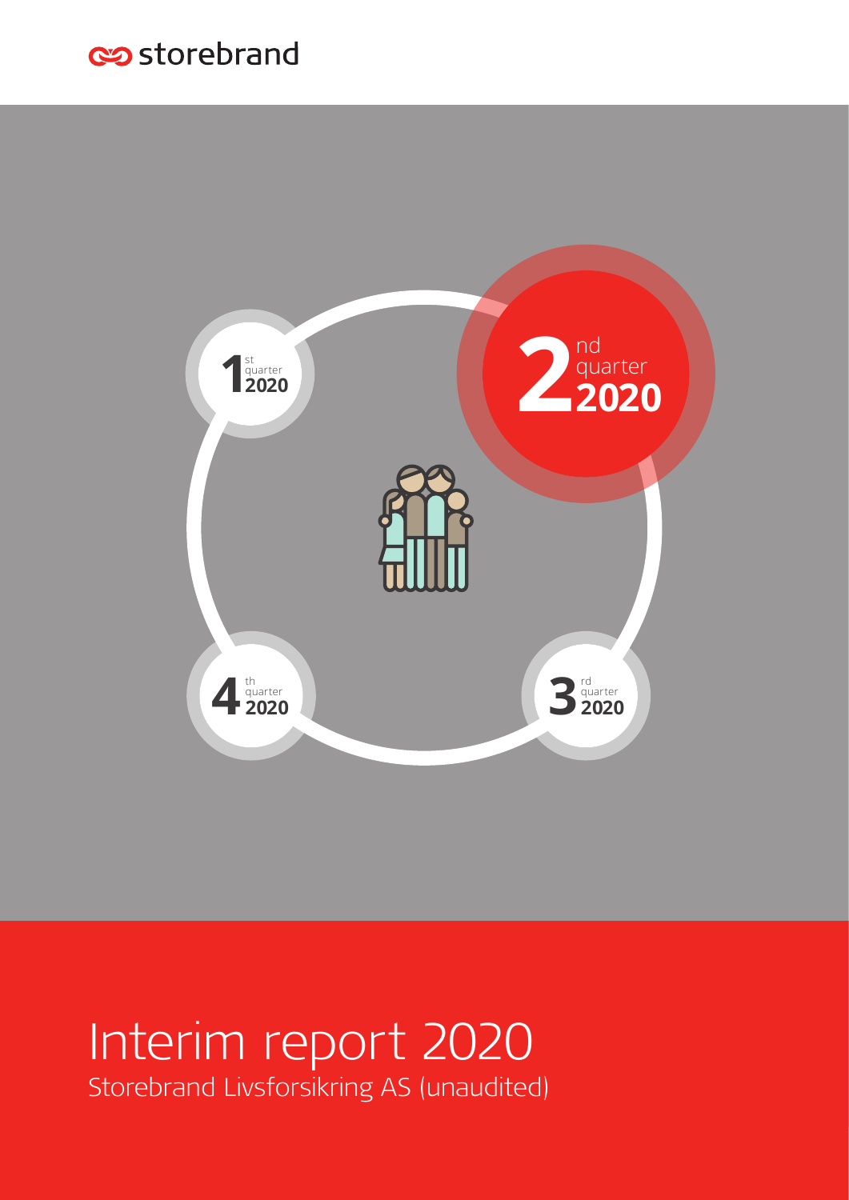storebrand

1st quarter 2020

2nd quarter 2020

3rd quarter 2020

4th quarter 2020

# Interim report 2020

Storebrand Livsforsikring AS (unaudited)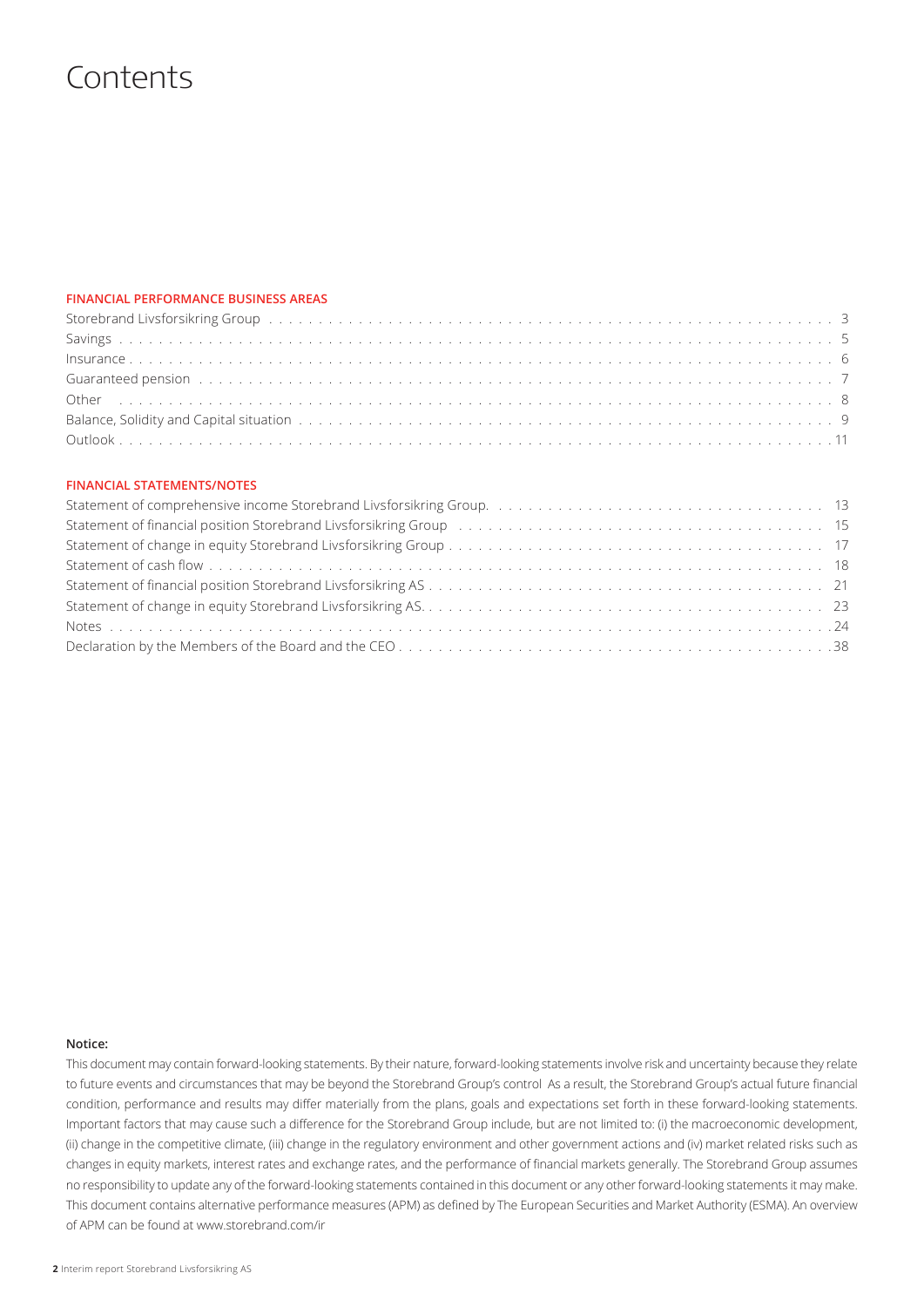# Contents

**FINANCIAL PERFORMANCE BUSINESS AREAS**

| | |
|---|---|
| Storebrand Livsforsikring Group | 3 |
| Savings | 5 |
| Insurance | 6 |
| Guaranteed pension | 7 |
| Other | 8 |
| Balance, Solidity and Capital situation | 9 |
| Outlook | 11 |

**FINANCIAL STATEMENTS/NOTES**

| | |
|---|---|
| Statement of comprehensive income Storebrand Livsforsikring Group. | 13 |
| Statement of financial position Storebrand Livsforsikring Group | 15 |
| Statement of change in equity Storebrand Livsforsikring Group | 17 |
| Statement of cash flow | 18 |
| Statement of financial position Storebrand Livsforsikring AS | 21 |
| Statement of change in equity Storebrand Livsforsikring AS. | 23 |
| Notes | 24 |
| Declaration by the Members of the Board and the CEO | 38 |

**Notice:**

This document may contain forward-looking statements. By their nature, forward-looking statements involve risk and uncertainty because they relate to future events and circumstances that may be beyond the Storebrand Group's control As a result, the Storebrand Group's actual future financial condition, performance and results may differ materially from the plans, goals and expectations set forth in these forward-looking statements. Important factors that may cause such a difference for the Storebrand Group include, but are not limited to: (i) the macroeconomic development, (ii) change in the competitive climate, (iii) change in the regulatory environment and other government actions and (iv) market related risks such as changes in equity markets, interest rates and exchange rates, and the performance of financial markets generally. The Storebrand Group assumes no responsibility to update any of the forward-looking statements contained in this document or any other forward-looking statements it may make. This document contains alternative performance measures (APM) as defined by The European Securities and Market Authority (ESMA). An overview of APM can be found at www.storebrand.com/ir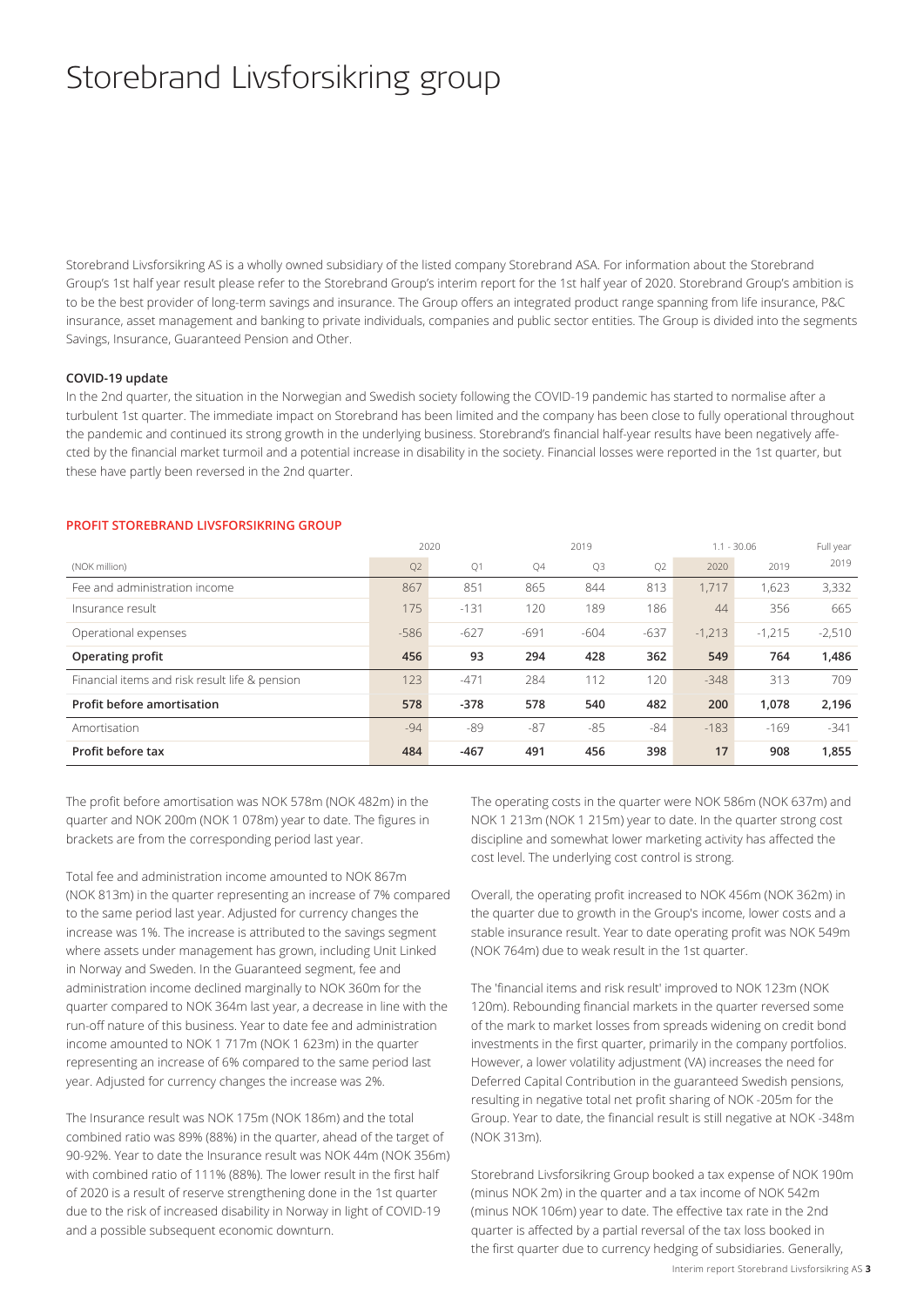# Storebrand Livsforsikring group

Storebrand Livsforsikring AS is a wholly owned subsidiary of the listed company Storebrand ASA. For information about the Storebrand Group's 1st half year result please refer to the Storebrand Group's interim report for the 1st half year of 2020. Storebrand Group's ambition is to be the best provider of long-term savings and insurance. The Group offers an integrated product range spanning from life insurance, P&C insurance, asset management and banking to private individuals, companies and public sector entities. The Group is divided into the segments Savings, Insurance, Guaranteed Pension and Other.

**COVID-19 update**

In the 2nd quarter, the situation in the Norwegian and Swedish society following the COVID-19 pandemic has started to normalise after a turbulent 1st quarter. The immediate impact on Storebrand has been limited and the company has been close to fully operational throughout the pandemic and continued its strong growth in the underlying business. Storebrand's financial half-year results have been negatively affected by the financial market turmoil and a potential increase in disability in the society. Financial losses were reported in the 1st quarter, but these have partly been reversed in the 2nd quarter.

**PROFIT STOREBRAND LIVSFORSIKRING GROUP**

| | 2020 | | 2019 | | | 1.1 - 30.06 | | Full year |
|---|---|---|---|---|---|---|---|---|
| (NOK million) | Q2 | Q1 | Q4 | Q3 | Q2 | 2020 | 2019 | 2019 |
| Fee and administration income | 867 | 851 | 865 | 844 | 813 | 1,717 | 1,623 | 3,332 |
| Insurance result | 175 | -131 | 120 | 189 | 186 | 44 | 356 | 665 |
| Operational expenses | -586 | -627 | -691 | -604 | -637 | -1,213 | -1,215 | -2,510 |
| **Operating profit** | **456** | **93** | **294** | **428** | **362** | **549** | **764** | **1,486** |
| Financial items and risk result life & pension | 123 | -471 | 284 | 112 | 120 | -348 | 313 | 709 |
| **Profit before amortisation** | **578** | **-378** | **578** | **540** | **482** | **200** | **1,078** | **2,196** |
| Amortisation | -94 | -89 | -87 | -85 | -84 | -183 | -169 | -341 |
| **Profit before tax** | **484** | **-467** | **491** | **456** | **398** | **17** | **908** | **1,855** |

The profit before amortisation was NOK 578m (NOK 482m) in the quarter and NOK 200m (NOK 1 078m) year to date. The figures in brackets are from the corresponding period last year.

Total fee and administration income amounted to NOK 867m (NOK 813m) in the quarter representing an increase of 7% compared to the same period last year. Adjusted for currency changes the increase was 1%. The increase is attributed to the savings segment where assets under management has grown, including Unit Linked in Norway and Sweden. In the Guaranteed segment, fee and administration income declined marginally to NOK 360m for the quarter compared to NOK 364m last year, a decrease in line with the run-off nature of this business. Year to date fee and administration income amounted to NOK 1 717m (NOK 1 623m) in the quarter representing an increase of 6% compared to the same period last year. Adjusted for currency changes the increase was 2%.

The Insurance result was NOK 175m (NOK 186m) and the total combined ratio was 89% (88%) in the quarter, ahead of the target of 90-92%. Year to date the Insurance result was NOK 44m (NOK 356m) with combined ratio of 111% (88%). The lower result in the first half of 2020 is a result of reserve strengthening done in the 1st quarter due to the risk of increased disability in Norway in light of COVID-19 and a possible subsequent economic downturn.

The operating costs in the quarter were NOK 586m (NOK 637m) and NOK 1 213m (NOK 1 215m) year to date. In the quarter strong cost discipline and somewhat lower marketing activity has affected the cost level. The underlying cost control is strong.

Overall, the operating profit increased to NOK 456m (NOK 362m) in the quarter due to growth in the Group's income, lower costs and a stable insurance result. Year to date operating profit was NOK 549m (NOK 764m) due to weak result in the 1st quarter.

The 'financial items and risk result' improved to NOK 123m (NOK 120m). Rebounding financial markets in the quarter reversed some of the mark to market losses from spreads widening on credit bond investments in the first quarter, primarily in the company portfolios. However, a lower volatility adjustment (VA) increases the need for Deferred Capital Contribution in the guaranteed Swedish pensions, resulting in negative total net profit sharing of NOK -205m for the Group. Year to date, the financial result is still negative at NOK -348m (NOK 313m).

Storebrand Livsforsikring Group booked a tax expense of NOK 190m (minus NOK 2m) in the quarter and a tax income of NOK 542m (minus NOK 106m) year to date. The effective tax rate in the 2nd quarter is affected by a partial reversal of the tax loss booked in the first quarter due to currency hedging of subsidiaries. Generally,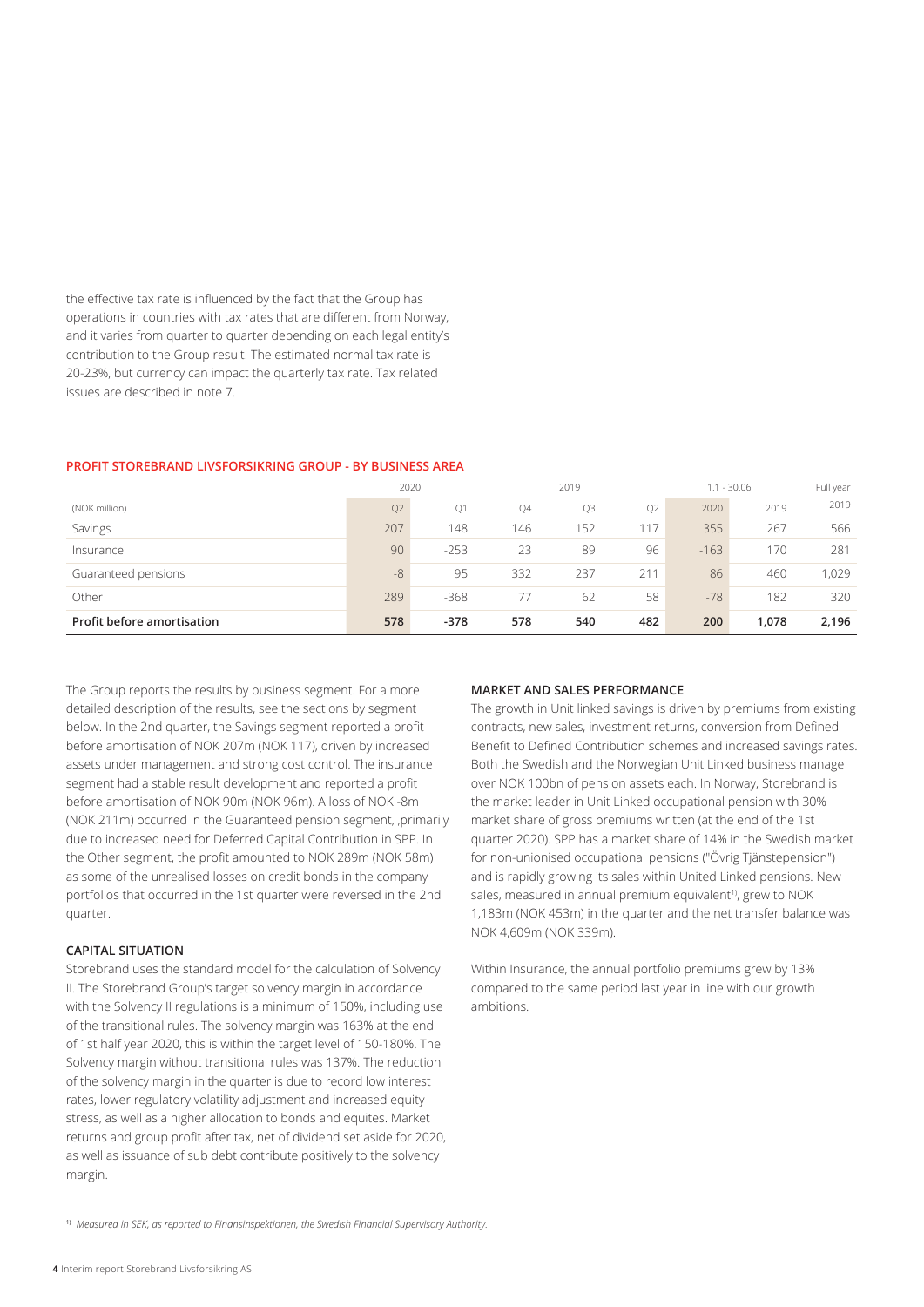the effective tax rate is influenced by the fact that the Group has operations in countries with tax rates that are different from Norway, and it varies from quarter to quarter depending on each legal entity's contribution to the Group result. The estimated normal tax rate is 20-23%, but currency can impact the quarterly tax rate. Tax related issues are described in note 7.

#### PROFIT STOREBRAND LIVSFORSIKRING GROUP - BY BUSINESS AREA

| | 2020 | | 2019 | | | 1.1 - 30.06 | | Full year |
|---|---|---|---|---|---|---|---|---|
| (NOK million) | Q2 | Q1 | Q4 | Q3 | Q2 | 2020 | 2019 | 2019 |
| Savings | 207 | 148 | 146 | 152 | 117 | 355 | 267 | 566 |
| Insurance | 90 | -253 | 23 | 89 | 96 | -163 | 170 | 281 |
| Guaranteed pensions | -8 | 95 | 332 | 237 | 211 | 86 | 460 | 1,029 |
| Other | 289 | -368 | 77 | 62 | 58 | -78 | 182 | 320 |
| **Profit before amortisation** | **578** | **-378** | **578** | **540** | **482** | **200** | **1,078** | **2,196** |

The Group reports the results by business segment. For a more detailed description of the results, see the sections by segment below. In the 2nd quarter, the Savings segment reported a profit before amortisation of NOK 207m (NOK 117), driven by increased assets under management and strong cost control. The insurance segment had a stable result development and reported a profit before amortisation of NOK 90m (NOK 96m). A loss of NOK -8m (NOK 211m) occurred in the Guaranteed pension segment, ,primarily due to increased need for Deferred Capital Contribution in SPP. In the Other segment, the profit amounted to NOK 289m (NOK 58m) as some of the unrealised losses on credit bonds in the company portfolios that occurred in the 1st quarter were reversed in the 2nd quarter.

#### CAPITAL SITUATION

Storebrand uses the standard model for the calculation of Solvency II. The Storebrand Group's target solvency margin in accordance with the Solvency II regulations is a minimum of 150%, including use of the transitional rules. The solvency margin was 163% at the end of 1st half year 2020, this is within the target level of 150-180%. The Solvency margin without transitional rules was 137%. The reduction of the solvency margin in the quarter is due to record low interest rates, lower regulatory volatility adjustment and increased equity stress, as well as a higher allocation to bonds and equites. Market returns and group profit after tax, net of dividend set aside for 2020, as well as issuance of sub debt contribute positively to the solvency margin.

#### MARKET AND SALES PERFORMANCE

The growth in Unit linked savings is driven by premiums from existing contracts, new sales, investment returns, conversion from Defined Benefit to Defined Contribution schemes and increased savings rates. Both the Swedish and the Norwegian Unit Linked business manage over NOK 100bn of pension assets each. In Norway, Storebrand is the market leader in Unit Linked occupational pension with 30% market share of gross premiums written (at the end of the 1st quarter 2020). SPP has a market share of 14% in the Swedish market for non-unionised occupational pensions ("Övrig Tjänstepension") and is rapidly growing its sales within United Linked pensions. New sales, measured in annual premium equivalent[1], grew to NOK 1,183m (NOK 453m) in the quarter and the net transfer balance was NOK 4,609m (NOK 339m).

Within Insurance, the annual portfolio premiums grew by 13% compared to the same period last year in line with our growth ambitions.

[1] *Measured in SEK, as reported to Finansinspektionen, the Swedish Financial Supervisory Authority.*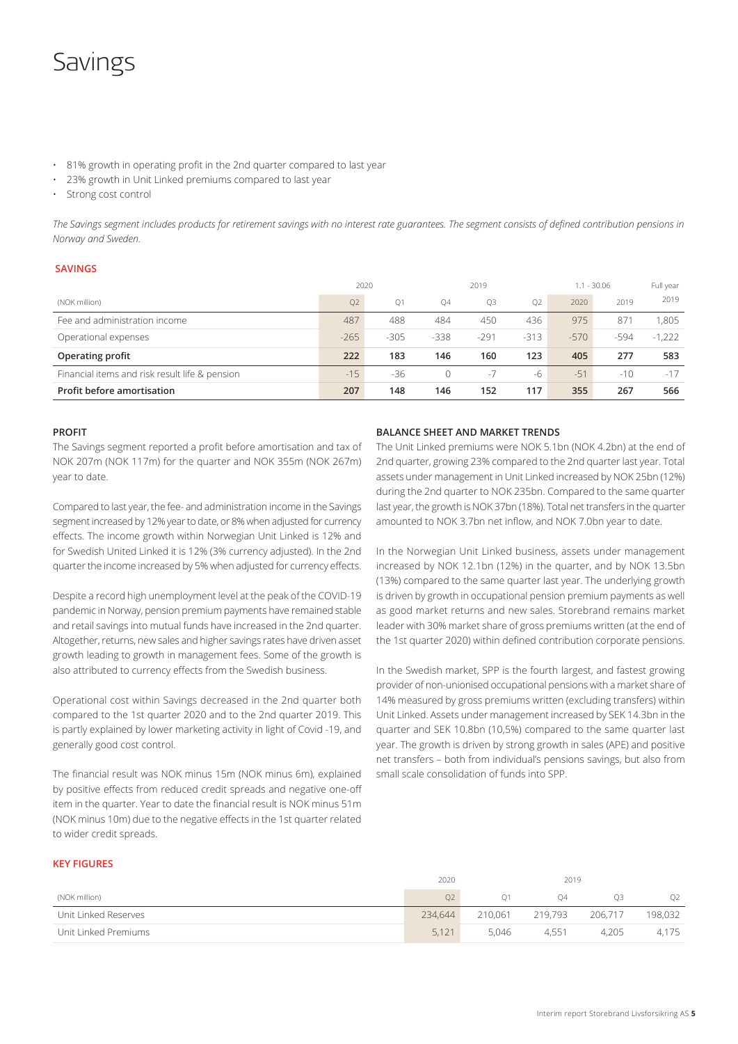# Savings

- 81% growth in operating profit in the 2nd quarter compared to last year
- 23% growth in Unit Linked premiums compared to last year
- Strong cost control

*The Savings segment includes products for retirement savings with no interest rate guarantees. The segment consists of defined contribution pensions in Norway and Sweden.*

## SAVINGS

| | 2020 | | 2019 | | | 1.1 - 30.06 | | Full year |
|---|---|---|---|---|---|---|---|---|
| (NOK million) | Q2 | Q1 | Q4 | Q3 | Q2 | 2020 | 2019 | 2019 |
| Fee and administration income | 487 | 488 | 484 | 450 | 436 | 975 | 871 | 1,805 |
| Operational expenses | -265 | -305 | -338 | -291 | -313 | -570 | -594 | -1,222 |
| **Operating profit** | **222** | **183** | **146** | **160** | **123** | **405** | **277** | **583** |
| Financial items and risk result life & pension | -15 | -36 | 0 | -7 | -6 | -51 | -10 | -17 |
| **Profit before amortisation** | **207** | **148** | **146** | **152** | **117** | **355** | **267** | **566** |

### PROFIT

The Savings segment reported a profit before amortisation and tax of NOK 207m (NOK 117m) for the quarter and NOK 355m (NOK 267m) year to date.

Compared to last year, the fee- and administration income in the Savings segment increased by 12% year to date, or 8% when adjusted for currency effects. The income growth within Norwegian Unit Linked is 12% and for Swedish United Linked it is 12% (3% currency adjusted). In the 2nd quarter the income increased by 5% when adjusted for currency effects.

Despite a record high unemployment level at the peak of the COVID-19 pandemic in Norway, pension premium payments have remained stable and retail savings into mutual funds have increased in the 2nd quarter. Altogether, returns, new sales and higher savings rates have driven asset growth leading to growth in management fees. Some of the growth is also attributed to currency effects from the Swedish business.

Operational cost within Savings decreased in the 2nd quarter both compared to the 1st quarter 2020 and to the 2nd quarter 2019. This is partly explained by lower marketing activity in light of Covid -19, and generally good cost control.

The financial result was NOK minus 15m (NOK minus 6m), explained by positive effects from reduced credit spreads and negative one-off item in the quarter. Year to date the financial result is NOK minus 51m (NOK minus 10m) due to the negative effects in the 1st quarter related to wider credit spreads.

### BALANCE SHEET AND MARKET TRENDS

The Unit Linked premiums were NOK 5.1bn (NOK 4.2bn) at the end of 2nd quarter, growing 23% compared to the 2nd quarter last year. Total assets under management in Unit Linked increased by NOK 25bn (12%) during the 2nd quarter to NOK 235bn. Compared to the same quarter last year, the growth is NOK 37bn (18%). Total net transfers in the quarter amounted to NOK 3.7bn net inflow, and NOK 7.0bn year to date.

In the Norwegian Unit Linked business, assets under management increased by NOK 12.1bn (12%) in the quarter, and by NOK 13.5bn (13%) compared to the same quarter last year. The underlying growth is driven by growth in occupational pension premium payments as well as good market returns and new sales. Storebrand remains market leader with 30% market share of gross premiums written (at the end of the 1st quarter 2020) within defined contribution corporate pensions.

In the Swedish market, SPP is the fourth largest, and fastest growing provider of non-unionised occupational pensions with a market share of 14% measured by gross premiums written (excluding transfers) within Unit Linked. Assets under management increased by SEK 14.3bn in the quarter and SEK 10.8bn (10,5%) compared to the same quarter last year. The growth is driven by strong growth in sales (APE) and positive net transfers – both from individual's pensions savings, but also from small scale consolidation of funds into SPP.

## KEY FIGURES

| | 2020 | | 2019 | | |
|---|---|---|---|---|---|
| (NOK million) | Q2 | Q1 | Q4 | Q3 | Q2 |
| Unit Linked Reserves | 234,644 | 210,061 | 219,793 | 206,717 | 198,032 |
| Unit Linked Premiums | 5,121 | 5,046 | 4,551 | 4,205 | 4,175 |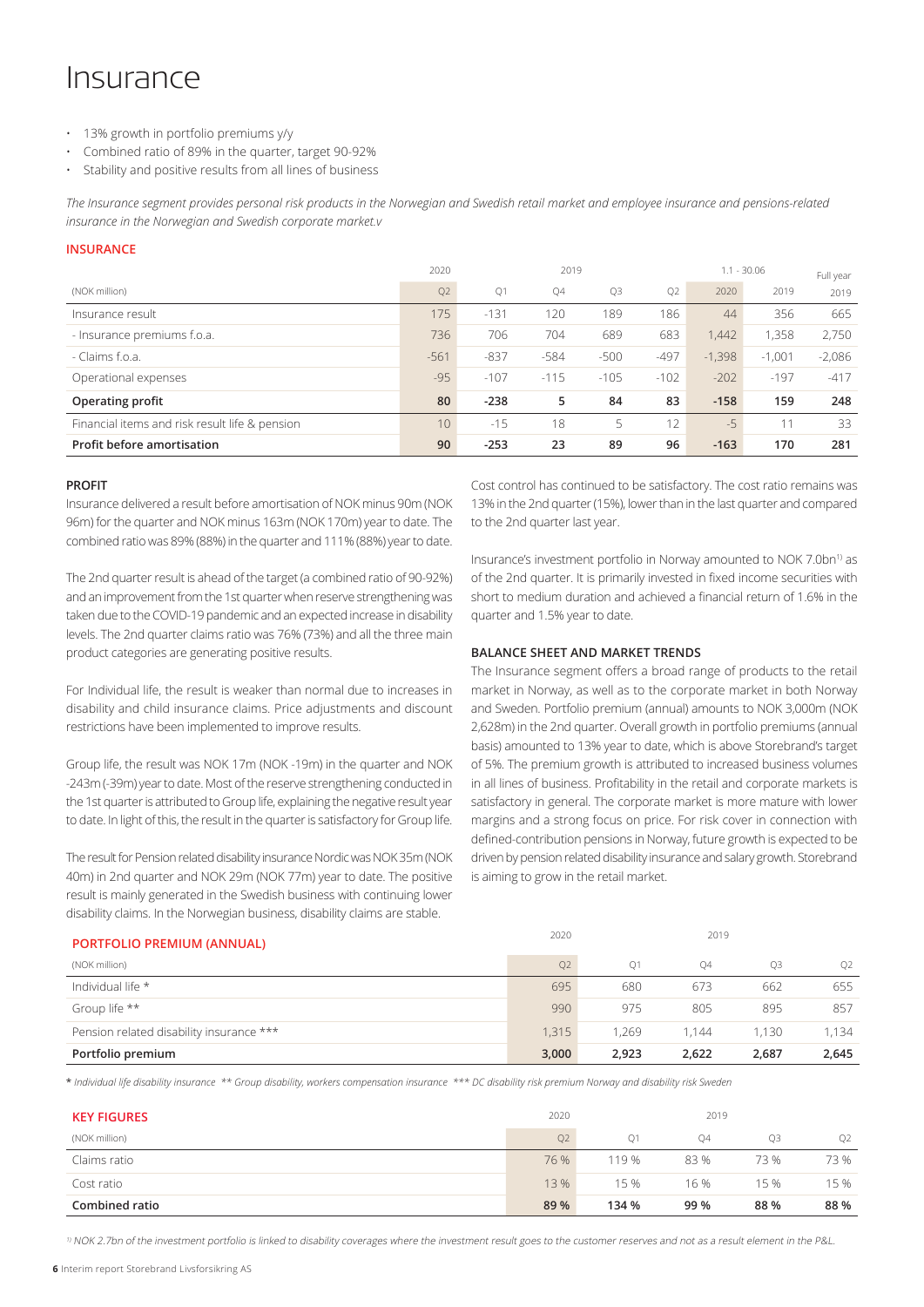# Insurance

- 13% growth in portfolio premiums y/y
- Combined ratio of 89% in the quarter, target 90-92%
- Stability and positive results from all lines of business

*The Insurance segment provides personal risk products in the Norwegian and Swedish retail market and employee insurance and pensions-related insurance in the Norwegian and Swedish corporate market.v*

## INSURANCE

| | 2020 | 2019 | | | | 1.1 - 30.06 | | Full year |
|---|---|---|---|---|---|---|---|---|
| (NOK million) | Q2 | Q1 | Q4 | Q3 | Q2 | 2020 | 2019 | 2019 |
| Insurance result | 175 | -131 | 120 | 189 | 186 | 44 | 356 | 665 |
| - Insurance premiums f.o.a. | 736 | 706 | 704 | 689 | 683 | 1,442 | 1,358 | 2,750 |
| - Claims f.o.a. | -561 | -837 | -584 | -500 | -497 | -1,398 | -1,001 | -2,086 |
| Operational expenses | -95 | -107 | -115 | -105 | -102 | -202 | -197 | -417 |
| **Operating profit** | **80** | **-238** | **5** | **84** | **83** | **-158** | **159** | **248** |
| Financial items and risk result life & pension | 10 | -15 | 18 | 5 | 12 | -5 | 11 | 33 |
| **Profit before amortisation** | **90** | **-253** | **23** | **89** | **96** | **-163** | **170** | **281** |

### PROFIT

Insurance delivered a result before amortisation of NOK minus 90m (NOK 96m) for the quarter and NOK minus 163m (NOK 170m) year to date. The combined ratio was 89% (88%) in the quarter and 111% (88%) year to date.

The 2nd quarter result is ahead of the target (a combined ratio of 90-92%) and an improvement from the 1st quarter when reserve strengthening was taken due to the COVID-19 pandemic and an expected increase in disability levels. The 2nd quarter claims ratio was 76% (73%) and all the three main product categories are generating positive results.

For Individual life, the result is weaker than normal due to increases in disability and child insurance claims. Price adjustments and discount restrictions have been implemented to improve results.

Group life, the result was NOK 17m (NOK -19m) in the quarter and NOK -243m (-39m) year to date. Most of the reserve strengthening conducted in the 1st quarter is attributed to Group life, explaining the negative result year to date. In light of this, the result in the quarter is satisfactory for Group life.

The result for Pension related disability insurance Nordic was NOK 35m (NOK 40m) in 2nd quarter and NOK 29m (NOK 77m) year to date. The positive result is mainly generated in the Swedish business with continuing lower disability claims. In the Norwegian business, disability claims are stable.

Cost control has continued to be satisfactory. The cost ratio remains was 13% in the 2nd quarter (15%), lower than in the last quarter and compared to the 2nd quarter last year.

Insurance's investment portfolio in Norway amounted to NOK 7.0bn[1] as of the 2nd quarter. It is primarily invested in fixed income securities with short to medium duration and achieved a financial return of 1.6% in the quarter and 1.5% year to date.

### BALANCE SHEET AND MARKET TRENDS

The Insurance segment offers a broad range of products to the retail market in Norway, as well as to the corporate market in both Norway and Sweden. Portfolio premium (annual) amounts to NOK 3,000m (NOK 2,628m) in the 2nd quarter. Overall growth in portfolio premiums (annual basis) amounted to 13% year to date, which is above Storebrand's target of 5%. The premium growth is attributed to increased business volumes in all lines of business. Profitability in the retail and corporate markets is satisfactory in general. The corporate market is more mature with lower margins and a strong focus on price. For risk cover in connection with defined-contribution pensions in Norway, future growth is expected to be driven by pension related disability insurance and salary growth. Storebrand is aiming to grow in the retail market.

## PORTFOLIO PREMIUM (ANNUAL)

| | 2020 | 2019 | | | |
|---|---|---|---|---|---|
| (NOK million) | Q2 | Q1 | Q4 | Q3 | Q2 |
| Individual life * | 695 | 680 | 673 | 662 | 655 |
| Group life ** | 990 | 975 | 805 | 895 | 857 |
| Pension related disability insurance *** | 1,315 | 1,269 | 1,144 | 1,130 | 1,134 |
| **Portfolio premium** | **3,000** | **2,923** | **2,622** | **2,687** | **2,645** |

\* *Individual life disability insurance ** Group disability, workers compensation insurance *** DC disability risk premium Norway and disability risk Sweden*

## KEY FIGURES

| | 2020 | 2019 | | | |
|---|---|---|---|---|---|
| (NOK million) | Q2 | Q1 | Q4 | Q3 | Q2 |
| Claims ratio | 76 % | 119 % | 83 % | 73 % | 73 % |
| Cost ratio | 13 % | 15 % | 16 % | 15 % | 15 % |
| **Combined ratio** | **89 %** | **134 %** | **99 %** | **88 %** | **88 %** |

*[1] NOK 2.7bn of the investment portfolio is linked to disability coverages where the investment result goes to the customer reserves and not as a result element in the P&L.*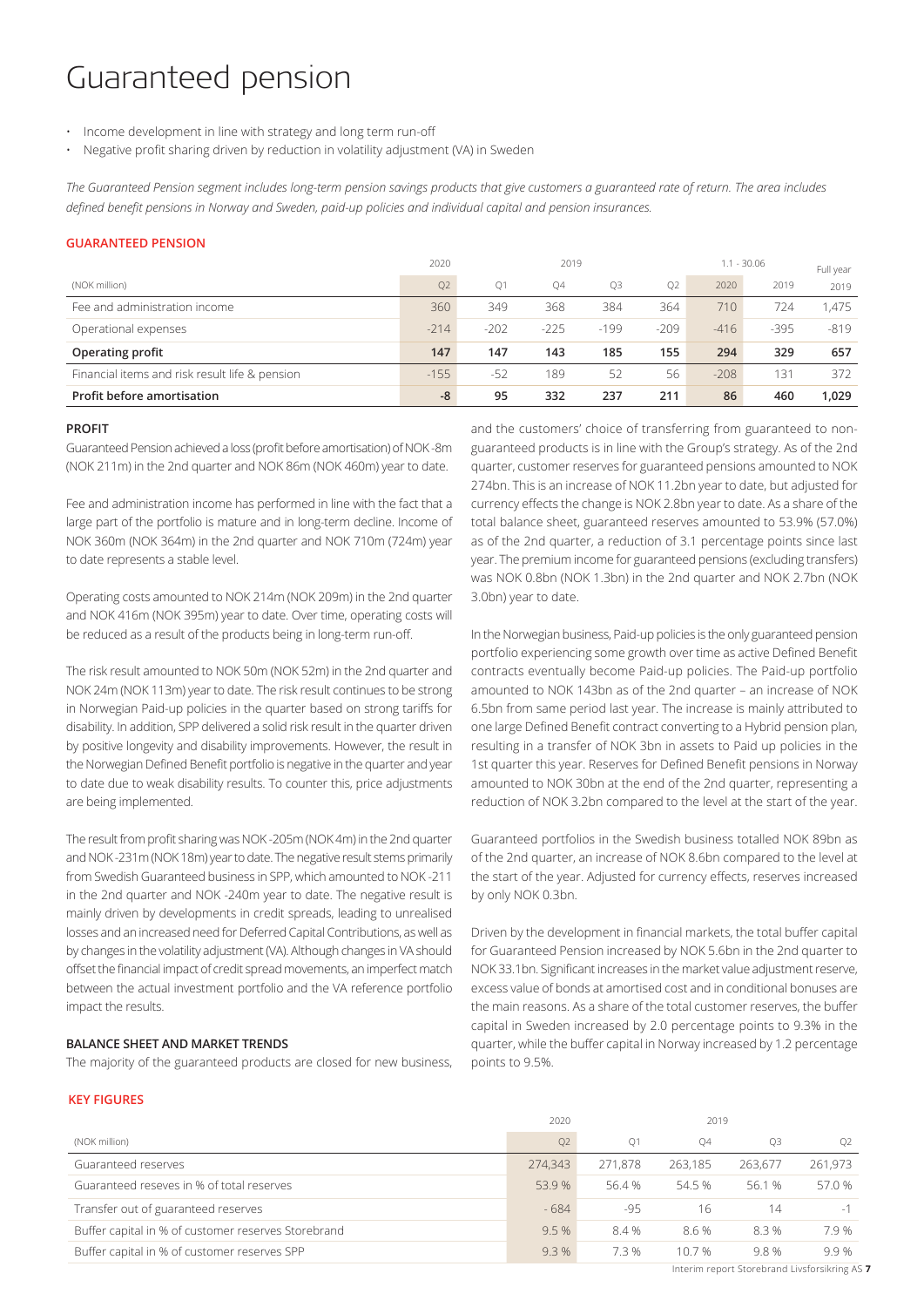# Guaranteed pension

- Income development in line with strategy and long term run-off
- Negative profit sharing driven by reduction in volatility adjustment (VA) in Sweden

*The Guaranteed Pension segment includes long-term pension savings products that give customers a guaranteed rate of return. The area includes defined benefit pensions in Norway and Sweden, paid-up policies and individual capital and pension insurances.*

### GUARANTEED PENSION

| | 2020 | 2019 | | | | 1.1 - 30.06 | | Full year |
|---|---|---|---|---|---|---|---|---|
| (NOK million) | Q2 | Q1 | Q4 | Q3 | Q2 | 2020 | 2019 | 2019 |
| Fee and administration income | 360 | 349 | 368 | 384 | 364 | 710 | 724 | 1,475 |
| Operational expenses | -214 | -202 | -225 | -199 | -209 | -416 | -395 | -819 |
| **Operating profit** | **147** | **147** | **143** | **185** | **155** | **294** | **329** | **657** |
| Financial items and risk result life & pension | -155 | -52 | 189 | 52 | 56 | -208 | 131 | 372 |
| **Profit before amortisation** | **-8** | **95** | **332** | **237** | **211** | **86** | **460** | **1,029** |

### PROFIT

Guaranteed Pension achieved a loss (profit before amortisation) of NOK -8m (NOK 211m) in the 2nd quarter and NOK 86m (NOK 460m) year to date.

Fee and administration income has performed in line with the fact that a large part of the portfolio is mature and in long-term decline. Income of NOK 360m (NOK 364m) in the 2nd quarter and NOK 710m (724m) year to date represents a stable level.

Operating costs amounted to NOK 214m (NOK 209m) in the 2nd quarter and NOK 416m (NOK 395m) year to date. Over time, operating costs will be reduced as a result of the products being in long-term run-off.

The risk result amounted to NOK 50m (NOK 52m) in the 2nd quarter and NOK 24m (NOK 113m) year to date. The risk result continues to be strong in Norwegian Paid-up policies in the quarter based on strong tariffs for disability. In addition, SPP delivered a solid risk result in the quarter driven by positive longevity and disability improvements. However, the result in the Norwegian Defined Benefit portfolio is negative in the quarter and year to date due to weak disability results. To counter this, price adjustments are being implemented.

The result from profit sharing was NOK -205m (NOK 4m) in the 2nd quarter and NOK -231m (NOK 18m) year to date. The negative result stems primarily from Swedish Guaranteed business in SPP, which amounted to NOK -211 in the 2nd quarter and NOK -240m year to date. The negative result is mainly driven by developments in credit spreads, leading to unrealised losses and an increased need for Deferred Capital Contributions, as well as by changes in the volatility adjustment (VA). Although changes in VA should offset the financial impact of credit spread movements, an imperfect match between the actual investment portfolio and the VA reference portfolio impact the results.

### BALANCE SHEET AND MARKET TRENDS

The majority of the guaranteed products are closed for new business, and the customers' choice of transferring from guaranteed to non-guaranteed products is in line with the Group's strategy. As of the 2nd quarter, customer reserves for guaranteed pensions amounted to NOK 274bn. This is an increase of NOK 11.2bn year to date, but adjusted for currency effects the change is NOK 2.8bn year to date. As a share of the total balance sheet, guaranteed reserves amounted to 53.9% (57.0%) as of the 2nd quarter, a reduction of 3.1 percentage points since last year. The premium income for guaranteed pensions (excluding transfers) was NOK 0.8bn (NOK 1.3bn) in the 2nd quarter and NOK 2.7bn (NOK 3.0bn) year to date.

In the Norwegian business, Paid-up policies is the only guaranteed pension portfolio experiencing some growth over time as active Defined Benefit contracts eventually become Paid-up policies. The Paid-up portfolio amounted to NOK 143bn as of the 2nd quarter – an increase of NOK 6.5bn from same period last year. The increase is mainly attributed to one large Defined Benefit contract converting to a Hybrid pension plan, resulting in a transfer of NOK 3bn in assets to Paid up policies in the 1st quarter this year. Reserves for Defined Benefit pensions in Norway amounted to NOK 30bn at the end of the 2nd quarter, representing a reduction of NOK 3.2bn compared to the level at the start of the year.

Guaranteed portfolios in the Swedish business totalled NOK 89bn as of the 2nd quarter, an increase of NOK 8.6bn compared to the level at the start of the year. Adjusted for currency effects, reserves increased by only NOK 0.3bn.

Driven by the development in financial markets, the total buffer capital for Guaranteed Pension increased by NOK 5.6bn in the 2nd quarter to NOK 33.1bn. Significant increases in the market value adjustment reserve, excess value of bonds at amortised cost and in conditional bonuses are the main reasons. As a share of the total customer reserves, the buffer capital in Sweden increased by 2.0 percentage points to 9.3% in the quarter, while the buffer capital in Norway increased by 1.2 percentage points to 9.5%.

### KEY FIGURES

| | 2020 | 2019 | | | |
|---|---|---|---|---|---|
| (NOK million) | Q2 | Q1 | Q4 | Q3 | Q2 |
| Guaranteed reserves | 274,343 | 271,878 | 263,185 | 263,677 | 261,973 |
| Guaranteed reseves in % of total reserves | 53.9 % | 56.4 % | 54.5 % | 56.1 % | 57.0 % |
| Transfer out of guaranteed reserves | - 684 | -95 | 16 | 14 | -1 |
| Buffer capital in % of customer reserves Storebrand | 9.5 % | 8.4 % | 8.6 % | 8.3 % | 7.9 % |
| Buffer capital in % of customer reserves SPP | 9.3 % | 7.3 % | 10.7 % | 9.8 % | 9.9 % |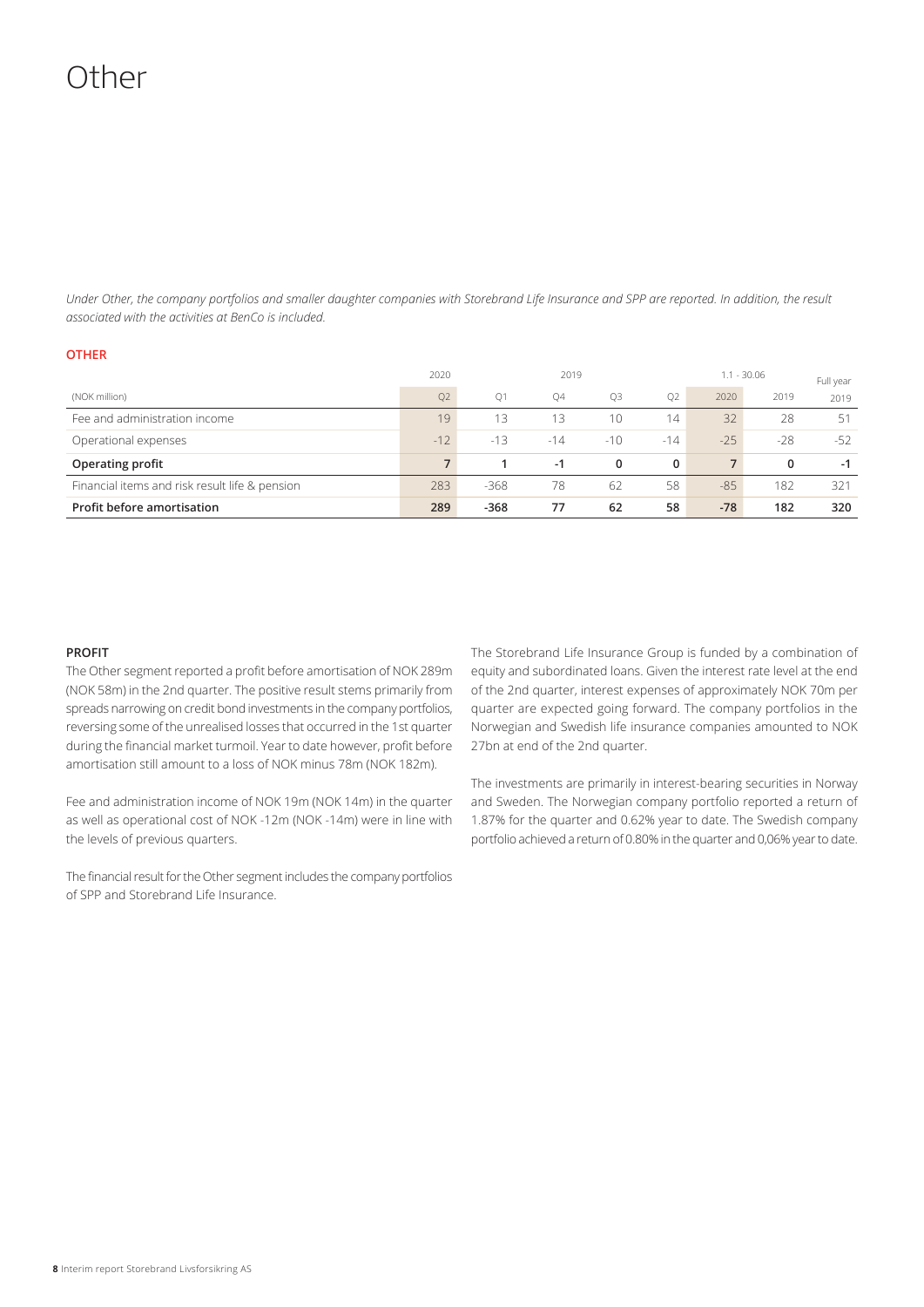# Other

*Under Other, the company portfolios and smaller daughter companies with Storebrand Life Insurance and SPP are reported. In addition, the result associated with the activities at BenCo is included.*

**OTHER**

| | 2020 | 2019 | | | | 1.1 - 30.06 | | Full year |
|---|---|---|---|---|---|---|---|---|
| (NOK million) | Q2 | Q1 | Q4 | Q3 | Q2 | 2020 | 2019 | 2019 |
| Fee and administration income | 19 | 13 | 13 | 10 | 14 | 32 | 28 | 51 |
| Operational expenses | -12 | -13 | -14 | -10 | -14 | -25 | -28 | -52 |
| **Operating profit** | **7** | **1** | **-1** | **0** | **0** | **7** | **0** | **-1** |
| Financial items and risk result life & pension | 283 | -368 | 78 | 62 | 58 | -85 | 182 | 321 |
| **Profit before amortisation** | **289** | **-368** | **77** | **62** | **58** | **-78** | **182** | **320** |

**PROFIT**

The Other segment reported a profit before amortisation of NOK 289m (NOK 58m) in the 2nd quarter. The positive result stems primarily from spreads narrowing on credit bond investments in the company portfolios, reversing some of the unrealised losses that occurred in the 1st quarter during the financial market turmoil. Year to date however, profit before amortisation still amount to a loss of NOK minus 78m (NOK 182m).

Fee and administration income of NOK 19m (NOK 14m) in the quarter as well as operational cost of NOK -12m (NOK -14m) were in line with the levels of previous quarters.

The financial result for the Other segment includes the company portfolios of SPP and Storebrand Life Insurance.

The Storebrand Life Insurance Group is funded by a combination of equity and subordinated loans. Given the interest rate level at the end of the 2nd quarter, interest expenses of approximately NOK 70m per quarter are expected going forward. The company portfolios in the Norwegian and Swedish life insurance companies amounted to NOK 27bn at end of the 2nd quarter.

The investments are primarily in interest-bearing securities in Norway and Sweden. The Norwegian company portfolio reported a return of 1.87% for the quarter and 0.62% year to date. The Swedish company portfolio achieved a return of 0.80% in the quarter and 0,06% year to date.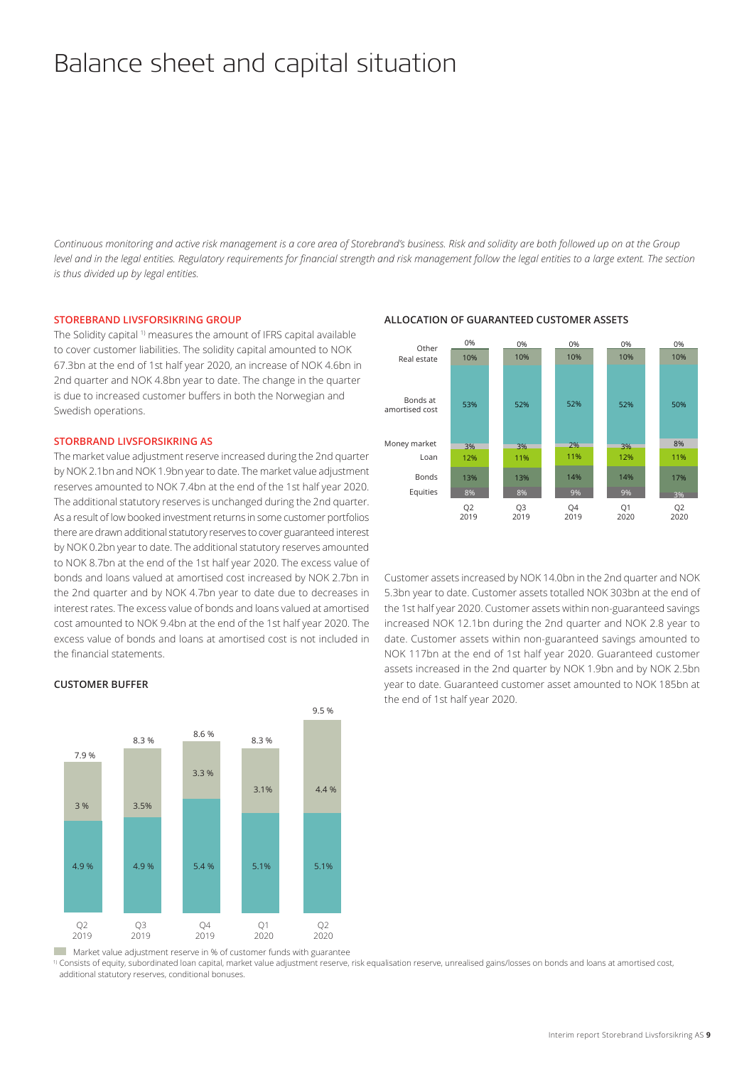# Balance sheet and capital situation

*Continuous monitoring and active risk management is a core area of Storebrand's business. Risk and solidity are both followed up on at the Group level and in the legal entities. Regulatory requirements for financial strength and risk management follow the legal entities to a large extent. The section is thus divided up by legal entities.*

## STOREBRAND LIVSFORSIKRING GROUP

The Solidity capital [1] measures the amount of IFRS capital available to cover customer liabilities. The solidity capital amounted to NOK 67.3bn at the end of 1st half year 2020, an increase of NOK 4.6bn in 2nd quarter and NOK 4.8bn year to date. The change in the quarter is due to increased customer buffers in both the Norwegian and Swedish operations.

## STORBRAND LIVSFORSIKRING AS

The market value adjustment reserve increased during the 2nd quarter by NOK 2.1bn and NOK 1.9bn year to date. The market value adjustment reserves amounted to NOK 7.4bn at the end of the 1st half year 2020. The additional statutory reserves is unchanged during the 2nd quarter. As a result of low booked investment returns in some customer portfolios there are drawn additional statutory reserves to cover guaranteed interest by NOK 0.2bn year to date. The additional statutory reserves amounted to NOK 8.7bn at the end of the 1st half year 2020. The excess value of bonds and loans valued at amortised cost increased by NOK 2.7bn in the 2nd quarter and by NOK 4.7bn year to date due to decreases in interest rates. The excess value of bonds and loans valued at amortised cost amounted to NOK 9.4bn at the end of the 1st half year 2020. The excess value of bonds and loans at amortised cost is not included in the financial statements.

### CUSTOMER BUFFER

| | Q2 2019 | Q3 2019 | Q4 2019 | Q1 2020 | Q2 2020 |
|---|---|---|---|---|---|
| Market value adjustment reserve in % of customer funds with guarantee | 3 % | 3.5% | 3.3 % | 3.1% | 4.4 % |
| (lower segment) | 4.9 % | 4.9 % | 5.4 % | 5.1% | 5.1% |
| Total | 7.9 % | 8.3 % | 8.6 % | 8.3 % | 9.5 % |

Market value adjustment reserve in % of customer funds with guarantee

### ALLOCATION OF GUARANTEED CUSTOMER ASSETS

| | Q2 2019 | Q3 2019 | Q4 2019 | Q1 2020 | Q2 2020 |
|---|---|---|---|---|---|
| Other | 0% | 0% | 0% | 0% | 0% |
| Real estate | 10% | 10% | 10% | 10% | 10% |
| Bonds at amortised cost | 53% | 52% | 52% | 52% | 50% |
| Money market | 3% | 3% | 2% | 3% | 8% |
| Loan | 12% | 11% | 11% | 12% | 11% |
| Bonds | 13% | 13% | 14% | 14% | 17% |
| Equities | 8% | 8% | 9% | 9% | 3% |

Customer assets increased by NOK 14.0bn in the 2nd quarter and NOK 5.3bn year to date. Customer assets totalled NOK 303bn at the end of the 1st half year 2020. Customer assets within non-guaranteed savings increased NOK 12.1bn during the 2nd quarter and NOK 2.8 year to date. Customer assets within non-guaranteed savings amounted to NOK 117bn at the end of 1st half year 2020. Guaranteed customer assets increased in the 2nd quarter by NOK 1.9bn and by NOK 2.5bn year to date. Guaranteed customer asset amounted to NOK 185bn at the end of 1st half year 2020.

[1] Consists of equity, subordinated loan capital, market value adjustment reserve, risk equalisation reserve, unrealised gains/losses on bonds and loans at amortised cost, additional statutory reserves, conditional bonuses.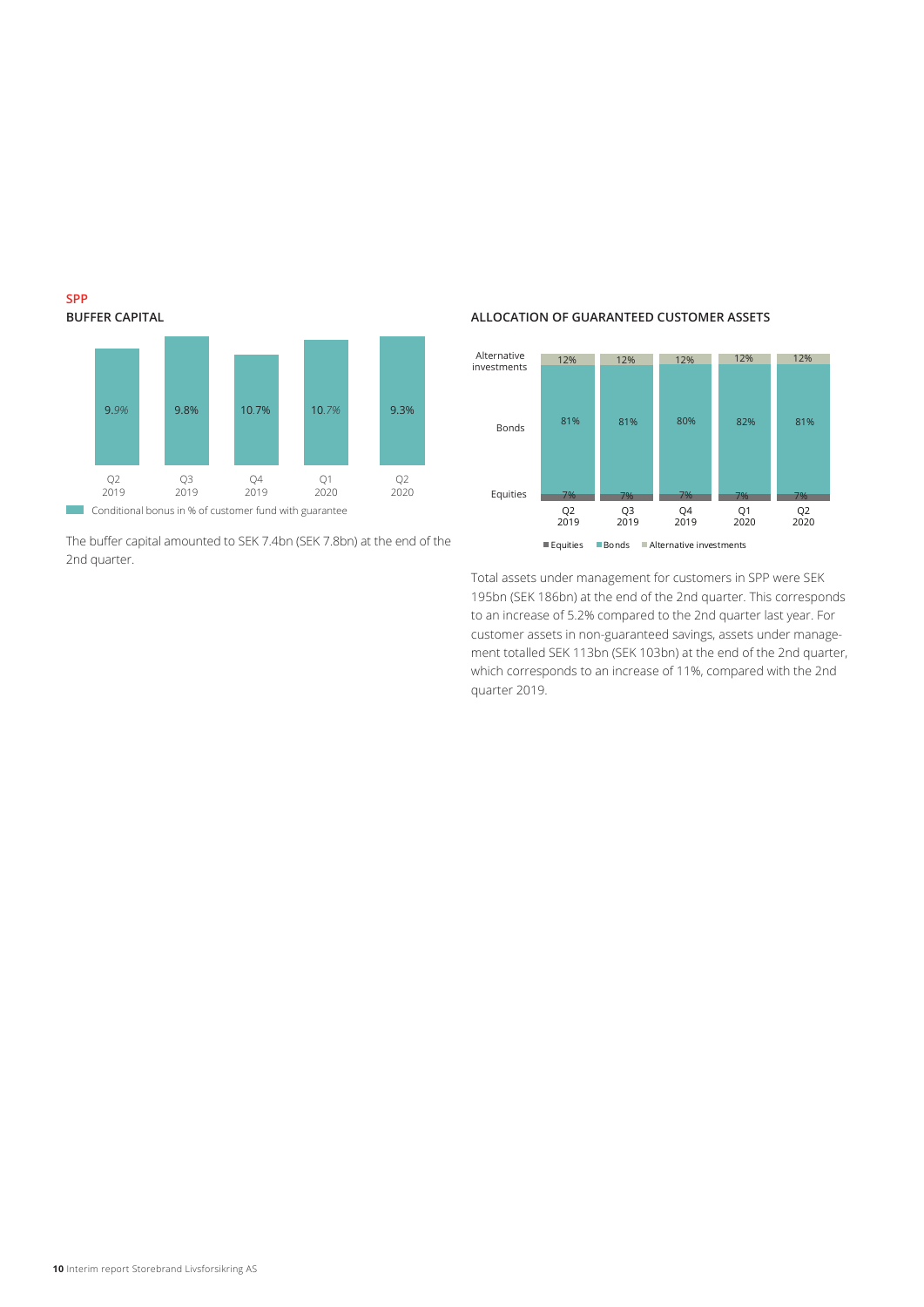**SPP**

**BUFFER CAPITAL**

| | Q2 2019 | Q3 2019 | Q4 2019 | Q1 2020 | Q2 2020 |
|---|---|---|---|---|---|
| Conditional bonus in % of customer fund with guarantee | 9.9% | 9.8% | 10.7% | 10.7% | 9.3% |

The buffer capital amounted to SEK 7.4bn (SEK 7.8bn) at the end of the 2nd quarter.

**ALLOCATION OF GUARANTEED CUSTOMER ASSETS**

| | Q2 2019 | Q3 2019 | Q4 2019 | Q1 2020 | Q2 2020 |
|---|---|---|---|---|---|
| Alternative investments | 12% | 12% | 12% | 12% | 12% |
| Bonds | 81% | 81% | 80% | 82% | 81% |
| Equities | 7% | 7% | 7% | 7% | 7% |

Total assets under management for customers in SPP were SEK 195bn (SEK 186bn) at the end of the 2nd quarter. This corresponds to an increase of 5.2% compared to the 2nd quarter last year. For customer assets in non-guaranteed savings, assets under management totalled SEK 113bn (SEK 103bn) at the end of the 2nd quarter, which corresponds to an increase of 11%, compared with the 2nd quarter 2019.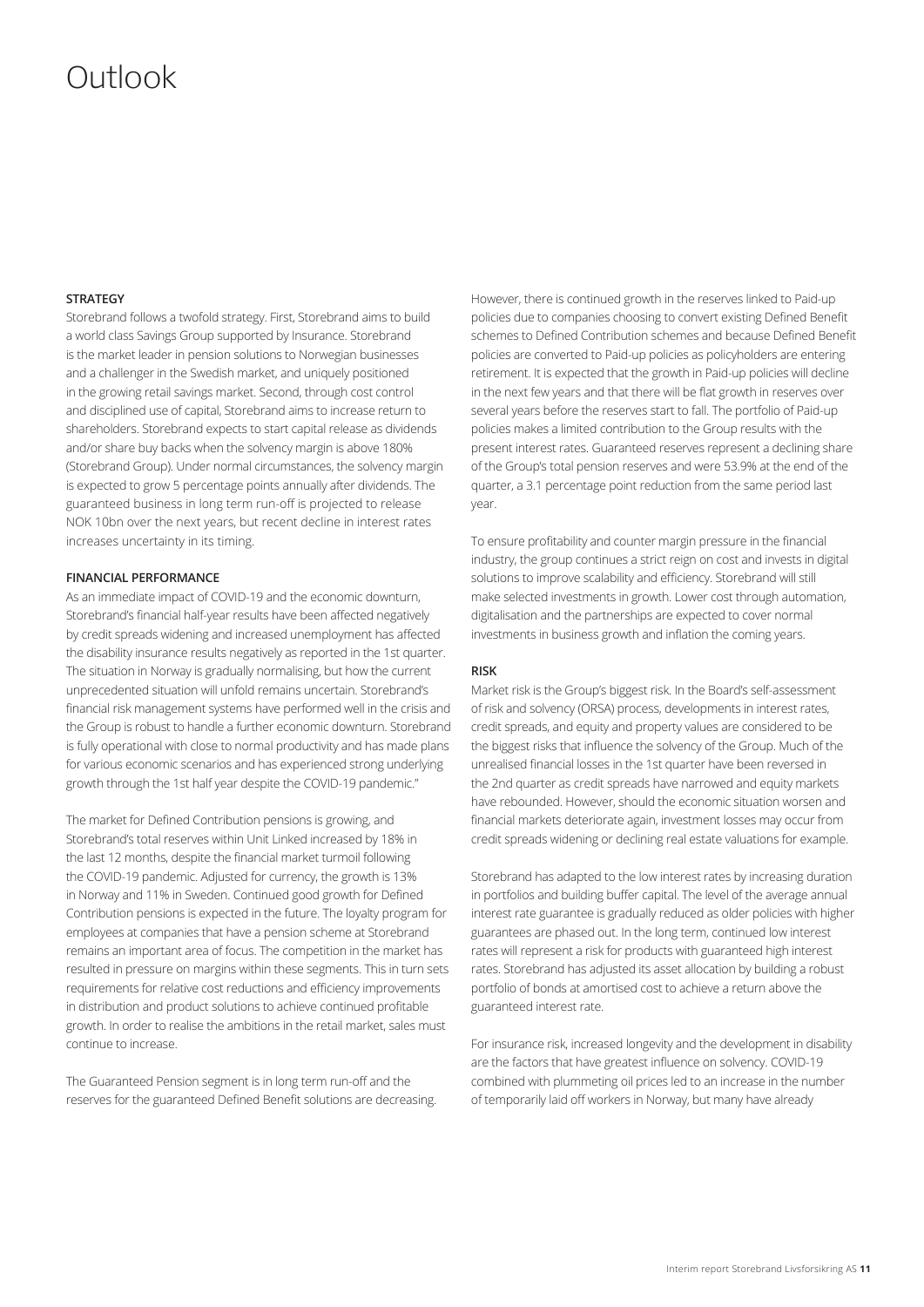# Outlook

**STRATEGY**

Storebrand follows a twofold strategy. First, Storebrand aims to build a world class Savings Group supported by Insurance. Storebrand is the market leader in pension solutions to Norwegian businesses and a challenger in the Swedish market, and uniquely positioned in the growing retail savings market. Second, through cost control and disciplined use of capital, Storebrand aims to increase return to shareholders. Storebrand expects to start capital release as dividends and/or share buy backs when the solvency margin is above 180% (Storebrand Group). Under normal circumstances, the solvency margin is expected to grow 5 percentage points annually after dividends. The guaranteed business in long term run-off is projected to release NOK 10bn over the next years, but recent decline in interest rates increases uncertainty in its timing.

**FINANCIAL PERFORMANCE**

As an immediate impact of COVID-19 and the economic downturn, Storebrand's financial half-year results have been affected negatively by credit spreads widening and increased unemployment has affected the disability insurance results negatively as reported in the 1st quarter. The situation in Norway is gradually normalising, but how the current unprecedented situation will unfold remains uncertain. Storebrand's financial risk management systems have performed well in the crisis and the Group is robust to handle a further economic downturn. Storebrand is fully operational with close to normal productivity and has made plans for various economic scenarios and has experienced strong underlying growth through the 1st half year despite the COVID-19 pandemic."

The market for Defined Contribution pensions is growing, and Storebrand's total reserves within Unit Linked increased by 18% in the last 12 months, despite the financial market turmoil following the COVID-19 pandemic. Adjusted for currency, the growth is 13% in Norway and 11% in Sweden. Continued good growth for Defined Contribution pensions is expected in the future. The loyalty program for employees at companies that have a pension scheme at Storebrand remains an important area of focus. The competition in the market has resulted in pressure on margins within these segments. This in turn sets requirements for relative cost reductions and efficiency improvements in distribution and product solutions to achieve continued profitable growth. In order to realise the ambitions in the retail market, sales must continue to increase.

The Guaranteed Pension segment is in long term run-off and the reserves for the guaranteed Defined Benefit solutions are decreasing. However, there is continued growth in the reserves linked to Paid-up policies due to companies choosing to convert existing Defined Benefit schemes to Defined Contribution schemes and because Defined Benefit policies are converted to Paid-up policies as policyholders are entering retirement. It is expected that the growth in Paid-up policies will decline in the next few years and that there will be flat growth in reserves over several years before the reserves start to fall. The portfolio of Paid-up policies makes a limited contribution to the Group results with the present interest rates. Guaranteed reserves represent a declining share of the Group's total pension reserves and were 53.9% at the end of the quarter, a 3.1 percentage point reduction from the same period last year.

To ensure profitability and counter margin pressure in the financial industry, the group continues a strict reign on cost and invests in digital solutions to improve scalability and efficiency. Storebrand will still make selected investments in growth. Lower cost through automation, digitalisation and the partnerships are expected to cover normal investments in business growth and inflation the coming years.

**RISK**

Market risk is the Group's biggest risk. In the Board's self-assessment of risk and solvency (ORSA) process, developments in interest rates, credit spreads, and equity and property values are considered to be the biggest risks that influence the solvency of the Group. Much of the unrealised financial losses in the 1st quarter have been reversed in the 2nd quarter as credit spreads have narrowed and equity markets have rebounded. However, should the economic situation worsen and financial markets deteriorate again, investment losses may occur from credit spreads widening or declining real estate valuations for example.

Storebrand has adapted to the low interest rates by increasing duration in portfolios and building buffer capital. The level of the average annual interest rate guarantee is gradually reduced as older policies with higher guarantees are phased out. In the long term, continued low interest rates will represent a risk for products with guaranteed high interest rates. Storebrand has adjusted its asset allocation by building a robust portfolio of bonds at amortised cost to achieve a return above the guaranteed interest rate.

For insurance risk, increased longevity and the development in disability are the factors that have greatest influence on solvency. COVID-19 combined with plummeting oil prices led to an increase in the number of temporarily laid off workers in Norway, but many have already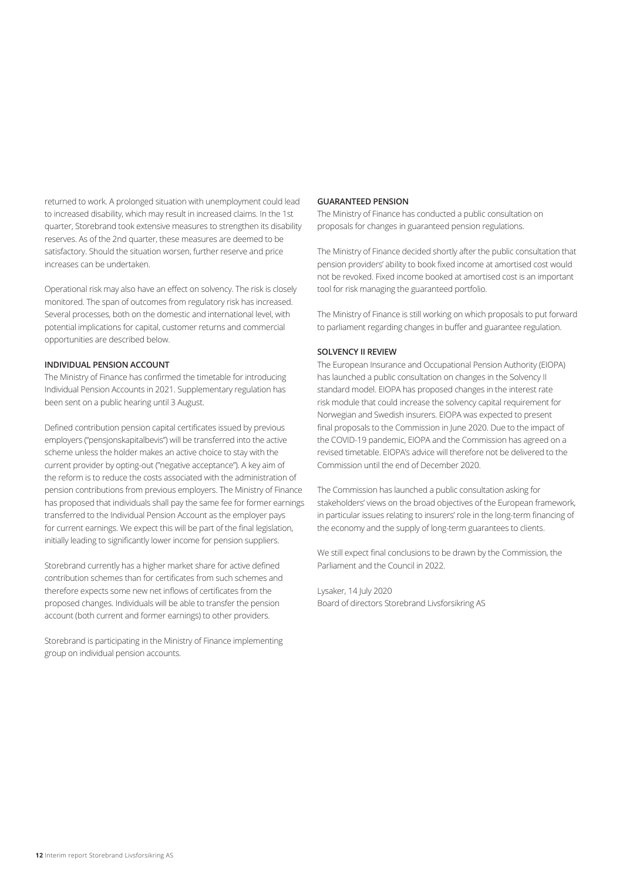returned to work. A prolonged situation with unemployment could lead to increased disability, which may result in increased claims. In the 1st quarter, Storebrand took extensive measures to strengthen its disability reserves. As of the 2nd quarter, these measures are deemed to be satisfactory. Should the situation worsen, further reserve and price increases can be undertaken.

Operational risk may also have an effect on solvency. The risk is closely monitored. The span of outcomes from regulatory risk has increased. Several processes, both on the domestic and international level, with potential implications for capital, customer returns and commercial opportunities are described below.

### INDIVIDUAL PENSION ACCOUNT

The Ministry of Finance has confirmed the timetable for introducing Individual Pension Accounts in 2021. Supplementary regulation has been sent on a public hearing until 3 August.

Defined contribution pension capital certificates issued by previous employers ("pensjonskapitalbevis") will be transferred into the active scheme unless the holder makes an active choice to stay with the current provider by opting-out ("negative acceptance"). A key aim of the reform is to reduce the costs associated with the administration of pension contributions from previous employers. The Ministry of Finance has proposed that individuals shall pay the same fee for former earnings transferred to the Individual Pension Account as the employer pays for current earnings. We expect this will be part of the final legislation, initially leading to significantly lower income for pension suppliers.

Storebrand currently has a higher market share for active defined contribution schemes than for certificates from such schemes and therefore expects some new net inflows of certificates from the proposed changes. Individuals will be able to transfer the pension account (both current and former earnings) to other providers.

Storebrand is participating in the Ministry of Finance implementing group on individual pension accounts.

### GUARANTEED PENSION

The Ministry of Finance has conducted a public consultation on proposals for changes in guaranteed pension regulations.

The Ministry of Finance decided shortly after the public consultation that pension providers' ability to book fixed income at amortised cost would not be revoked. Fixed income booked at amortised cost is an important tool for risk managing the guaranteed portfolio.

The Ministry of Finance is still working on which proposals to put forward to parliament regarding changes in buffer and guarantee regulation.

### SOLVENCY II REVIEW

The European Insurance and Occupational Pension Authority (EIOPA) has launched a public consultation on changes in the Solvency II standard model. EIOPA has proposed changes in the interest rate risk module that could increase the solvency capital requirement for Norwegian and Swedish insurers. EIOPA was expected to present final proposals to the Commission in June 2020. Due to the impact of the COVID-19 pandemic, EIOPA and the Commission has agreed on a revised timetable. EIOPA's advice will therefore not be delivered to the Commission until the end of December 2020.

The Commission has launched a public consultation asking for stakeholders' views on the broad objectives of the European framework, in particular issues relating to insurers' role in the long-term financing of the economy and the supply of long-term guarantees to clients.

We still expect final conclusions to be drawn by the Commission, the Parliament and the Council in 2022.

Lysaker, 14 July 2020
Board of directors Storebrand Livsforsikring AS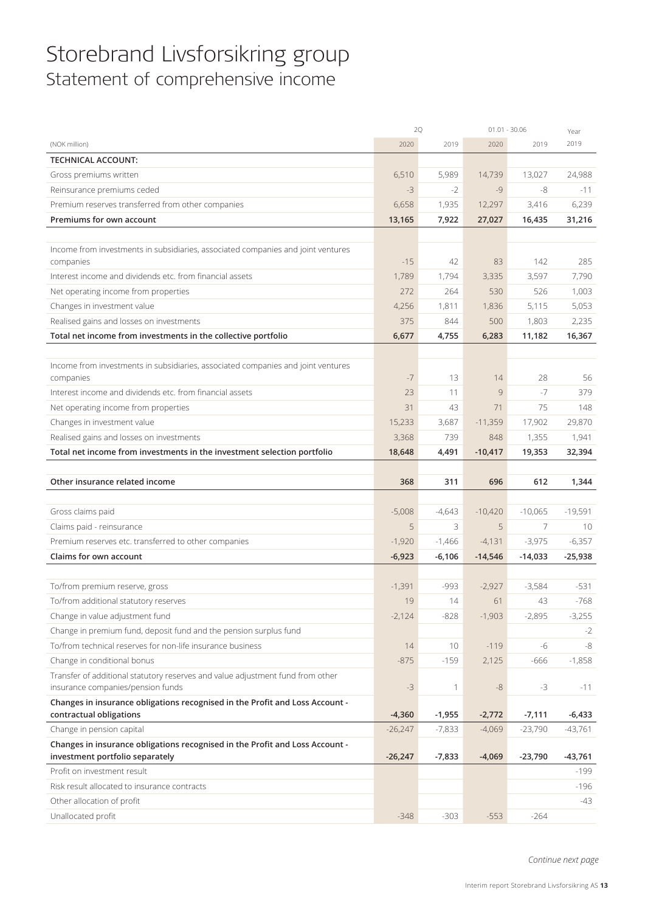# Storebrand Livsforsikring group

## Statement of comprehensive income

| (NOK million) | 2Q 2020 | 2Q 2019 | 01.01 - 30.06 2020 | 01.01 - 30.06 2019 | Year 2019 |
|---|---|---|---|---|---|
| **TECHNICAL ACCOUNT:** | | | | | |
| Gross premiums written | 6,510 | 5,989 | 14,739 | 13,027 | 24,988 |
| Reinsurance premiums ceded | -3 | -2 | -9 | -8 | -11 |
| Premium reserves transferred from other companies | 6,658 | 1,935 | 12,297 | 3,416 | 6,239 |
| **Premiums for own account** | **13,165** | **7,922** | **27,027** | **16,435** | **31,216** |
| | | | | | |
| Income from investments in subsidiaries, associated companies and joint ventures companies | -15 | 42 | 83 | 142 | 285 |
| Interest income and dividends etc. from financial assets | 1,789 | 1,794 | 3,335 | 3,597 | 7,790 |
| Net operating income from properties | 272 | 264 | 530 | 526 | 1,003 |
| Changes in investment value | 4,256 | 1,811 | 1,836 | 5,115 | 5,053 |
| Realised gains and losses on investments | 375 | 844 | 500 | 1,803 | 2,235 |
| **Total net income from investments in the collective portfolio** | **6,677** | **4,755** | **6,283** | **11,182** | **16,367** |
| | | | | | |
| Income from investments in subsidiaries, associated companies and joint ventures companies | -7 | 13 | 14 | 28 | 56 |
| Interest income and dividends etc. from financial assets | 23 | 11 | 9 | -7 | 379 |
| Net operating income from properties | 31 | 43 | 71 | 75 | 148 |
| Changes in investment value | 15,233 | 3,687 | -11,359 | 17,902 | 29,870 |
| Realised gains and losses on investments | 3,368 | 739 | 848 | 1,355 | 1,941 |
| **Total net income from investments in the investment selection portfolio** | **18,648** | **4,491** | **-10,417** | **19,353** | **32,394** |
| | | | | | |
| **Other insurance related income** | **368** | **311** | **696** | **612** | **1,344** |
| | | | | | |
| Gross claims paid | -5,008 | -4,643 | -10,420 | -10,065 | -19,591 |
| Claims paid - reinsurance | 5 | 3 | 5 | 7 | 10 |
| Premium reserves etc. transferred to other companies | -1,920 | -1,466 | -4,131 | -3,975 | -6,357 |
| **Claims for own account** | **-6,923** | **-6,106** | **-14,546** | **-14,033** | **-25,938** |
| | | | | | |
| To/from premium reserve, gross | -1,391 | -993 | -2,927 | -3,584 | -531 |
| To/from additional statutory reserves | 19 | 14 | 61 | 43 | -768 |
| Change in value adjustment fund | -2,124 | -828 | -1,903 | -2,895 | -3,255 |
| Change in premium fund, deposit fund and the pension surplus fund | | | | | -2 |
| To/from technical reserves for non-life insurance business | 14 | 10 | -119 | -6 | -8 |
| Change in conditional bonus | -875 | -159 | 2,125 | -666 | -1,858 |
| Transfer of additional statutory reserves and value adjustment fund from other insurance companies/pension funds | -3 | 1 | -8 | -3 | -11 |
| **Changes in insurance obligations recognised in the Profit and Loss Account - contractual obligations** | **-4,360** | **-1,955** | **-2,772** | **-7,111** | **-6,433** |
| Change in pension capital | -26,247 | -7,833 | -4,069 | -23,790 | -43,761 |
| **Changes in insurance obligations recognised in the Profit and Loss Account - investment portfolio separately** | **-26,247** | **-7,833** | **-4,069** | **-23,790** | **-43,761** |
| Profit on investment result | | | | | -199 |
| Risk result allocated to insurance contracts | | | | | -196 |
| Other allocation of profit | | | | | -43 |
| Unallocated profit | -348 | -303 | -553 | -264 | |

*Continue next page*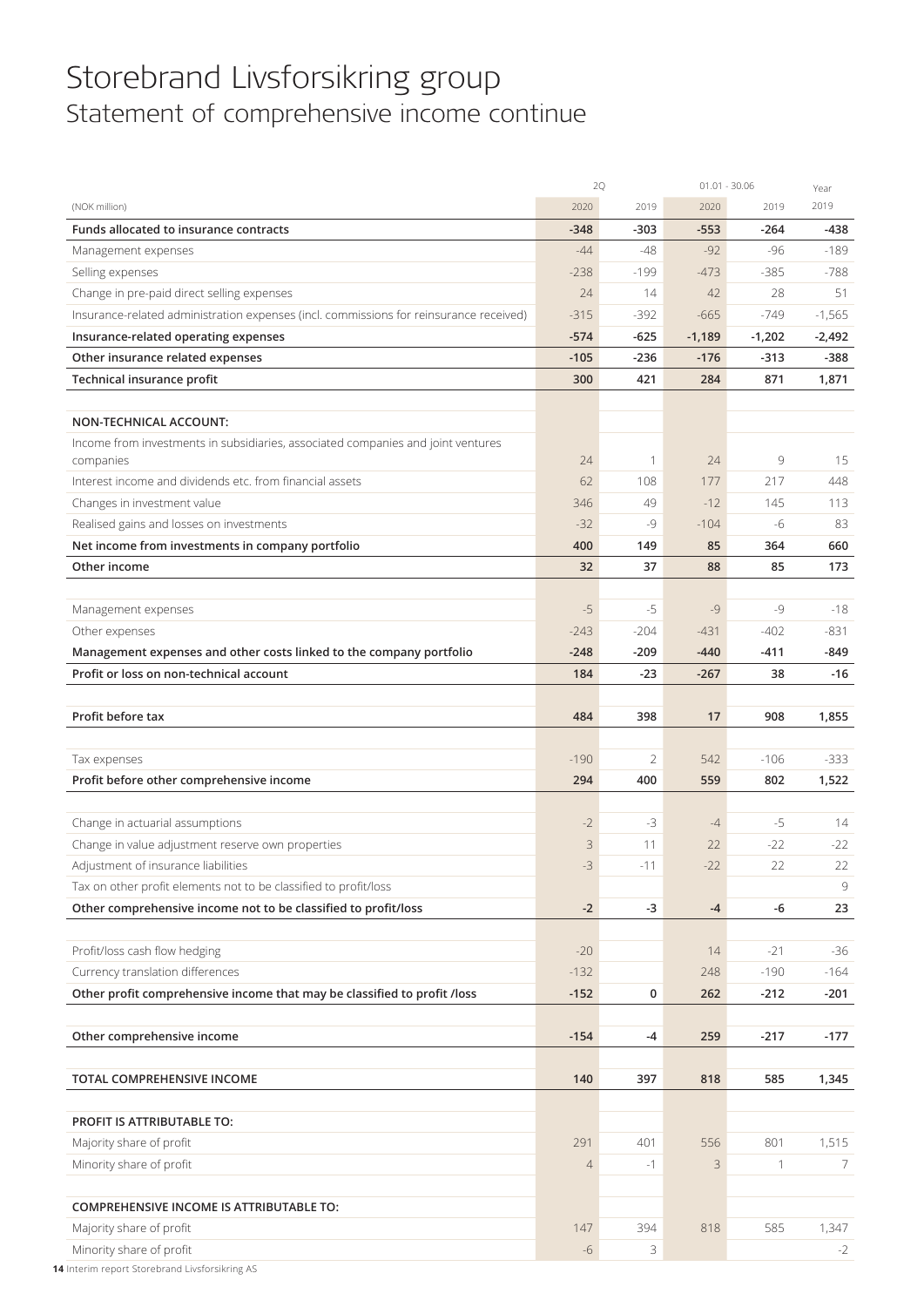# Storebrand Livsforsikring group
## Statement of comprehensive income continue

| (NOK million) | 2Q 2020 | 2Q 2019 | 01.01 - 30.06 2020 | 01.01 - 30.06 2019 | Year 2019 |
|---|---|---|---|---|---|
| **Funds allocated to insurance contracts** | **-348** | **-303** | **-553** | **-264** | **-438** |
| Management expenses | -44 | -48 | -92 | -96 | -189 |
| Selling expenses | -238 | -199 | -473 | -385 | -788 |
| Change in pre-paid direct selling expenses | 24 | 14 | 42 | 28 | 51 |
| Insurance-related administration expenses (incl. commissions for reinsurance received) | -315 | -392 | -665 | -749 | -1,565 |
| **Insurance-related operating expenses** | **-574** | **-625** | **-1,189** | **-1,202** | **-2,492** |
| **Other insurance related expenses** | **-105** | **-236** | **-176** | **-313** | **-388** |
| **Technical insurance profit** | **300** | **421** | **284** | **871** | **1,871** |
| | | | | | |
| **NON-TECHNICAL ACCOUNT:** | | | | | |
| Income from investments in subsidiaries, associated companies and joint ventures companies | 24 | 1 | 24 | 9 | 15 |
| Interest income and dividends etc. from financial assets | 62 | 108 | 177 | 217 | 448 |
| Changes in investment value | 346 | 49 | -12 | 145 | 113 |
| Realised gains and losses on investments | -32 | -9 | -104 | -6 | 83 |
| **Net income from investments in company portfolio** | **400** | **149** | **85** | **364** | **660** |
| **Other income** | **32** | **37** | **88** | **85** | **173** |
| | | | | | |
| Management expenses | -5 | -5 | -9 | -9 | -18 |
| Other expenses | -243 | -204 | -431 | -402 | -831 |
| **Management expenses and other costs linked to the company portfolio** | **-248** | **-209** | **-440** | **-411** | **-849** |
| **Profit or loss on non-technical account** | **184** | **-23** | **-267** | **38** | **-16** |
| | | | | | |
| **Profit before tax** | **484** | **398** | **17** | **908** | **1,855** |
| | | | | | |
| Tax expenses | -190 | 2 | 542 | -106 | -333 |
| **Profit before other comprehensive income** | **294** | **400** | **559** | **802** | **1,522** |
| | | | | | |
| Change in actuarial assumptions | -2 | -3 | -4 | -5 | 14 |
| Change in value adjustment reserve own properties | 3 | 11 | 22 | -22 | -22 |
| Adjustment of insurance liabilities | -3 | -11 | -22 | 22 | 22 |
| Tax on other profit elements not to be classified to profit/loss | | | | | 9 |
| **Other comprehensive income not to be classified to profit/loss** | **-2** | **-3** | **-4** | **-6** | **23** |
| | | | | | |
| Profit/loss cash flow hedging | -20 | | 14 | -21 | -36 |
| Currency translation differences | -132 | | 248 | -190 | -164 |
| **Other profit comprehensive income that may be classified to profit /loss** | **-152** | **0** | **262** | **-212** | **-201** |
| | | | | | |
| **Other comprehensive income** | **-154** | **-4** | **259** | **-217** | **-177** |
| | | | | | |
| **TOTAL COMPREHENSIVE INCOME** | **140** | **397** | **818** | **585** | **1,345** |
| | | | | | |
| **PROFIT IS ATTRIBUTABLE TO:** | | | | | |
| Majority share of profit | 291 | 401 | 556 | 801 | 1,515 |
| Minority share of profit | 4 | -1 | 3 | 1 | 7 |
| | | | | | |
| **COMPREHENSIVE INCOME IS ATTRIBUTABLE TO:** | | | | | |
| Majority share of profit | 147 | 394 | 818 | 585 | 1,347 |
| Minority share of profit | -6 | 3 | | | -2 |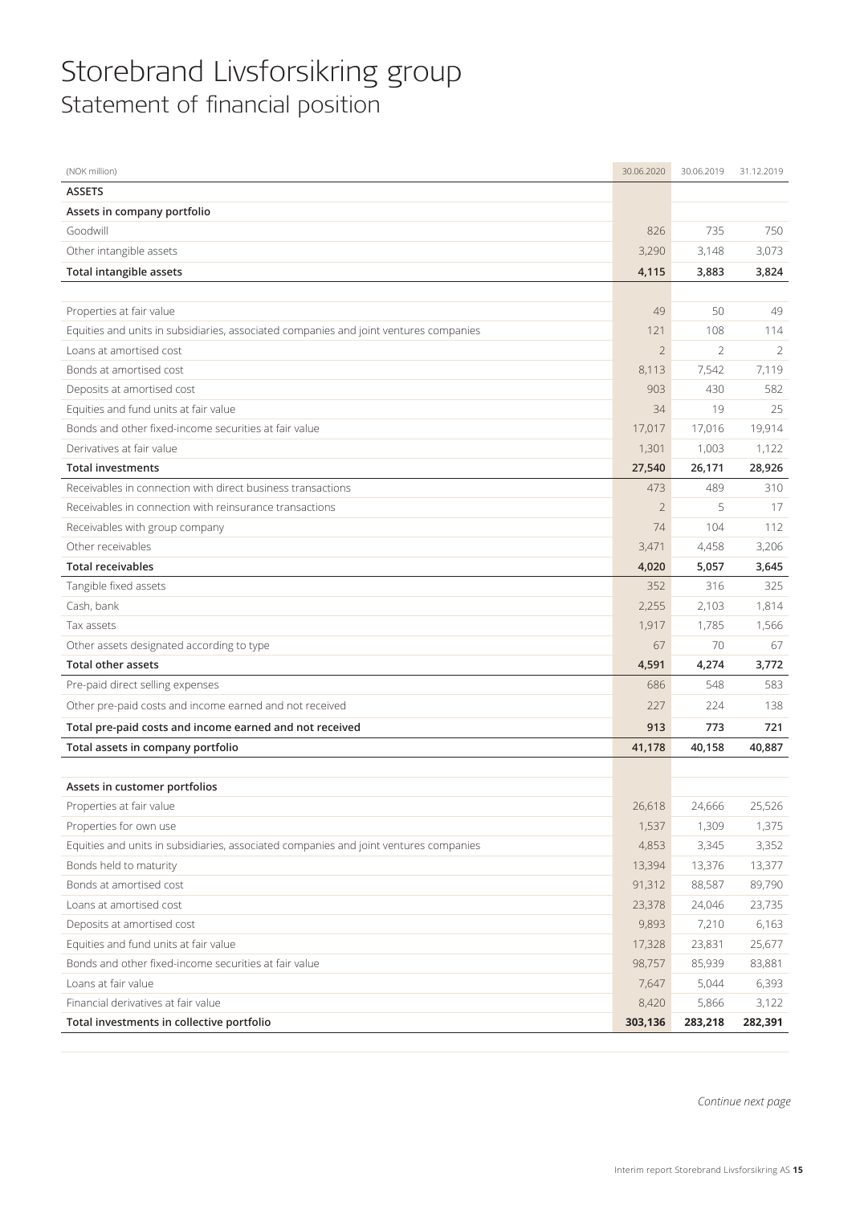# Storebrand Livsforsikring group
## Statement of financial position

| (NOK million) | 30.06.2020 | 30.06.2019 | 31.12.2019 |
|---|---|---|---|
| **ASSETS** | | | |
| **Assets in company portfolio** | | | |
| Goodwill | 826 | 735 | 750 |
| Other intangible assets | 3,290 | 3,148 | 3,073 |
| **Total intangible assets** | **4,115** | **3,883** | **3,824** |
| | | | |
| Properties at fair value | 49 | 50 | 49 |
| Equities and units in subsidiaries, associated companies and joint ventures companies | 121 | 108 | 114 |
| Loans at amortised cost | 2 | 2 | 2 |
| Bonds at amortised cost | 8,113 | 7,542 | 7,119 |
| Deposits at amortised cost | 903 | 430 | 582 |
| Equities and fund units at fair value | 34 | 19 | 25 |
| Bonds and other fixed-income securities at fair value | 17,017 | 17,016 | 19,914 |
| Derivatives at fair value | 1,301 | 1,003 | 1,122 |
| **Total investments** | **27,540** | **26,171** | **28,926** |
| Receivables in connection with direct business transactions | 473 | 489 | 310 |
| Receivables in connection with reinsurance transactions | 2 | 5 | 17 |
| Receivables with group company | 74 | 104 | 112 |
| Other receivables | 3,471 | 4,458 | 3,206 |
| **Total receivables** | **4,020** | **5,057** | **3,645** |
| Tangible fixed assets | 352 | 316 | 325 |
| Cash, bank | 2,255 | 2,103 | 1,814 |
| Tax assets | 1,917 | 1,785 | 1,566 |
| Other assets designated according to type | 67 | 70 | 67 |
| **Total other assets** | **4,591** | **4,274** | **3,772** |
| Pre-paid direct selling expenses | 686 | 548 | 583 |
| Other pre-paid costs and income earned and not received | 227 | 224 | 138 |
| **Total pre-paid costs and income earned and not received** | **913** | **773** | **721** |
| **Total assets in company portfolio** | **41,178** | **40,158** | **40,887** |
| | | | |
| **Assets in customer portfolios** | | | |
| Properties at fair value | 26,618 | 24,666 | 25,526 |
| Properties for own use | 1,537 | 1,309 | 1,375 |
| Equities and units in subsidiaries, associated companies and joint ventures companies | 4,853 | 3,345 | 3,352 |
| Bonds held to maturity | 13,394 | 13,376 | 13,377 |
| Bonds at amortised cost | 91,312 | 88,587 | 89,790 |
| Loans at amortised cost | 23,378 | 24,046 | 23,735 |
| Deposits at amortised cost | 9,893 | 7,210 | 6,163 |
| Equities and fund units at fair value | 17,328 | 23,831 | 25,677 |
| Bonds and other fixed-income securities at fair value | 98,757 | 85,939 | 83,881 |
| Loans at fair value | 7,647 | 5,044 | 6,393 |
| Financial derivatives at fair value | 8,420 | 5,866 | 3,122 |
| **Total investments in collective portfolio** | **303,136** | **283,218** | **282,391** |

*Continue next page*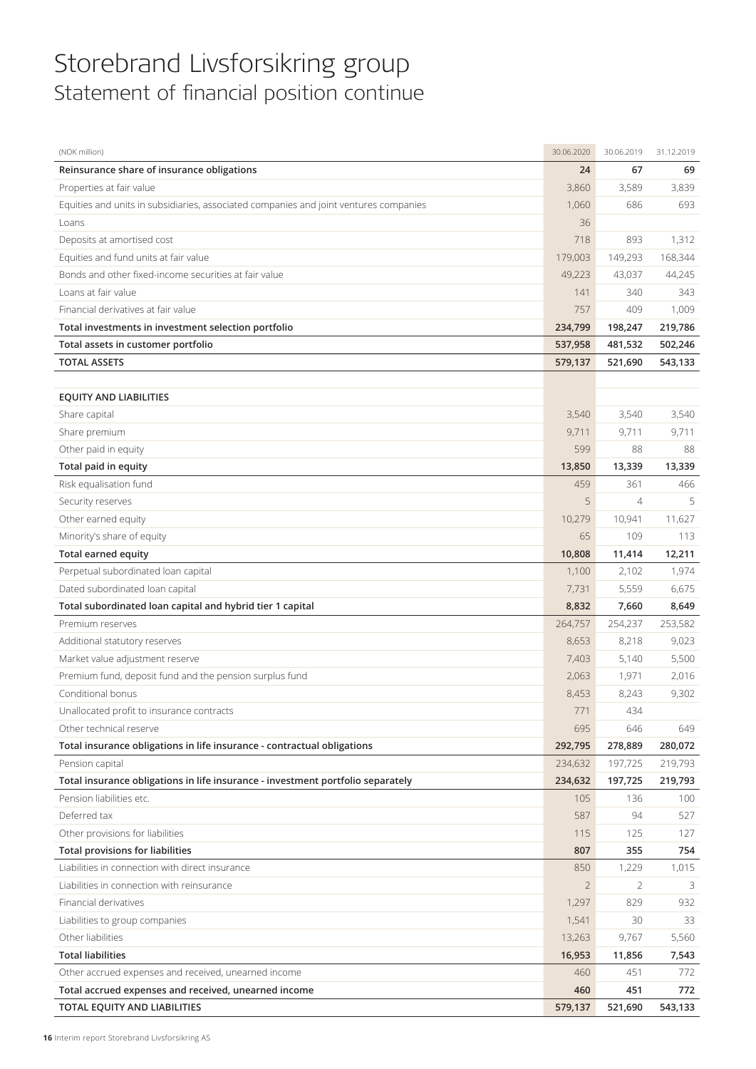# Storebrand Livsforsikring group
## Statement of financial position continue

| (NOK million) | 30.06.2020 | 30.06.2019 | 31.12.2019 |
|---|---|---|---|
| **Reinsurance share of insurance obligations** | **24** | **67** | **69** |
| Properties at fair value | 3,860 | 3,589 | 3,839 |
| Equities and units in subsidiaries, associated companies and joint ventures companies | 1,060 | 686 | 693 |
| Loans | 36 | | |
| Deposits at amortised cost | 718 | 893 | 1,312 |
| Equities and fund units at fair value | 179,003 | 149,293 | 168,344 |
| Bonds and other fixed-income securities at fair value | 49,223 | 43,037 | 44,245 |
| Loans at fair value | 141 | 340 | 343 |
| Financial derivatives at fair value | 757 | 409 | 1,009 |
| **Total investments in investment selection portfolio** | **234,799** | **198,247** | **219,786** |
| **Total assets in customer portfolio** | **537,958** | **481,532** | **502,246** |
| **TOTAL ASSETS** | **579,137** | **521,690** | **543,133** |
| | | | |
| **EQUITY AND LIABILITIES** | | | |
| Share capital | 3,540 | 3,540 | 3,540 |
| Share premium | 9,711 | 9,711 | 9,711 |
| Other paid in equity | 599 | 88 | 88 |
| **Total paid in equity** | **13,850** | **13,339** | **13,339** |
| Risk equalisation fund | 459 | 361 | 466 |
| Security reserves | 5 | 4 | 5 |
| Other earned equity | 10,279 | 10,941 | 11,627 |
| Minority's share of equity | 65 | 109 | 113 |
| **Total earned equity** | **10,808** | **11,414** | **12,211** |
| Perpetual subordinated loan capital | 1,100 | 2,102 | 1,974 |
| Dated subordinated loan capital | 7,731 | 5,559 | 6,675 |
| **Total subordinated loan capital and hybrid tier 1 capital** | **8,832** | **7,660** | **8,649** |
| Premium reserves | 264,757 | 254,237 | 253,582 |
| Additional statutory reserves | 8,653 | 8,218 | 9,023 |
| Market value adjustment reserve | 7,403 | 5,140 | 5,500 |
| Premium fund, deposit fund and the pension surplus fund | 2,063 | 1,971 | 2,016 |
| Conditional bonus | 8,453 | 8,243 | 9,302 |
| Unallocated profit to insurance contracts | 771 | 434 | |
| Other technical reserve | 695 | 646 | 649 |
| **Total insurance obligations in life insurance - contractual obligations** | **292,795** | **278,889** | **280,072** |
| Pension capital | 234,632 | 197,725 | 219,793 |
| **Total insurance obligations in life insurance - investment portfolio separately** | **234,632** | **197,725** | **219,793** |
| Pension liabilities etc. | 105 | 136 | 100 |
| Deferred tax | 587 | 94 | 527 |
| Other provisions for liabilities | 115 | 125 | 127 |
| **Total provisions for liabilities** | **807** | **355** | **754** |
| Liabilities in connection with direct insurance | 850 | 1,229 | 1,015 |
| Liabilities in connection with reinsurance | 2 | 2 | 3 |
| Financial derivatives | 1,297 | 829 | 932 |
| Liabilities to group companies | 1,541 | 30 | 33 |
| Other liabilities | 13,263 | 9,767 | 5,560 |
| **Total liabilities** | **16,953** | **11,856** | **7,543** |
| Other accrued expenses and received, unearned income | 460 | 451 | 772 |
| **Total accrued expenses and received, unearned income** | **460** | **451** | **772** |
| **TOTAL EQUITY AND LIABILITIES** | **579,137** | **521,690** | **543,133** |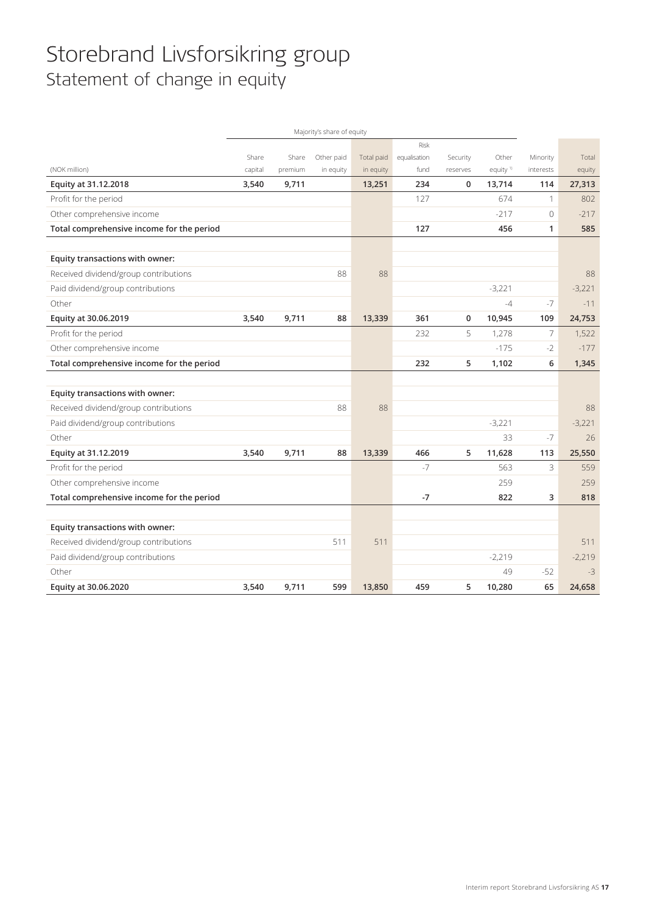# Storebrand Livsforsikring group

## Statement of change in equity

| | Majority's share of equity | | | | | | | | |
|---|---|---|---|---|---|---|---|---|---|
| (NOK million) | Share capital | Share premium | Other paid in equity | Total paid in equity | Risk equalisation fund | Security reserves | Other equity [1] | Minority interests | Total equity |
| **Equity at 31.12.2018** | **3,540** | **9,711** | | **13,251** | **234** | **0** | **13,714** | **114** | **27,313** |
| Profit for the period | | | | | 127 | | 674 | 1 | 802 |
| Other comprehensive income | | | | | | | -217 | 0 | -217 |
| **Total comprehensive income for the period** | | | | | **127** | | **456** | **1** | **585** |
| | | | | | | | | | |
| **Equity transactions with owner:** | | | | | | | | | |
| Received dividend/group contributions | | | 88 | 88 | | | | | 88 |
| Paid dividend/group contributions | | | | | | | -3,221 | | -3,221 |
| Other | | | | | | | -4 | -7 | -11 |
| **Equity at 30.06.2019** | **3,540** | **9,711** | **88** | **13,339** | **361** | **0** | **10,945** | **109** | **24,753** |
| Profit for the period | | | | | 232 | 5 | 1,278 | 7 | 1,522 |
| Other comprehensive income | | | | | | | -175 | -2 | -177 |
| **Total comprehensive income for the period** | | | | | **232** | **5** | **1,102** | **6** | **1,345** |
| | | | | | | | | | |
| **Equity transactions with owner:** | | | | | | | | | |
| Received dividend/group contributions | | | 88 | 88 | | | | | 88 |
| Paid dividend/group contributions | | | | | | | -3,221 | | -3,221 |
| Other | | | | | | | 33 | -7 | 26 |
| **Equity at 31.12.2019** | **3,540** | **9,711** | **88** | **13,339** | **466** | **5** | **11,628** | **113** | **25,550** |
| Profit for the period | | | | | -7 | | 563 | 3 | 559 |
| Other comprehensive income | | | | | | | 259 | | 259 |
| **Total comprehensive income for the period** | | | | | **-7** | | **822** | **3** | **818** |
| | | | | | | | | | |
| **Equity transactions with owner:** | | | | | | | | | |
| Received dividend/group contributions | | | 511 | 511 | | | | | 511 |
| Paid dividend/group contributions | | | | | | | -2,219 | | -2,219 |
| Other | | | | | | | 49 | -52 | -3 |
| **Equity at 30.06.2020** | **3,540** | **9,711** | **599** | **13,850** | **459** | **5** | **10,280** | **65** | **24,658** |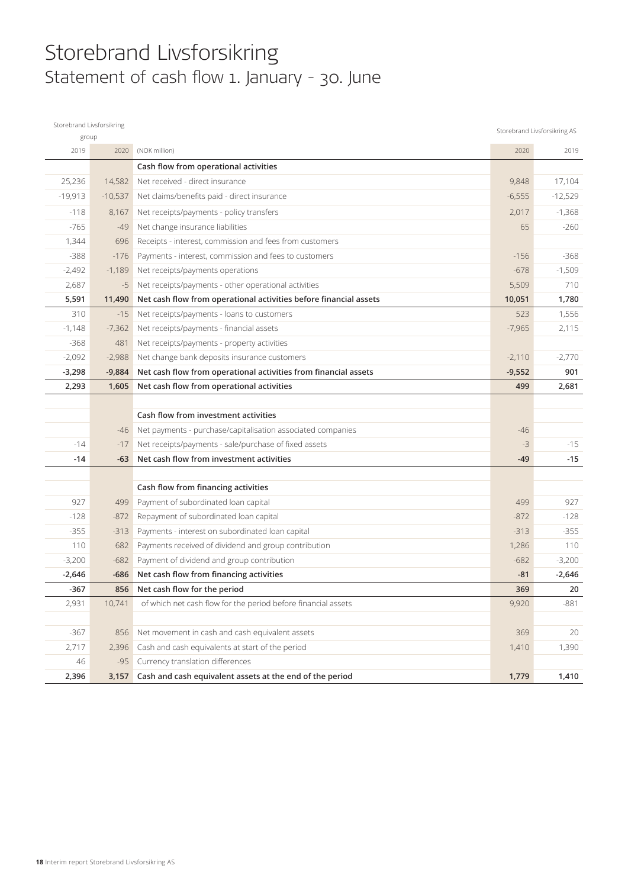# Storebrand Livsforsikring

## Statement of cash flow 1. January - 30. June

| Storebrand Livsforsikring group | | | Storebrand Livsforsikring AS | |
|---|---|---|---|---|
| 2019 | 2020 | (NOK million) | 2020 | 2019 |
| | | **Cash flow from operational activities** | | |
| 25,236 | 14,582 | Net received - direct insurance | 9,848 | 17,104 |
| -19,913 | -10,537 | Net claims/benefits paid - direct insurance | -6,555 | -12,529 |
| -118 | 8,167 | Net receipts/payments - policy transfers | 2,017 | -1,368 |
| -765 | -49 | Net change insurance liabilities | 65 | -260 |
| 1,344 | 696 | Receipts - interest, commission and fees from customers | | |
| -388 | -176 | Payments - interest, commission and fees to customers | -156 | -368 |
| -2,492 | -1,189 | Net receipts/payments operations | -678 | -1,509 |
| 2,687 | -5 | Net receipts/payments - other operational activities | 5,509 | 710 |
| **5,591** | **11,490** | **Net cash flow from operational activities before financial assets** | **10,051** | **1,780** |
| 310 | -15 | Net receipts/payments - loans to customers | 523 | 1,556 |
| -1,148 | -7,362 | Net receipts/payments - financial assets | -7,965 | 2,115 |
| -368 | 481 | Net receipts/payments - property activities | | |
| -2,092 | -2,988 | Net change bank deposits insurance customers | -2,110 | -2,770 |
| **-3,298** | **-9,884** | **Net cash flow from operational activities from financial assets** | **-9,552** | **901** |
| **2,293** | **1,605** | **Net cash flow from operational activities** | **499** | **2,681** |
| | | | | |
| | | **Cash flow from investment activities** | | |
| | -46 | Net payments - purchase/capitalisation associated companies | -46 | |
| -14 | -17 | Net receipts/payments - sale/purchase of fixed assets | -3 | -15 |
| **-14** | **-63** | **Net cash flow from investment activities** | **-49** | **-15** |
| | | | | |
| | | **Cash flow from financing activities** | | |
| 927 | 499 | Payment of subordinated loan capital | 499 | 927 |
| -128 | -872 | Repayment of subordinated loan capital | -872 | -128 |
| -355 | -313 | Payments - interest on subordinated loan capital | -313 | -355 |
| 110 | 682 | Payments received of dividend and group contribution | 1,286 | 110 |
| -3,200 | -682 | Payment of dividend and group contribution | -682 | -3,200 |
| **-2,646** | **-686** | **Net cash flow from financing activities** | **-81** | **-2,646** |
| **-367** | **856** | **Net cash flow for the period** | **369** | **20** |
| 2,931 | 10,741 | of which net cash flow for the period before financial assets | 9,920 | -881 |
| | | | | |
| -367 | 856 | Net movement in cash and cash equivalent assets | 369 | 20 |
| 2,717 | 2,396 | Cash and cash equivalents at start of the period | 1,410 | 1,390 |
| 46 | -95 | Currency translation differences | | |
| **2,396** | **3,157** | **Cash and cash equivalent assets at the end of the period** | **1,779** | **1,410** |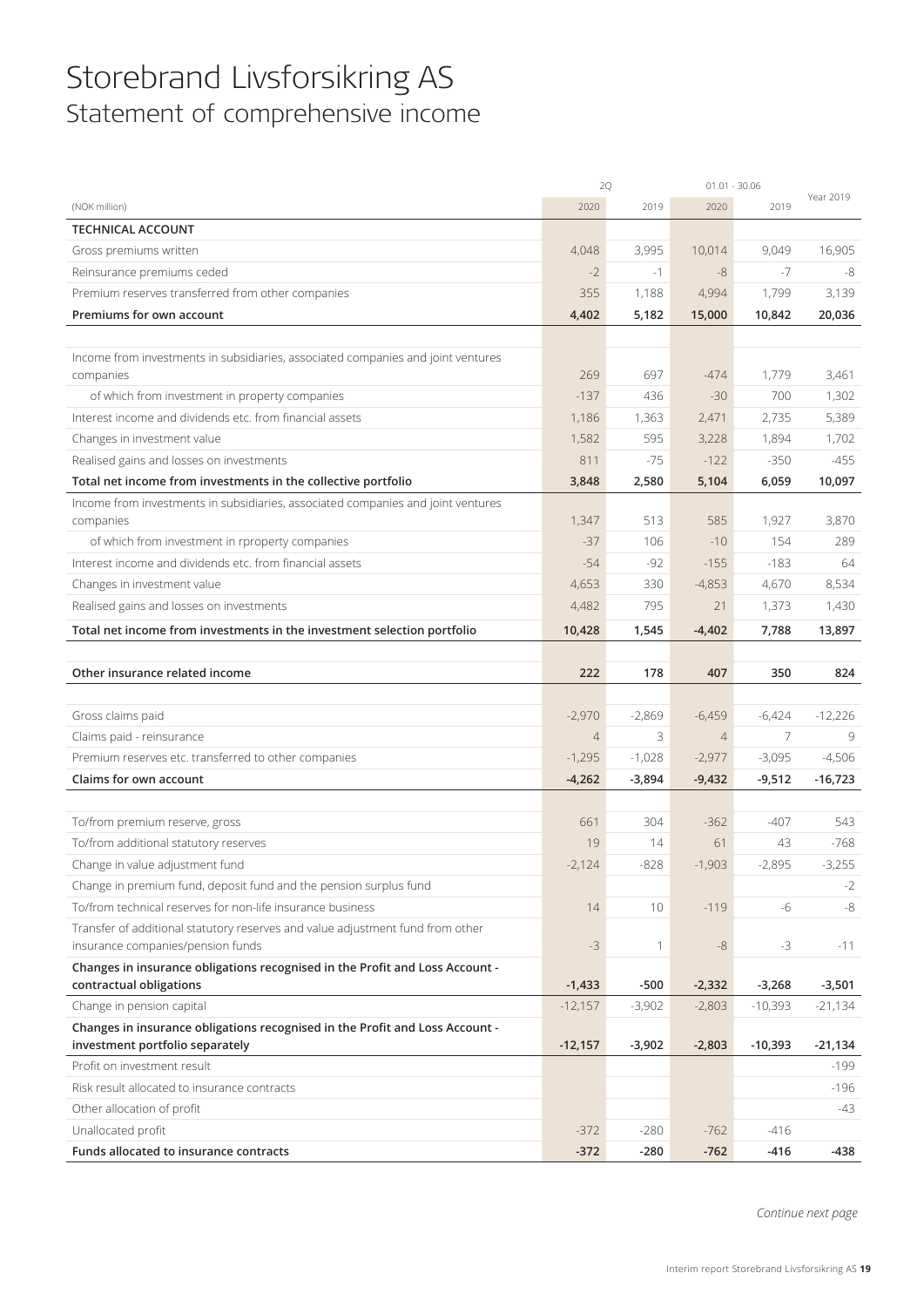# Storebrand Livsforsikring AS

## Statement of comprehensive income

| (NOK million) | 2Q 2020 | 2Q 2019 | 01.01 - 30.06 2020 | 01.01 - 30.06 2019 | Year 2019 |
|---|---|---|---|---|---|
| **TECHNICAL ACCOUNT** | | | | | |
| Gross premiums written | 4,048 | 3,995 | 10,014 | 9,049 | 16,905 |
| Reinsurance premiums ceded | -2 | -1 | -8 | -7 | -8 |
| Premium reserves transferred from other companies | 355 | 1,188 | 4,994 | 1,799 | 3,139 |
| **Premiums for own account** | **4,402** | **5,182** | **15,000** | **10,842** | **20,036** |
| | | | | | |
| Income from investments in subsidiaries, associated companies and joint ventures companies | 269 | 697 | -474 | 1,779 | 3,461 |
| of which from investment in property companies | -137 | 436 | -30 | 700 | 1,302 |
| Interest income and dividends etc. from financial assets | 1,186 | 1,363 | 2,471 | 2,735 | 5,389 |
| Changes in investment value | 1,582 | 595 | 3,228 | 1,894 | 1,702 |
| Realised gains and losses on investments | 811 | -75 | -122 | -350 | -455 |
| **Total net income from investments in the collective portfolio** | **3,848** | **2,580** | **5,104** | **6,059** | **10,097** |
| Income from investments in subsidiaries, associated companies and joint ventures companies | 1,347 | 513 | 585 | 1,927 | 3,870 |
| of which from investment in rproperty companies | -37 | 106 | -10 | 154 | 289 |
| Interest income and dividends etc. from financial assets | -54 | -92 | -155 | -183 | 64 |
| Changes in investment value | 4,653 | 330 | -4,853 | 4,670 | 8,534 |
| Realised gains and losses on investments | 4,482 | 795 | 21 | 1,373 | 1,430 |
| **Total net income from investments in the investment selection portfolio** | **10,428** | **1,545** | **-4,402** | **7,788** | **13,897** |
| | | | | | |
| **Other insurance related income** | **222** | **178** | **407** | **350** | **824** |
| | | | | | |
| Gross claims paid | -2,970 | -2,869 | -6,459 | -6,424 | -12,226 |
| Claims paid - reinsurance | 4 | 3 | 4 | 7 | 9 |
| Premium reserves etc. transferred to other companies | -1,295 | -1,028 | -2,977 | -3,095 | -4,506 |
| **Claims for own account** | **-4,262** | **-3,894** | **-9,432** | **-9,512** | **-16,723** |
| | | | | | |
| To/from premium reserve, gross | 661 | 304 | -362 | -407 | 543 |
| To/from additional statutory reserves | 19 | 14 | 61 | 43 | -768 |
| Change in value adjustment fund | -2,124 | -828 | -1,903 | -2,895 | -3,255 |
| Change in premium fund, deposit fund and the pension surplus fund | | | | | -2 |
| To/from technical reserves for non-life insurance business | 14 | 10 | -119 | -6 | -8 |
| Transfer of additional statutory reserves and value adjustment fund from other insurance companies/pension funds | -3 | 1 | -8 | -3 | -11 |
| **Changes in insurance obligations recognised in the Profit and Loss Account - contractual obligations** | **-1,433** | **-500** | **-2,332** | **-3,268** | **-3,501** |
| Change in pension capital | -12,157 | -3,902 | -2,803 | -10,393 | -21,134 |
| **Changes in insurance obligations recognised in the Profit and Loss Account - investment portfolio separately** | **-12,157** | **-3,902** | **-2,803** | **-10,393** | **-21,134** |
| Profit on investment result | | | | | -199 |
| Risk result allocated to insurance contracts | | | | | -196 |
| Other allocation of profit | | | | | -43 |
| Unallocated profit | -372 | -280 | -762 | -416 | |
| **Funds allocated to insurance contracts** | **-372** | **-280** | **-762** | **-416** | **-438** |

*Continue next page*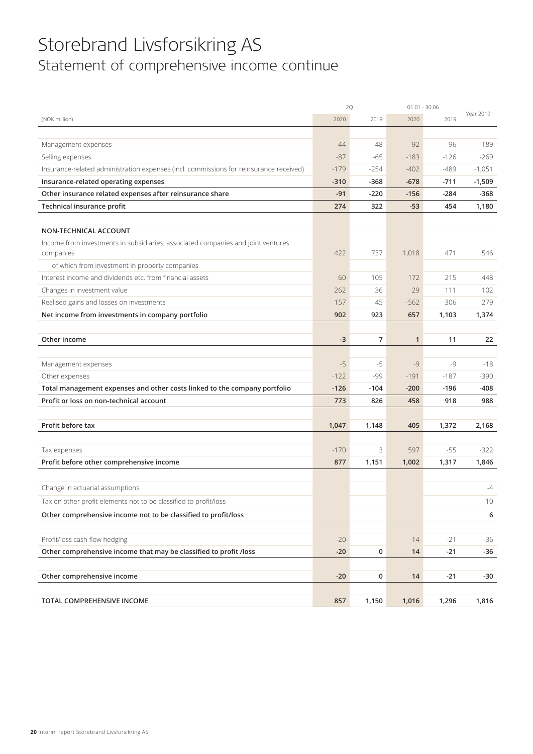# Storebrand Livsforsikring AS

## Statement of comprehensive income continue

| (NOK million) | 2Q 2020 | 2Q 2019 | 01.01 - 30.06 2020 | 01.01 - 30.06 2019 | Year 2019 |
|---|---|---|---|---|---|
| Management expenses | -44 | -48 | -92 | -96 | -189 |
| Selling expenses | -87 | -65 | -183 | -126 | -269 |
| Insurance-related administration expenses (incl. commissions for reinsurance received) | -179 | -254 | -402 | -489 | -1,051 |
| **Insurance-related operating expenses** | **-310** | **-368** | **-678** | **-711** | **-1,509** |
| **Other insurance related expenses after reinsurance share** | **-91** | **-220** | **-156** | **-284** | **-368** |
| **Technical insurance profit** | **274** | **322** | **-53** | **454** | **1,180** |
| | | | | | |
| **NON-TECHNICAL ACCOUNT** | | | | | |
| Income from investments in subsidiaries, associated companies and joint ventures companies | 422 | 737 | 1,018 | 471 | 546 |
| of which from investment in property companies | | | | | |
| Interest income and dividends etc. from financial assets | 60 | 105 | 172 | 215 | 448 |
| Changes in investment value | 262 | 36 | 29 | 111 | 102 |
| Realised gains and losses on investments | 157 | 45 | -562 | 306 | 279 |
| **Net income from investments in company portfolio** | **902** | **923** | **657** | **1,103** | **1,374** |
| | | | | | |
| **Other income** | **-3** | **7** | **1** | **11** | **22** |
| | | | | | |
| Management expenses | -5 | -5 | -9 | -9 | -18 |
| Other expenses | -122 | -99 | -191 | -187 | -390 |
| **Total management expenses and other costs linked to the company portfolio** | **-126** | **-104** | **-200** | **-196** | **-408** |
| **Profit or loss on non-technical account** | **773** | **826** | **458** | **918** | **988** |
| | | | | | |
| **Profit before tax** | **1,047** | **1,148** | **405** | **1,372** | **2,168** |
| | | | | | |
| Tax expenses | -170 | 3 | 597 | -55 | -322 |
| **Profit before other comprehensive income** | **877** | **1,151** | **1,002** | **1,317** | **1,846** |
| | | | | | |
| Change in actuarial assumptions | | | | | -4 |
| Tax on other profit elements not to be classified to profit/loss | | | | | 10 |
| **Other comprehensive income not to be classified to profit/loss** | | | | | **6** |
| | | | | | |
| Profit/loss cash flow hedging | -20 | | 14 | -21 | -36 |
| **Other comprehensive income that may be classified to profit /loss** | **-20** | **0** | **14** | **-21** | **-36** |
| | | | | | |
| **Other comprehensive income** | **-20** | **0** | **14** | **-21** | **-30** |
| | | | | | |
| **TOTAL COMPREHENSIVE INCOME** | **857** | **1,150** | **1,016** | **1,296** | **1,816** |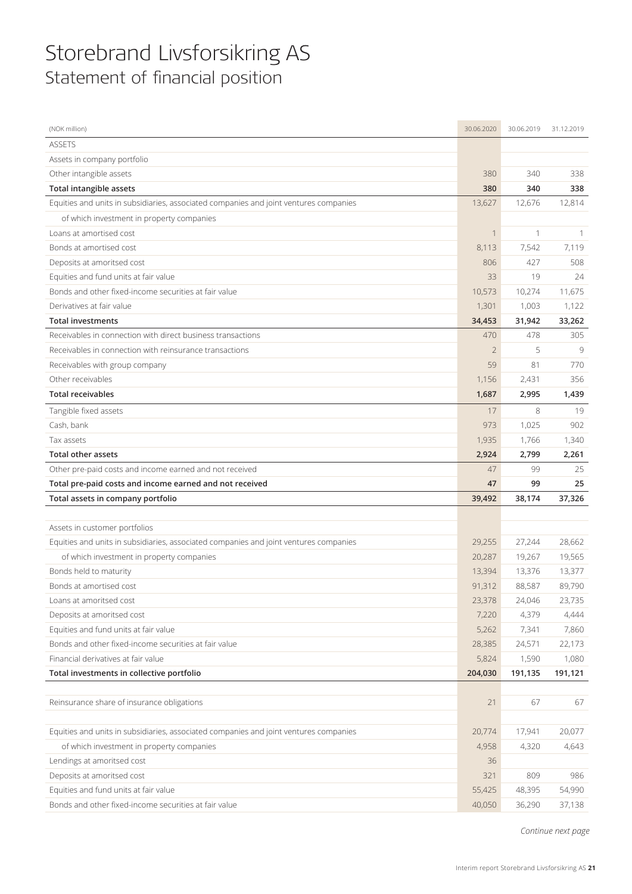# Storebrand Livsforsikring AS
## Statement of financial position

| (NOK million) | 30.06.2020 | 30.06.2019 | 31.12.2019 |
|---|---|---|---|
| ASSETS | | | |
| Assets in company portfolio | | | |
| Other intangible assets | 380 | 340 | 338 |
| **Total intangible assets** | **380** | **340** | **338** |
| Equities and units in subsidiaries, associated companies and joint ventures companies | 13,627 | 12,676 | 12,814 |
| of which investment in property companies | | | |
| Loans at amortised cost | 1 | 1 | 1 |
| Bonds at amortised cost | 8,113 | 7,542 | 7,119 |
| Deposits at amoritsed cost | 806 | 427 | 508 |
| Equities and fund units at fair value | 33 | 19 | 24 |
| Bonds and other fixed-income securities at fair value | 10,573 | 10,274 | 11,675 |
| Derivatives at fair value | 1,301 | 1,003 | 1,122 |
| **Total investments** | **34,453** | **31,942** | **33,262** |
| Receivables in connection with direct business transactions | 470 | 478 | 305 |
| Receivables in connection with reinsurance transactions | 2 | 5 | 9 |
| Receivables with group company | 59 | 81 | 770 |
| Other receivables | 1,156 | 2,431 | 356 |
| **Total receivables** | **1,687** | **2,995** | **1,439** |
| Tangible fixed assets | 17 | 8 | 19 |
| Cash, bank | 973 | 1,025 | 902 |
| Tax assets | 1,935 | 1,766 | 1,340 |
| **Total other assets** | **2,924** | **2,799** | **2,261** |
| Other pre-paid costs and income earned and not received | 47 | 99 | 25 |
| **Total pre-paid costs and income earned and not received** | **47** | **99** | **25** |
| **Total assets in company portfolio** | **39,492** | **38,174** | **37,326** |
| | | | |
| Assets in customer portfolios | | | |
| Equities and units in subsidiaries, associated companies and joint ventures companies | 29,255 | 27,244 | 28,662 |
| of which investment in property companies | 20,287 | 19,267 | 19,565 |
| Bonds held to maturity | 13,394 | 13,376 | 13,377 |
| Bonds at amortised cost | 91,312 | 88,587 | 89,790 |
| Loans at amoritsed cost | 23,378 | 24,046 | 23,735 |
| Deposits at amoritsed cost | 7,220 | 4,379 | 4,444 |
| Equities and fund units at fair value | 5,262 | 7,341 | 7,860 |
| Bonds and other fixed-income securities at fair value | 28,385 | 24,571 | 22,173 |
| Financial derivatives at fair value | 5,824 | 1,590 | 1,080 |
| **Total investments in collective portfolio** | **204,030** | **191,135** | **191,121** |
| | | | |
| Reinsurance share of insurance obligations | 21 | 67 | 67 |
| | | | |
| Equities and units in subsidiaries, associated companies and joint ventures companies | 20,774 | 17,941 | 20,077 |
| of which investment in property companies | 4,958 | 4,320 | 4,643 |
| Lendings at amoritsed cost | 36 | | |
| Deposits at amoritsed cost | 321 | 809 | 986 |
| Equities and fund units at fair value | 55,425 | 48,395 | 54,990 |
| Bonds and other fixed-income securities at fair value | 40,050 | 36,290 | 37,138 |

*Continue next page*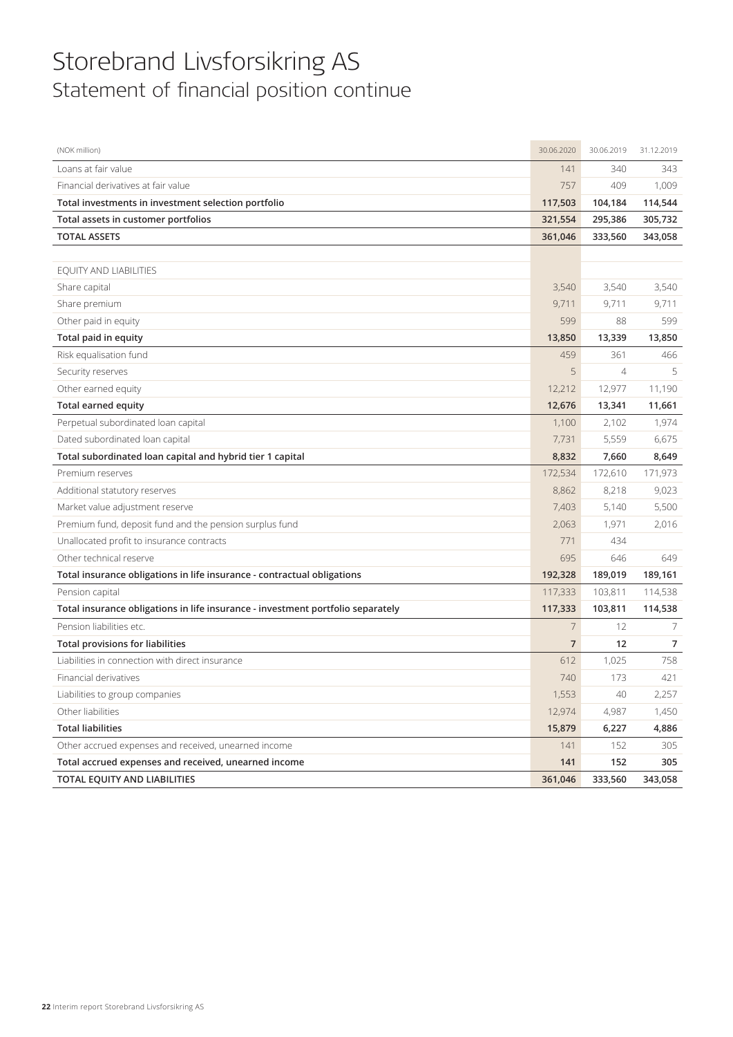# Storebrand Livsforsikring AS
## Statement of financial position continue

| (NOK million) | 30.06.2020 | 30.06.2019 | 31.12.2019 |
|---|---|---|---|
| Loans at fair value | 141 | 340 | 343 |
| Financial derivatives at fair value | 757 | 409 | 1,009 |
| **Total investments in investment selection portfolio** | **117,503** | **104,184** | **114,544** |
| **Total assets in customer portfolios** | **321,554** | **295,386** | **305,732** |
| **TOTAL ASSETS** | **361,046** | **333,560** | **343,058** |
| | | | |
| EQUITY AND LIABILITIES | | | |
| Share capital | 3,540 | 3,540 | 3,540 |
| Share premium | 9,711 | 9,711 | 9,711 |
| Other paid in equity | 599 | 88 | 599 |
| **Total paid in equity** | **13,850** | **13,339** | **13,850** |
| Risk equalisation fund | 459 | 361 | 466 |
| Security reserves | 5 | 4 | 5 |
| Other earned equity | 12,212 | 12,977 | 11,190 |
| **Total earned equity** | **12,676** | **13,341** | **11,661** |
| Perpetual subordinated loan capital | 1,100 | 2,102 | 1,974 |
| Dated subordinated loan capital | 7,731 | 5,559 | 6,675 |
| **Total subordinated loan capital and hybrid tier 1 capital** | **8,832** | **7,660** | **8,649** |
| Premium reserves | 172,534 | 172,610 | 171,973 |
| Additional statutory reserves | 8,862 | 8,218 | 9,023 |
| Market value adjustment reserve | 7,403 | 5,140 | 5,500 |
| Premium fund, deposit fund and the pension surplus fund | 2,063 | 1,971 | 2,016 |
| Unallocated profit to insurance contracts | 771 | 434 | |
| Other technical reserve | 695 | 646 | 649 |
| **Total insurance obligations in life insurance - contractual obligations** | **192,328** | **189,019** | **189,161** |
| Pension capital | 117,333 | 103,811 | 114,538 |
| **Total insurance obligations in life insurance - investment portfolio separately** | **117,333** | **103,811** | **114,538** |
| Pension liabilities etc. | 7 | 12 | 7 |
| **Total provisions for liabilities** | **7** | **12** | **7** |
| Liabilities in connection with direct insurance | 612 | 1,025 | 758 |
| Financial derivatives | 740 | 173 | 421 |
| Liabilities to group companies | 1,553 | 40 | 2,257 |
| Other liabilities | 12,974 | 4,987 | 1,450 |
| **Total liabilities** | **15,879** | **6,227** | **4,886** |
| Other accrued expenses and received, unearned income | 141 | 152 | 305 |
| **Total accrued expenses and received, unearned income** | **141** | **152** | **305** |
| **TOTAL EQUITY AND LIABILITIES** | **361,046** | **333,560** | **343,058** |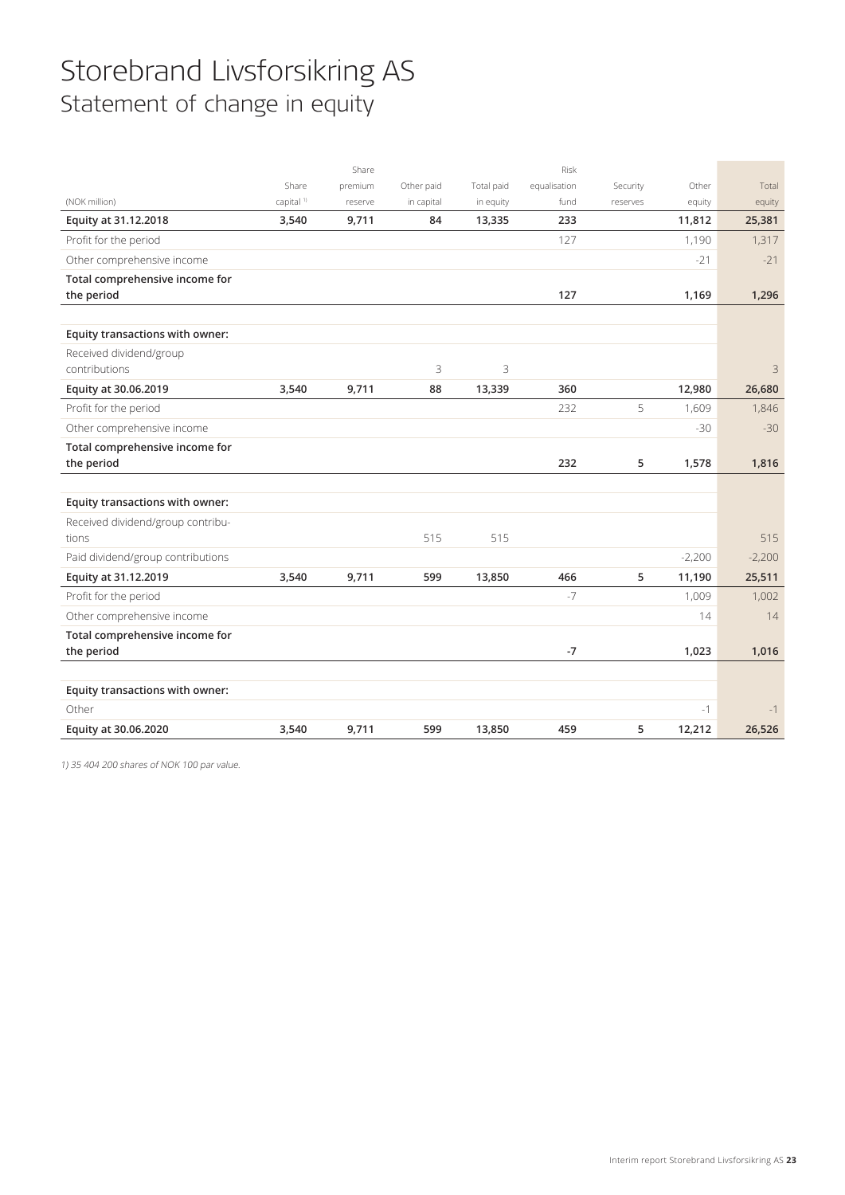# Storebrand Livsforsikring AS
## Statement of change in equity

| (NOK million) | Share capital [1] | Share premium reserve | Other paid in capital | Total paid in equity | Risk equalisation fund | Security reserves | Other equity | Total equity |
|---|---|---|---|---|---|---|---|---|
| **Equity at 31.12.2018** | **3,540** | **9,711** | **84** | **13,335** | **233** | | **11,812** | **25,381** |
| Profit for the period | | | | | 127 | | 1,190 | 1,317 |
| Other comprehensive income | | | | | | | -21 | -21 |
| **Total comprehensive income for the period** | | | | | **127** | | **1,169** | **1,296** |
| | | | | | | | | |
| **Equity transactions with owner:** | | | | | | | | |
| Received dividend/group contributions | | | 3 | 3 | | | | 3 |
| **Equity at 30.06.2019** | **3,540** | **9,711** | **88** | **13,339** | **360** | | **12,980** | **26,680** |
| Profit for the period | | | | | 232 | 5 | 1,609 | 1,846 |
| Other comprehensive income | | | | | | | -30 | -30 |
| **Total comprehensive income for the period** | | | | | **232** | **5** | **1,578** | **1,816** |
| | | | | | | | | |
| **Equity transactions with owner:** | | | | | | | | |
| Received dividend/group contributions | | | 515 | 515 | | | | 515 |
| Paid dividend/group contributions | | | | | | | -2,200 | -2,200 |
| **Equity at 31.12.2019** | **3,540** | **9,711** | **599** | **13,850** | **466** | **5** | **11,190** | **25,511** |
| Profit for the period | | | | | -7 | | 1,009 | 1,002 |
| Other comprehensive income | | | | | | | 14 | 14 |
| **Total comprehensive income for the period** | | | | | **-7** | | **1,023** | **1,016** |
| | | | | | | | | |
| **Equity transactions with owner:** | | | | | | | | |
| Other | | | | | | | -1 | -1 |
| **Equity at 30.06.2020** | **3,540** | **9,711** | **599** | **13,850** | **459** | **5** | **12,212** | **26,526** |

*1) 35 404 200 shares of NOK 100 par value.*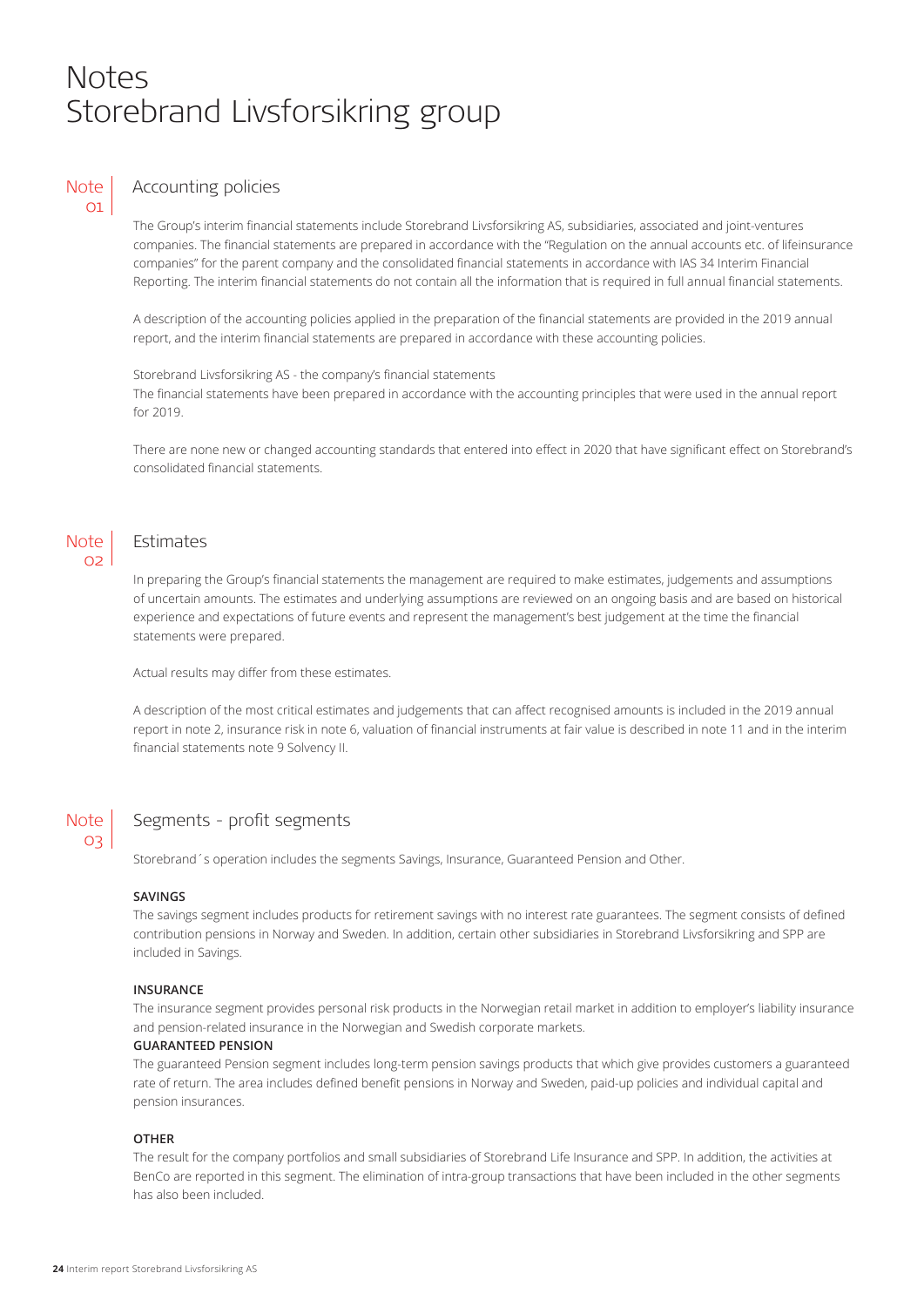# Notes
# Storebrand Livsforsikring group

## Note 01 Accounting policies

The Group's interim financial statements include Storebrand Livsforsikring AS, subsidiaries, associated and joint-ventures companies. The financial statements are prepared in accordance with the "Regulation on the annual accounts etc. of lifeinsurance companies" for the parent company and the consolidated financial statements in accordance with IAS 34 Interim Financial Reporting. The interim financial statements do not contain all the information that is required in full annual financial statements.

A description of the accounting policies applied in the preparation of the financial statements are provided in the 2019 annual report, and the interim financial statements are prepared in accordance with these accounting policies.

Storebrand Livsforsikring AS - the company's financial statements
The financial statements have been prepared in accordance with the accounting principles that were used in the annual report for 2019.

There are none new or changed accounting standards that entered into effect in 2020 that have significant effect on Storebrand's consolidated financial statements.

## Note 02 Estimates

In preparing the Group's financial statements the management are required to make estimates, judgements and assumptions of uncertain amounts. The estimates and underlying assumptions are reviewed on an ongoing basis and are based on historical experience and expectations of future events and represent the management's best judgement at the time the financial statements were prepared.

Actual results may differ from these estimates.

A description of the most critical estimates and judgements that can affect recognised amounts is included in the 2019 annual report in note 2, insurance risk in note 6, valuation of financial instruments at fair value is described in note 11 and in the interim financial statements note 9 Solvency II.

## Note 03 Segments - profit segments

Storebrand´s operation includes the segments Savings, Insurance, Guaranteed Pension and Other.

**SAVINGS**
The savings segment includes products for retirement savings with no interest rate guarantees. The segment consists of defined contribution pensions in Norway and Sweden. In addition, certain other subsidiaries in Storebrand Livsforsikring and SPP are included in Savings.

**INSURANCE**
The insurance segment provides personal risk products in the Norwegian retail market in addition to employer's liability insurance and pension-related insurance in the Norwegian and Swedish corporate markets.

**GUARANTEED PENSION**
The guaranteed Pension segment includes long-term pension savings products that which give provides customers a guaranteed rate of return. The area includes defined benefit pensions in Norway and Sweden, paid-up policies and individual capital and pension insurances.

**OTHER**
The result for the company portfolios and small subsidiaries of Storebrand Life Insurance and SPP. In addition, the activities at BenCo are reported in this segment. The elimination of intra-group transactions that have been included in the other segments has also been included.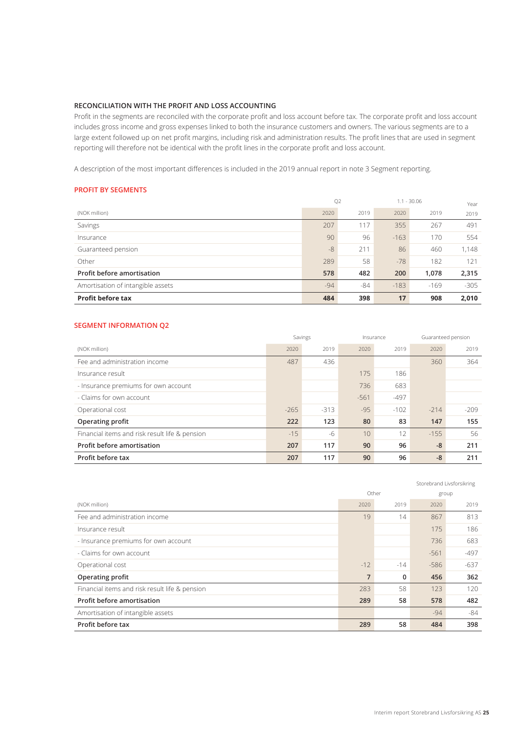### RECONCILIATION WITH THE PROFIT AND LOSS ACCOUNTING

Profit in the segments are reconciled with the corporate profit and loss account before tax. The corporate profit and loss account includes gross income and gross expenses linked to both the insurance customers and owners. The various segments are to a large extent followed up on net profit margins, including risk and administration results. The profit lines that are used in segment reporting will therefore not be identical with the profit lines in the corporate profit and loss account.

A description of the most important differences is included in the 2019 annual report in note 3 Segment reporting.

### PROFIT BY SEGMENTS

| | Q2 | | 1.1 - 30.06 | | Year |
|---|---|---|---|---|---|
| (NOK million) | 2020 | 2019 | 2020 | 2019 | 2019 |
| Savings | 207 | 117 | 355 | 267 | 491 |
| Insurance | 90 | 96 | -163 | 170 | 554 |
| Guaranteed pension | -8 | 211 | 86 | 460 | 1,148 |
| Other | 289 | 58 | -78 | 182 | 121 |
| **Profit before amortisation** | **578** | **482** | **200** | **1,078** | **2,315** |
| Amortisation of intangible assets | -94 | -84 | -183 | -169 | -305 |
| **Profit before tax** | **484** | **398** | **17** | **908** | **2,010** |

### SEGMENT INFORMATION Q2

| | Savings | | Insurance | | Guaranteed pension | |
|---|---|---|---|---|---|---|
| (NOK million) | 2020 | 2019 | 2020 | 2019 | 2020 | 2019 |
| Fee and administration income | 487 | 436 | | | 360 | 364 |
| Insurance result | | | 175 | 186 | | |
| - Insurance premiums for own account | | | 736 | 683 | | |
| - Claims for own account | | | -561 | -497 | | |
| Operational cost | -265 | -313 | -95 | -102 | -214 | -209 |
| **Operating profit** | **222** | **123** | **80** | **83** | **147** | **155** |
| Financial items and risk result life & pension | -15 | -6 | 10 | 12 | -155 | 56 |
| **Profit before amortisation** | **207** | **117** | **90** | **96** | **-8** | **211** |
| **Profit before tax** | **207** | **117** | **90** | **96** | **-8** | **211** |

| | Other | | Storebrand Livsforsikring group | |
|---|---|---|---|---|
| (NOK million) | 2020 | 2019 | 2020 | 2019 |
| Fee and administration income | 19 | 14 | 867 | 813 |
| Insurance result | | | 175 | 186 |
| - Insurance premiums for own account | | | 736 | 683 |
| - Claims for own account | | | -561 | -497 |
| Operational cost | -12 | -14 | -586 | -637 |
| **Operating profit** | **7** | **0** | **456** | **362** |
| Financial items and risk result life & pension | 283 | 58 | 123 | 120 |
| **Profit before amortisation** | **289** | **58** | **578** | **482** |
| Amortisation of intangible assets | | | -94 | -84 |
| **Profit before tax** | **289** | **58** | **484** | **398** |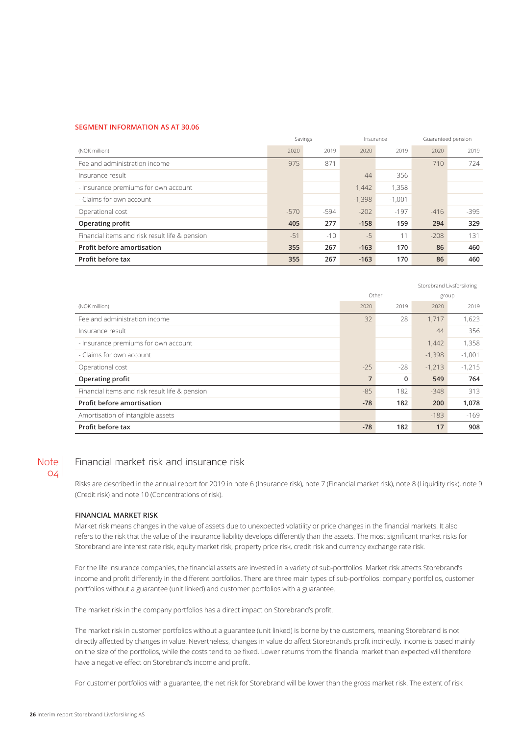### SEGMENT INFORMATION AS AT 30.06

| (NOK million) | Savings 2020 | Savings 2019 | Insurance 2020 | Insurance 2019 | Guaranteed pension 2020 | Guaranteed pension 2019 |
|---|---|---|---|---|---|---|
| Fee and administration income | 975 | 871 | | | 710 | 724 |
| Insurance result | | | 44 | 356 | | |
| - Insurance premiums for own account | | | 1,442 | 1,358 | | |
| - Claims for own account | | | -1,398 | -1,001 | | |
| Operational cost | -570 | -594 | -202 | -197 | -416 | -395 |
| **Operating profit** | **405** | **277** | **-158** | **159** | **294** | **329** |
| Financial items and risk result life & pension | -51 | -10 | -5 | 11 | -208 | 131 |
| **Profit before amortisation** | **355** | **267** | **-163** | **170** | **86** | **460** |
| **Profit before tax** | **355** | **267** | **-163** | **170** | **86** | **460** |

| (NOK million) | Other 2020 | Other 2019 | Storebrand Livsforsikring group 2020 | Storebrand Livsforsikring group 2019 |
|---|---|---|---|---|
| Fee and administration income | 32 | 28 | 1,717 | 1,623 |
| Insurance result | | | 44 | 356 |
| - Insurance premiums for own account | | | 1,442 | 1,358 |
| - Claims for own account | | | -1,398 | -1,001 |
| Operational cost | -25 | -28 | -1,213 | -1,215 |
| **Operating profit** | **7** | **0** | **549** | **764** |
| Financial items and risk result life & pension | -85 | 182 | -348 | 313 |
| **Profit before amortisation** | **-78** | **182** | **200** | **1,078** |
| Amortisation of intangible assets | | | -183 | -169 |
| **Profit before tax** | **-78** | **182** | **17** | **908** |

## Note 04 Financial market risk and insurance risk

Risks are described in the annual report for 2019 in note 6 (Insurance risk), note 7 (Financial market risk), note 8 (Liquidity risk), note 9 (Credit risk) and note 10 (Concentrations of risk).

### FINANCIAL MARKET RISK

Market risk means changes in the value of assets due to unexpected volatility or price changes in the financial markets. It also refers to the risk that the value of the insurance liability develops differently than the assets. The most significant market risks for Storebrand are interest rate risk, equity market risk, property price risk, credit risk and currency exchange rate risk.

For the life insurance companies, the financial assets are invested in a variety of sub-portfolios. Market risk affects Storebrand's income and profit differently in the different portfolios. There are three main types of sub-portfolios: company portfolios, customer portfolios without a guarantee (unit linked) and customer portfolios with a guarantee.

The market risk in the company portfolios has a direct impact on Storebrand's profit.

The market risk in customer portfolios without a guarantee (unit linked) is borne by the customers, meaning Storebrand is not directly affected by changes in value. Nevertheless, changes in value do affect Storebrand's profit indirectly. Income is based mainly on the size of the portfolios, while the costs tend to be fixed. Lower returns from the financial market than expected will therefore have a negative effect on Storebrand's income and profit.

For customer portfolios with a guarantee, the net risk for Storebrand will be lower than the gross market risk. The extent of risk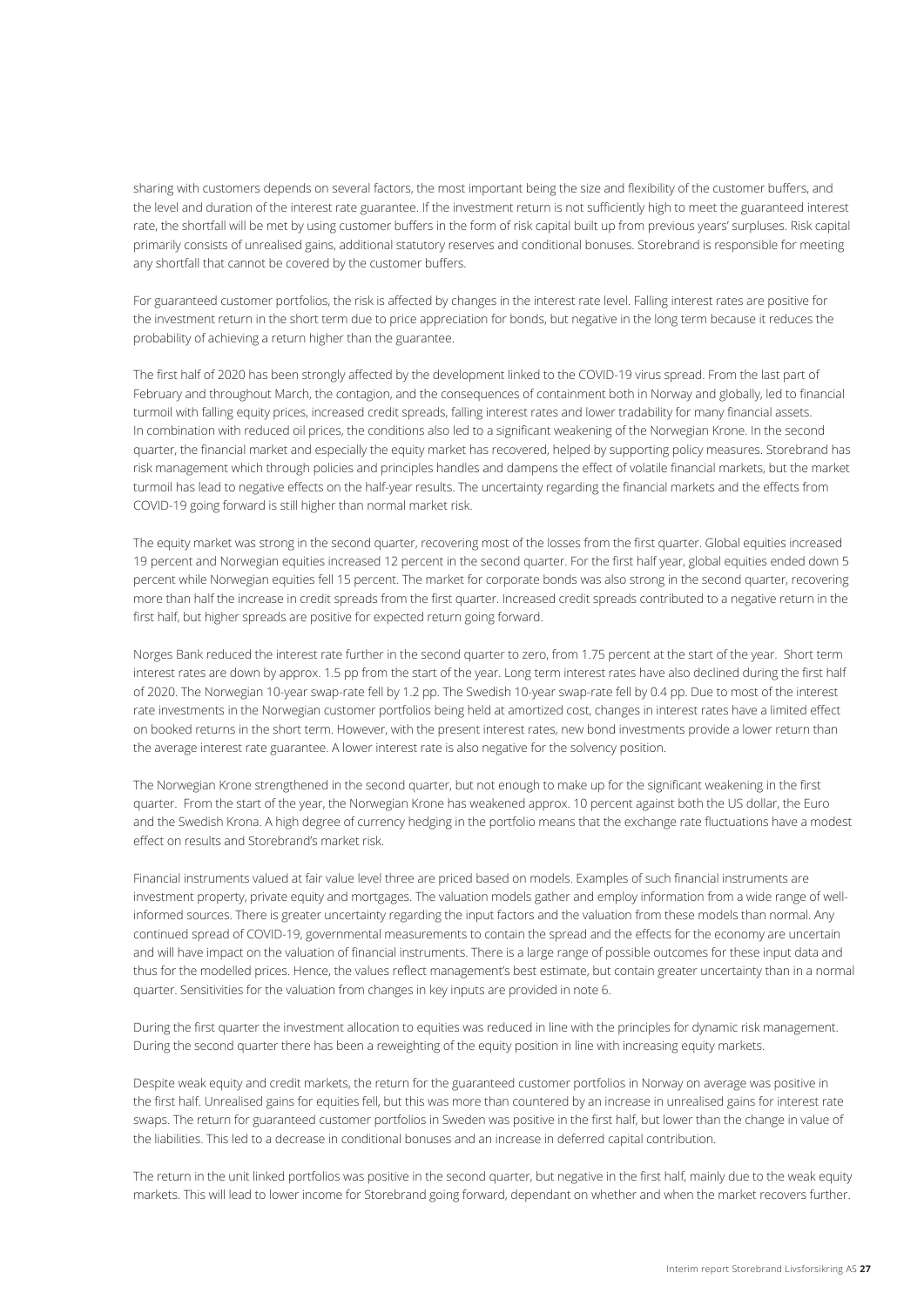sharing with customers depends on several factors, the most important being the size and flexibility of the customer buffers, and the level and duration of the interest rate guarantee. If the investment return is not sufficiently high to meet the guaranteed interest rate, the shortfall will be met by using customer buffers in the form of risk capital built up from previous years' surpluses. Risk capital primarily consists of unrealised gains, additional statutory reserves and conditional bonuses. Storebrand is responsible for meeting any shortfall that cannot be covered by the customer buffers.

For guaranteed customer portfolios, the risk is affected by changes in the interest rate level. Falling interest rates are positive for the investment return in the short term due to price appreciation for bonds, but negative in the long term because it reduces the probability of achieving a return higher than the guarantee.

The first half of 2020 has been strongly affected by the development linked to the COVID-19 virus spread. From the last part of February and throughout March, the contagion, and the consequences of containment both in Norway and globally, led to financial turmoil with falling equity prices, increased credit spreads, falling interest rates and lower tradability for many financial assets. In combination with reduced oil prices, the conditions also led to a significant weakening of the Norwegian Krone. In the second quarter, the financial market and especially the equity market has recovered, helped by supporting policy measures. Storebrand has risk management which through policies and principles handles and dampens the effect of volatile financial markets, but the market turmoil has lead to negative effects on the half-year results. The uncertainty regarding the financial markets and the effects from COVID-19 going forward is still higher than normal market risk.

The equity market was strong in the second quarter, recovering most of the losses from the first quarter. Global equities increased 19 percent and Norwegian equities increased 12 percent in the second quarter. For the first half year, global equities ended down 5 percent while Norwegian equities fell 15 percent. The market for corporate bonds was also strong in the second quarter, recovering more than half the increase in credit spreads from the first quarter. Increased credit spreads contributed to a negative return in the first half, but higher spreads are positive for expected return going forward.

Norges Bank reduced the interest rate further in the second quarter to zero, from 1.75 percent at the start of the year. Short term interest rates are down by approx. 1.5 pp from the start of the year. Long term interest rates have also declined during the first half of 2020. The Norwegian 10-year swap-rate fell by 1.2 pp. The Swedish 10-year swap-rate fell by 0.4 pp. Due to most of the interest rate investments in the Norwegian customer portfolios being held at amortized cost, changes in interest rates have a limited effect on booked returns in the short term. However, with the present interest rates, new bond investments provide a lower return than the average interest rate guarantee. A lower interest rate is also negative for the solvency position.

The Norwegian Krone strengthened in the second quarter, but not enough to make up for the significant weakening in the first quarter. From the start of the year, the Norwegian Krone has weakened approx. 10 percent against both the US dollar, the Euro and the Swedish Krona. A high degree of currency hedging in the portfolio means that the exchange rate fluctuations have a modest effect on results and Storebrand's market risk.

Financial instruments valued at fair value level three are priced based on models. Examples of such financial instruments are investment property, private equity and mortgages. The valuation models gather and employ information from a wide range of well-informed sources. There is greater uncertainty regarding the input factors and the valuation from these models than normal. Any continued spread of COVID-19, governmental measurements to contain the spread and the effects for the economy are uncertain and will have impact on the valuation of financial instruments. There is a large range of possible outcomes for these input data and thus for the modelled prices. Hence, the values reflect management's best estimate, but contain greater uncertainty than in a normal quarter. Sensitivities for the valuation from changes in key inputs are provided in note 6.

During the first quarter the investment allocation to equities was reduced in line with the principles for dynamic risk management. During the second quarter there has been a reweighting of the equity position in line with increasing equity markets.

Despite weak equity and credit markets, the return for the guaranteed customer portfolios in Norway on average was positive in the first half. Unrealised gains for equities fell, but this was more than countered by an increase in unrealised gains for interest rate swaps. The return for guaranteed customer portfolios in Sweden was positive in the first half, but lower than the change in value of the liabilities. This led to a decrease in conditional bonuses and an increase in deferred capital contribution.

The return in the unit linked portfolios was positive in the second quarter, but negative in the first half, mainly due to the weak equity markets. This will lead to lower income for Storebrand going forward, dependant on whether and when the market recovers further.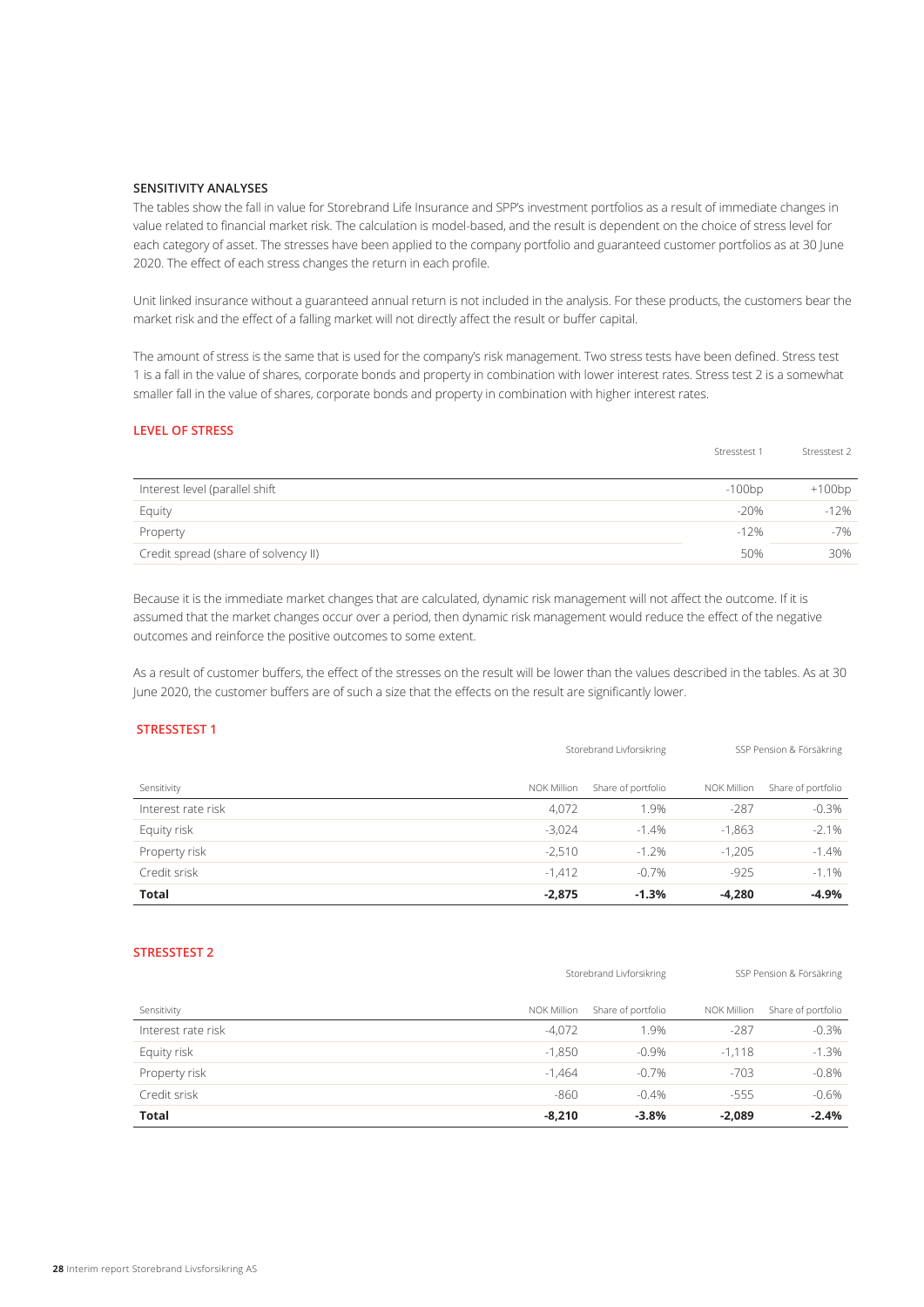### SENSITIVITY ANALYSES

The tables show the fall in value for Storebrand Life Insurance and SPP's investment portfolios as a result of immediate changes in value related to financial market risk. The calculation is model-based, and the result is dependent on the choice of stress level for each category of asset. The stresses have been applied to the company portfolio and guaranteed customer portfolios as at 30 June 2020. The effect of each stress changes the return in each profile.

Unit linked insurance without a guaranteed annual return is not included in the analysis. For these products, the customers bear the market risk and the effect of a falling market will not directly affect the result or buffer capital.

The amount of stress is the same that is used for the company's risk management. Two stress tests have been defined. Stress test 1 is a fall in the value of shares, corporate bonds and property in combination with lower interest rates. Stress test 2 is a somewhat smaller fall in the value of shares, corporate bonds and property in combination with higher interest rates.

### LEVEL OF STRESS

| | Stresstest 1 | Stresstest 2 |
|---|---|---|
| Interest level (parallel shift | -100bp | +100bp |
| Equity | -20% | -12% |
| Property | -12% | -7% |
| Credit spread (share of solvency II) | 50% | 30% |

Because it is the immediate market changes that are calculated, dynamic risk management will not affect the outcome. If it is assumed that the market changes occur over a period, then dynamic risk management would reduce the effect of the negative outcomes and reinforce the positive outcomes to some extent.

As a result of customer buffers, the effect of the stresses on the result will be lower than the values described in the tables. As at 30 June 2020, the customer buffers are of such a size that the effects on the result are significantly lower.

### STRESSTEST 1

| | Storebrand Livforsikring | | SSP Pension & Försäkring | |
|---|---|---|---|---|
| Sensitivity | NOK Million | Share of portfolio | NOK Million | Share of portfolio |
| Interest rate risk | 4,072 | 1.9% | -287 | -0.3% |
| Equity risk | -3,024 | -1.4% | -1,863 | -2.1% |
| Property risk | -2,510 | -1.2% | -1,205 | -1.4% |
| Credit srisk | -1,412 | -0.7% | -925 | -1.1% |
| **Total** | **-2,875** | **-1.3%** | **-4,280** | **-4.9%** |

### STRESSTEST 2

| | Storebrand Livforsikring | | SSP Pension & Försäkring | |
|---|---|---|---|---|
| Sensitivity | NOK Million | Share of portfolio | NOK Million | Share of portfolio |
| Interest rate risk | -4,072 | 1.9% | -287 | -0.3% |
| Equity risk | -1,850 | -0.9% | -1,118 | -1.3% |
| Property risk | -1,464 | -0.7% | -703 | -0.8% |
| Credit srisk | -860 | -0.4% | -555 | -0.6% |
| **Total** | **-8,210** | **-3.8%** | **-2,089** | **-2.4%** |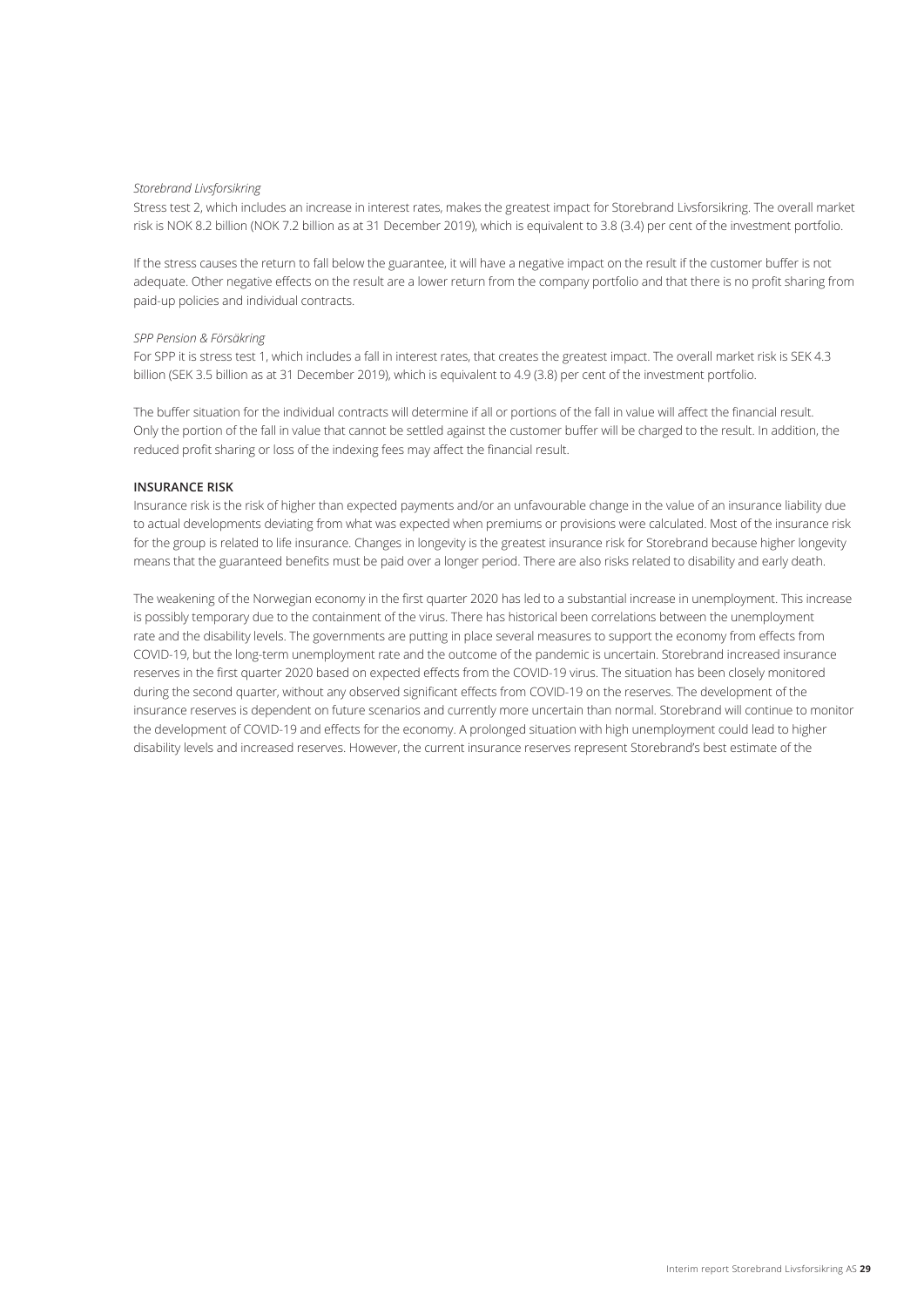*Storebrand Livsforsikring*

Stress test 2, which includes an increase in interest rates, makes the greatest impact for Storebrand Livsforsikring. The overall market risk is NOK 8.2 billion (NOK 7.2 billion as at 31 December 2019), which is equivalent to 3.8 (3.4) per cent of the investment portfolio.

If the stress causes the return to fall below the guarantee, it will have a negative impact on the result if the customer buffer is not adequate. Other negative effects on the result are a lower return from the company portfolio and that there is no profit sharing from paid-up policies and individual contracts.

*SPP Pension & Försäkring*

For SPP it is stress test 1, which includes a fall in interest rates, that creates the greatest impact. The overall market risk is SEK 4.3 billion (SEK 3.5 billion as at 31 December 2019), which is equivalent to 4.9 (3.8) per cent of the investment portfolio.

The buffer situation for the individual contracts will determine if all or portions of the fall in value will affect the financial result. Only the portion of the fall in value that cannot be settled against the customer buffer will be charged to the result. In addition, the reduced profit sharing or loss of the indexing fees may affect the financial result.

**INSURANCE RISK**

Insurance risk is the risk of higher than expected payments and/or an unfavourable change in the value of an insurance liability due to actual developments deviating from what was expected when premiums or provisions were calculated. Most of the insurance risk for the group is related to life insurance. Changes in longevity is the greatest insurance risk for Storebrand because higher longevity means that the guaranteed benefits must be paid over a longer period. There are also risks related to disability and early death.

The weakening of the Norwegian economy in the first quarter 2020 has led to a substantial increase in unemployment. This increase is possibly temporary due to the containment of the virus. There has historical been correlations between the unemployment rate and the disability levels. The governments are putting in place several measures to support the economy from effects from COVID-19, but the long-term unemployment rate and the outcome of the pandemic is uncertain. Storebrand increased insurance reserves in the first quarter 2020 based on expected effects from the COVID-19 virus. The situation has been closely monitored during the second quarter, without any observed significant effects from COVID-19 on the reserves. The development of the insurance reserves is dependent on future scenarios and currently more uncertain than normal. Storebrand will continue to monitor the development of COVID-19 and effects for the economy. A prolonged situation with high unemployment could lead to higher disability levels and increased reserves. However, the current insurance reserves represent Storebrand's best estimate of the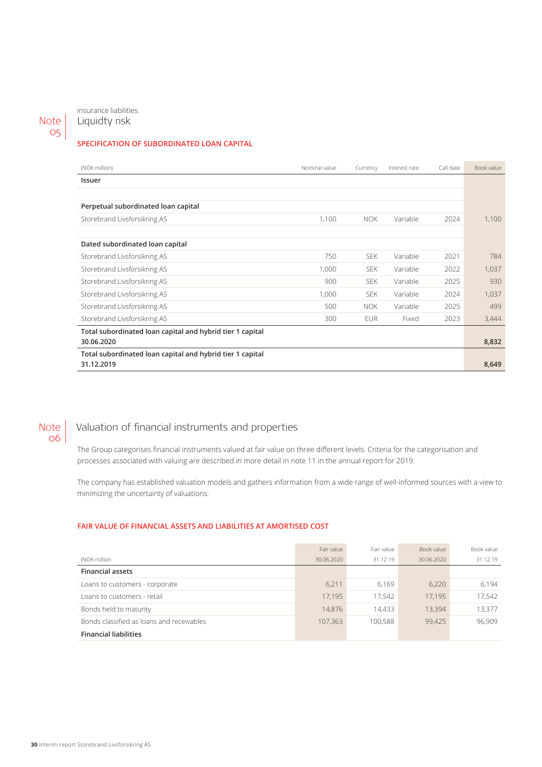insurance liabilities.

## Note 05 Liquidty risk

### SPECIFICATION OF SUBORDINATED LOAN CAPITAL

| (NOK million) | Nominal value | Currency | Interest rate | Call date | Book value |
|---|---|---|---|---|---|
| **Issuer** | | | | | |
| | | | | | |
| **Perpetual subordinated loan capital** | | | | | |
| Storebrand Livsforsikring AS | 1,100 | NOK | Variable | 2024 | 1,100 |
| | | | | | |
| **Dated subordinated loan capital** | | | | | |
| Storebrand Livsforsikring AS | 750 | SEK | Variable | 2021 | 784 |
| Storebrand Livsforsikring AS | 1,000 | SEK | Variable | 2022 | 1,037 |
| Storebrand Livsforsikring AS | 900 | SEK | Variable | 2025 | 930 |
| Storebrand Livsforsikring AS | 1,000 | SEK | Variable | 2024 | 1,037 |
| Storebrand Livsforsikring AS | 500 | NOK | Variable | 2025 | 499 |
| Storebrand Livsforsikring AS | 300 | EUR | Fixed | 2023 | 3,444 |
| **Total subordinated loan capital and hybrid tier 1 capital 30.06.2020** | | | | | **8,832** |
| **Total subordinated loan capital and hybrid tier 1 capital 31.12.2019** | | | | | **8,649** |

## Note 06 Valuation of financial instruments and properties

The Group categorises financial instruments valued at fair value on three different levels. Criteria for the categorisation and processes associated with valuing are described in more detail in note 11 in the annual report for 2019.

The company has established valuation models and gathers information from a wide range of well-informed sources with a view to minimizing the uncertainty of valuations.

### FAIR VALUE OF FINANCIAL ASSETS AND LIABILITIES AT AMORTISED COST

| (NOK million | Fair value 30.06.2020 | Fair value 31.12.19 | Book value 30.06.2020 | Book value 31.12.19 |
|---|---|---|---|---|
| **Financial assets** | | | | |
| Loans to customers - corporate | 6,211 | 6,169 | 6,220 | 6,194 |
| Loans to customers - retail | 17,195 | 17,542 | 17,195 | 17,542 |
| Bonds held to maturity | 14,876 | 14,433 | 13,394 | 13,377 |
| Bonds classified as loans and receivables | 107,363 | 100,588 | 99,425 | 96,909 |
| **Financial liabilities** | | | | |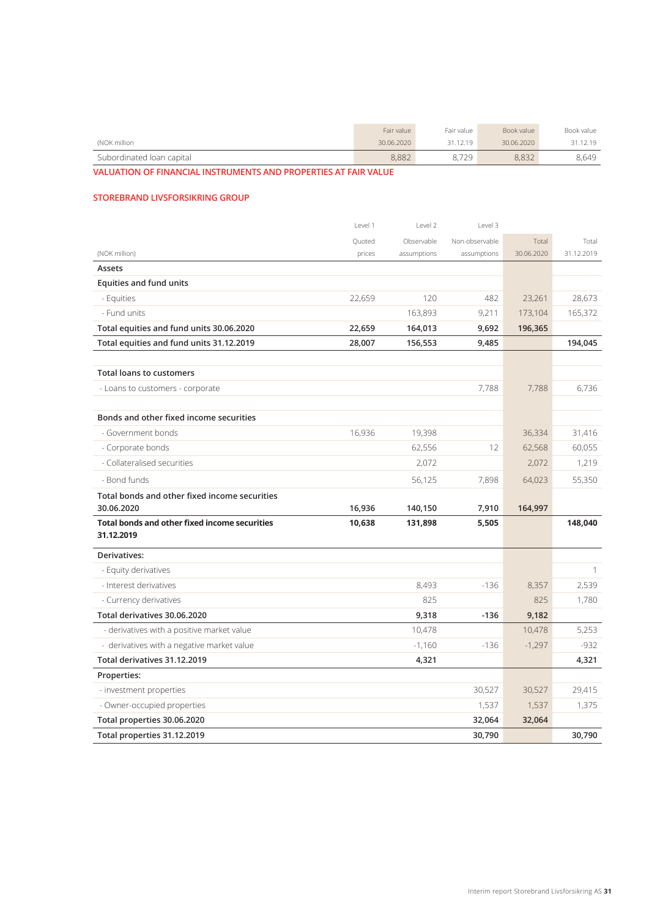| (NOK million | Fair value 30.06.2020 | Fair value 31.12.19 | Book value 30.06.2020 | Book value 31.12.19 |
|---|---|---|---|---|
| Subordinated loan capital | 8,882 | 8,729 | 8,832 | 8,649 |

## VALUATION OF FINANCIAL INSTRUMENTS AND PROPERTIES AT FAIR VALUE

### STOREBRAND LIVSFORSIKRING GROUP

| | Level 1 | Level 2 | Level 3 | | |
|---|---|---|---|---|---|
| (NOK million) | Quoted prices | Observable assumptions | Non-observable assumptions | Total 30.06.2020 | Total 31.12.2019 |
| **Assets** | | | | | |
| **Equities and fund units** | | | | | |
| - Equities | 22,659 | 120 | 482 | 23,261 | 28,673 |
| - Fund units | | 163,893 | 9,211 | 173,104 | 165,372 |
| **Total equities and fund units 30.06.2020** | **22,659** | **164,013** | **9,692** | **196,365** | |
| **Total equities and fund units 31.12.2019** | **28,007** | **156,553** | **9,485** | | **194,045** |
| | | | | | |
| **Total loans to customers** | | | | | |
| - Loans to customers - corporate | | | 7,788 | 7,788 | 6,736 |
| | | | | | |
| **Bonds and other fixed income securities** | | | | | |
| - Government bonds | 16,936 | 19,398 | | 36,334 | 31,416 |
| - Corporate bonds | | 62,556 | 12 | 62,568 | 60,055 |
| - Collateralised securities | | 2,072 | | 2,072 | 1,219 |
| - Bond funds | | 56,125 | 7,898 | 64,023 | 55,350 |
| **Total bonds and other fixed income securities 30.06.2020** | **16,936** | **140,150** | **7,910** | **164,997** | |
| **Total bonds and other fixed income securities 31.12.2019** | **10,638** | **131,898** | **5,505** | | **148,040** |
| **Derivatives:** | | | | | |
| - Equity derivatives | | | | | 1 |
| - Interest derivatives | | 8,493 | -136 | 8,357 | 2,539 |
| - Currency derivatives | | 825 | | 825 | 1,780 |
| **Total derivatives 30.06.2020** | | **9,318** | **-136** | **9,182** | |
| - derivatives with a positive market value | | 10,478 | | 10,478 | 5,253 |
| - derivatives with a negative market value | | -1,160 | -136 | -1,297 | -932 |
| **Total derivatives 31.12.2019** | | **4,321** | | | **4,321** |
| **Properties:** | | | | | |
| - investment properties | | | 30,527 | 30,527 | 29,415 |
| - Owner-occupied properties | | | 1,537 | 1,537 | 1,375 |
| **Total properties 30.06.2020** | | | **32,064** | **32,064** | |
| **Total properties 31.12.2019** | | | **30,790** | | **30,790** |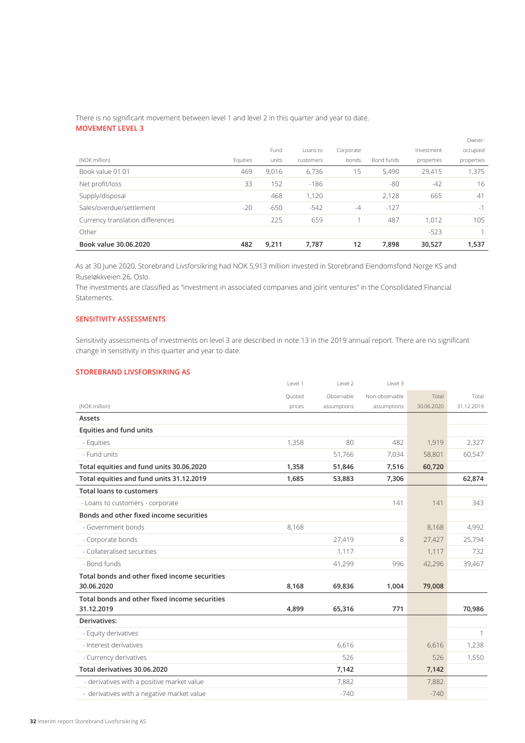There is no significant movement between level 1 and level 2 in this quarter and year to date.

## MOVEMENT LEVEL 3

| (NOK million) | Equities | Fund units | Loans to customers | Corporate bonds | Bond funds | Investment properties | Owner-occupied properties |
|---|---|---|---|---|---|---|---|
| Book value 01.01 | 469 | 9,016 | 6,736 | 15 | 5,490 | 29,415 | 1,375 |
| Net profit/loss | 33 | 152 | -186 | | -80 | -42 | 16 |
| Supply/disposal | | 468 | 1,120 | | 2,128 | 665 | 41 |
| Sales/overdue/settlement | -20 | -650 | -542 | -4 | -127 | | -1 |
| Currency translation differences | | 225 | 659 | 1 | 487 | 1,012 | 105 |
| Other | | | | | | -523 | 1 |
| **Book value 30.06.2020** | **482** | **9,211** | **7,787** | **12** | **7,898** | **30,527** | **1,537** |

As at 30 June 2020, Storebrand Livsforsikring had NOK 5,913 million invested in Storebrand Eiendomsfond Norge KS and Ruseløkkveien 26, Oslo.
The investments are classified as "investment in associated companies and joint ventures" in the Consolidated Financial Statements.

## SENSITIVITY ASSESSMENTS

Sensitivity assessments of investments on level 3 are described in note 13 in the 2019 annual report. There are no significant change in sensitivity in this quarter and year to date.

## STOREBRAND LIVSFORSIKRING AS

| | Level 1 | Level 2 | Level 3 | | |
|---|---|---|---|---|---|
| (NOK million) | Quoted prices | Observable assumptions | Non-observable assumptions | Total 30.06.2020 | Total 31.12.2019 |
| **Assets** | | | | | |
| **Equities and fund units** | | | | | |
| - Equities | 1,358 | 80 | 482 | 1,919 | 2,327 |
| - Fund units | | 51,766 | 7,034 | 58,801 | 60,547 |
| **Total equities and fund units 30.06.2020** | **1,358** | **51,846** | **7,516** | **60,720** | |
| **Total equities and fund units 31.12.2019** | **1,685** | **53,883** | **7,306** | | **62,874** |
| **Total loans to customers** | | | | | |
| - Loans to customers - corporate | | | 141 | 141 | 343 |
| **Bonds and other fixed income securities** | | | | | |
| - Government bonds | 8,168 | | | 8,168 | 4,992 |
| - Corporate bonds | | 27,419 | 8 | 27,427 | 25,794 |
| - Collateralised securities | | 1,117 | | 1,117 | 732 |
| - Bond funds | | 41,299 | 996 | 42,296 | 39,467 |
| **Total bonds and other fixed income securities 30.06.2020** | **8,168** | **69,836** | **1,004** | **79,008** | |
| **Total bonds and other fixed income securities 31.12.2019** | **4,899** | **65,316** | **771** | | **70,986** |
| **Derivatives:** | | | | | |
| - Equity derivatives | | | | | 1 |
| - Interest derivatives | | 6,616 | | 6,616 | 1,238 |
| - Currency derivatives | | 526 | | 526 | 1,550 |
| **Total derivatives 30.06.2020** | | **7,142** | | **7,142** | |
| - derivatives with a positive market value | | 7,882 | | 7,882 | |
| - derivatives with a negative market value | | -740 | | -740 | |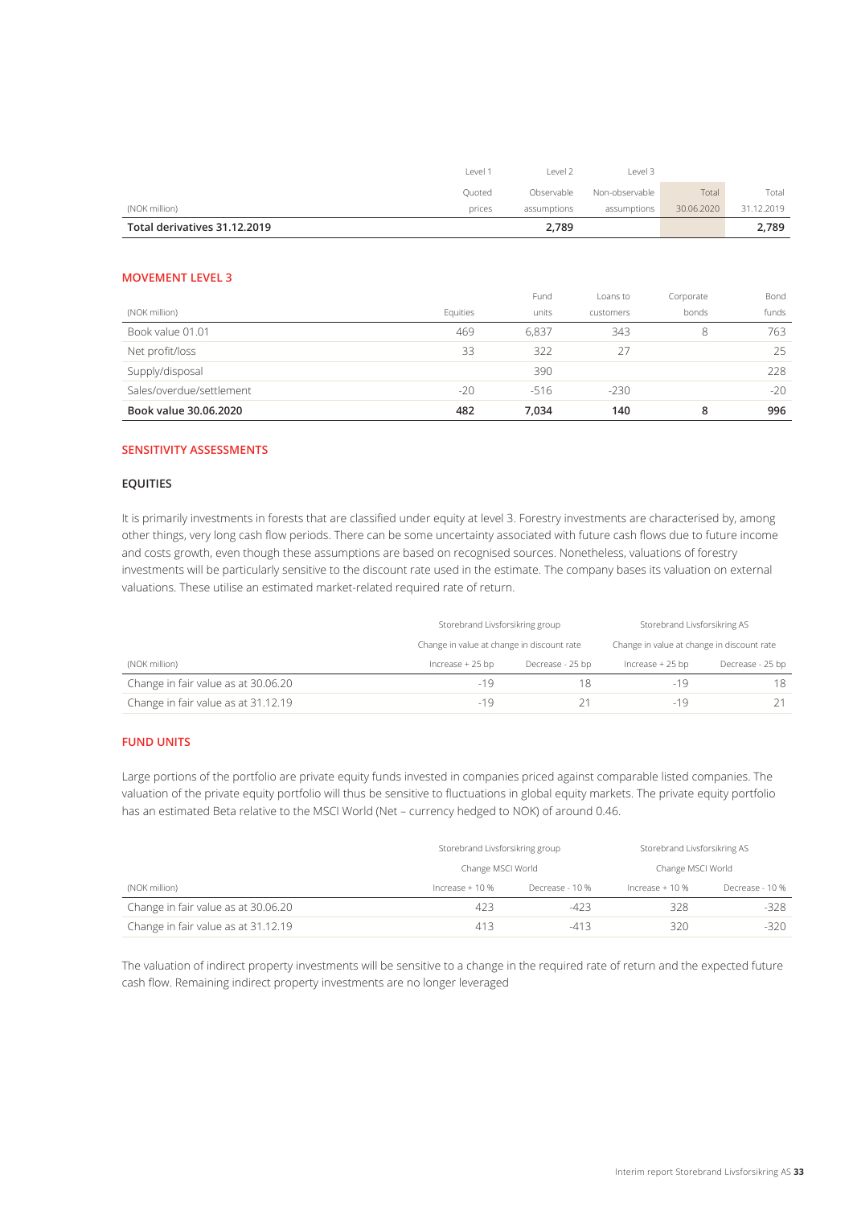| (NOK million) | Level 1<br>Quoted prices | Level 2<br>Observable assumptions | Level 3<br>Non-observable assumptions | Total 30.06.2020 | Total 31.12.2019 |
|---|---|---|---|---|---|
| **Total derivatives 31.12.2019** | | **2,789** | | | **2,789** |

## MOVEMENT LEVEL 3

| (NOK million) | Equities | Fund units | Loans to customers | Corporate bonds | Bond funds |
|---|---|---|---|---|---|
| Book value 01.01 | 469 | 6,837 | 343 | 8 | 763 |
| Net profit/loss | 33 | 322 | 27 | | 25 |
| Supply/disposal | | 390 | | | 228 |
| Sales/overdue/settlement | -20 | -516 | -230 | | -20 |
| **Book value 30.06.2020** | **482** | **7,034** | **140** | **8** | **996** |

## SENSITIVITY ASSESSMENTS

### EQUITIES

It is primarily investments in forests that are classified under equity at level 3. Forestry investments are characterised by, among other things, very long cash flow periods. There can be some uncertainty associated with future cash flows due to future income and costs growth, even though these assumptions are based on recognised sources. Nonetheless, valuations of forestry investments will be particularly sensitive to the discount rate used in the estimate. The company bases its valuation on external valuations. These utilise an estimated market-related required rate of return.

| | Storebrand Livsforsikring group | | Storebrand Livsforsikring AS | |
|---|---|---|---|---|
| | Change in value at change in discount rate | | Change in value at change in discount rate | |
| (NOK million) | Increase + 25 bp | Decrease - 25 bp | Increase + 25 bp | Decrease - 25 bp |
| Change in fair value as at 30.06.20 | -19 | 18 | -19 | 18 |
| Change in fair value as at 31.12.19 | -19 | 21 | -19 | 21 |

## FUND UNITS

Large portions of the portfolio are private equity funds invested in companies priced against comparable listed companies. The valuation of the private equity portfolio will thus be sensitive to fluctuations in global equity markets. The private equity portfolio has an estimated Beta relative to the MSCI World (Net – currency hedged to NOK) of around 0.46.

| | Storebrand Livsforsikring group | | Storebrand Livsforsikring AS | |
|---|---|---|---|---|
| | Change MSCI World | | Change MSCI World | |
| (NOK million) | Increase + 10 % | Decrease - 10 % | Increase + 10 % | Decrease - 10 % |
| Change in fair value as at 30.06.20 | 423 | -423 | 328 | -328 |
| Change in fair value as at 31.12.19 | 413 | -413 | 320 | -320 |

The valuation of indirect property investments will be sensitive to a change in the required rate of return and the expected future cash flow. Remaining indirect property investments are no longer leveraged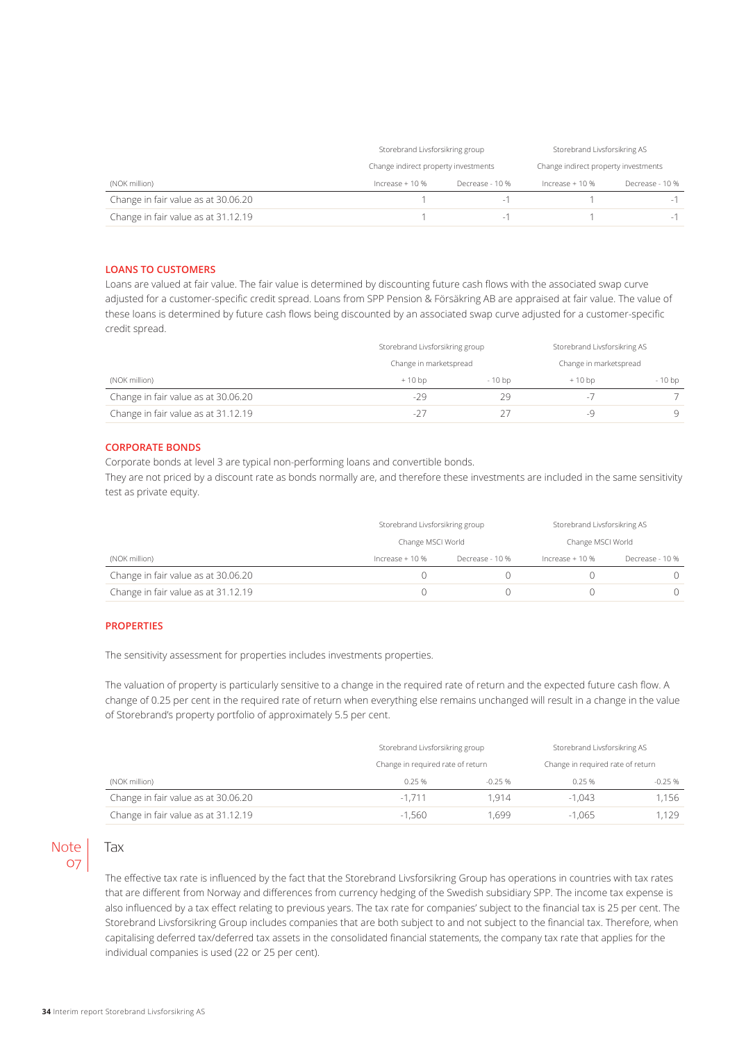| | Storebrand Livsforsikring group | | Storebrand Livsforsikring AS | |
|---|---|---|---|---|
| | Change indirect property investments | | Change indirect property investments | |
| (NOK million) | Increase + 10 % | Decrease - 10 % | Increase + 10 % | Decrease - 10 % |
| Change in fair value as at 30.06.20 | 1 | -1 | 1 | -1 |
| Change in fair value as at 31.12.19 | 1 | -1 | 1 | -1 |

### LOANS TO CUSTOMERS

Loans are valued at fair value. The fair value is determined by discounting future cash flows with the associated swap curve adjusted for a customer-specific credit spread. Loans from SPP Pension & Försäkring AB are appraised at fair value. The value of these loans is determined by future cash flows being discounted by an associated swap curve adjusted for a customer-specific credit spread.

| | Storebrand Livsforsikring group | | Storebrand Livsforsikring AS | |
|---|---|---|---|---|
| | Change in marketspread | | Change in marketspread | |
| (NOK million) | + 10 bp | - 10 bp | + 10 bp | - 10 bp |
| Change in fair value as at 30.06.20 | -29 | 29 | -7 | 7 |
| Change in fair value as at 31.12.19 | -27 | 27 | -9 | 9 |

### CORPORATE BONDS

Corporate bonds at level 3 are typical non-performing loans and convertible bonds.
They are not priced by a discount rate as bonds normally are, and therefore these investments are included in the same sensitivity test as private equity.

| | Storebrand Livsforsikring group | | Storebrand Livsforsikring AS | |
|---|---|---|---|---|
| | Change MSCI World | | Change MSCI World | |
| (NOK million) | Increase + 10 % | Decrease - 10 % | Increase + 10 % | Decrease - 10 % |
| Change in fair value as at 30.06.20 | 0 | 0 | 0 | 0 |
| Change in fair value as at 31.12.19 | 0 | 0 | 0 | 0 |

### PROPERTIES

The sensitivity assessment for properties includes investments properties.

The valuation of property is particularly sensitive to a change in the required rate of return and the expected future cash flow. A change of 0.25 per cent in the required rate of return when everything else remains unchanged will result in a change in the value of Storebrand's property portfolio of approximately 5.5 per cent.

| | Storebrand Livsforsikring group | | Storebrand Livsforsikring AS | |
|---|---|---|---|---|
| | Change in required rate of return | | Change in required rate of return | |
| (NOK million) | 0.25 % | -0.25 % | 0.25 % | -0.25 % |
| Change in fair value as at 30.06.20 | -1,711 | 1,914 | -1,043 | 1,156 |
| Change in fair value as at 31.12.19 | -1,560 | 1,699 | -1,065 | 1,129 |

## Note 07 Tax

The effective tax rate is influenced by the fact that the Storebrand Livsforsikring Group has operations in countries with tax rates that are different from Norway and differences from currency hedging of the Swedish subsidiary SPP. The income tax expense is also influenced by a tax effect relating to previous years. The tax rate for companies' subject to the financial tax is 25 per cent. The Storebrand Livsforsikring Group includes companies that are both subject to and not subject to the financial tax. Therefore, when capitalising deferred tax/deferred tax assets in the consolidated financial statements, the company tax rate that applies for the individual companies is used (22 or 25 per cent).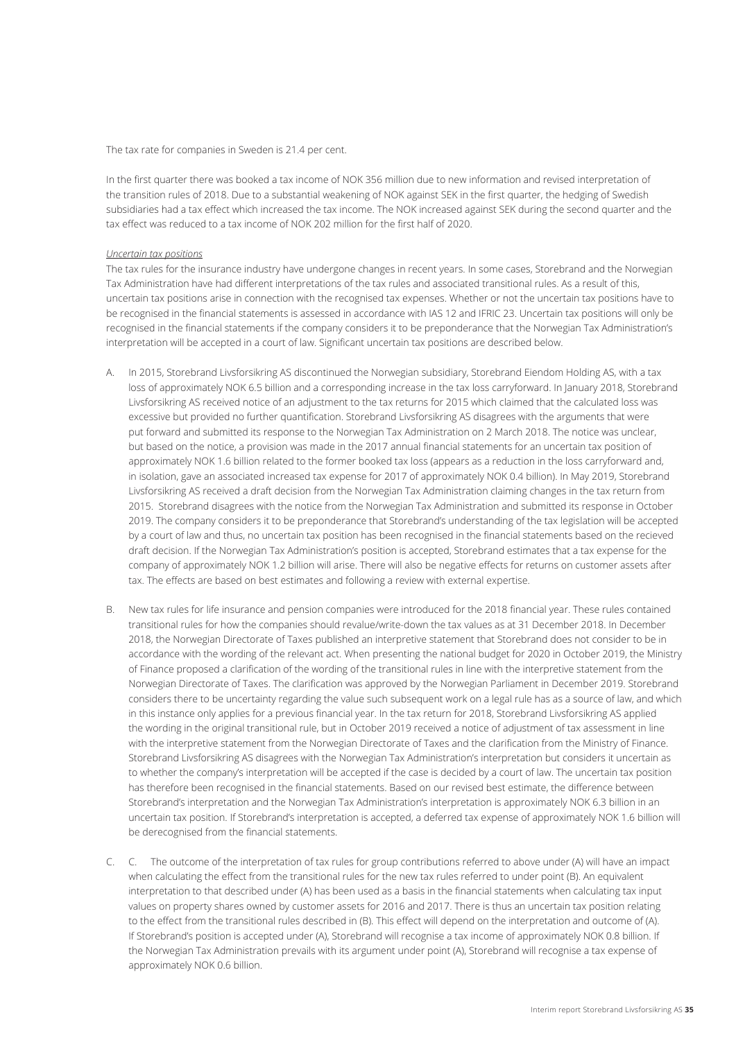The tax rate for companies in Sweden is 21.4 per cent.

In the first quarter there was booked a tax income of NOK 356 million due to new information and revised interpretation of the transition rules of 2018. Due to a substantial weakening of NOK against SEK in the first quarter, the hedging of Swedish subsidiaries had a tax effect which increased the tax income. The NOK increased against SEK during the second quarter and the tax effect was reduced to a tax income of NOK 202 million for the first half of 2020.

*Uncertain tax positions*

The tax rules for the insurance industry have undergone changes in recent years. In some cases, Storebrand and the Norwegian Tax Administration have had different interpretations of the tax rules and associated transitional rules. As a result of this, uncertain tax positions arise in connection with the recognised tax expenses. Whether or not the uncertain tax positions have to be recognised in the financial statements is assessed in accordance with IAS 12 and IFRIC 23. Uncertain tax positions will only be recognised in the financial statements if the company considers it to be preponderance that the Norwegian Tax Administration's interpretation will be accepted in a court of law. Significant uncertain tax positions are described below.

A. In 2015, Storebrand Livsforsikring AS discontinued the Norwegian subsidiary, Storebrand Eiendom Holding AS, with a tax loss of approximately NOK 6.5 billion and a corresponding increase in the tax loss carryforward. In January 2018, Storebrand Livsforsikring AS received notice of an adjustment to the tax returns for 2015 which claimed that the calculated loss was excessive but provided no further quantification. Storebrand Livsforsikring AS disagrees with the arguments that were put forward and submitted its response to the Norwegian Tax Administration on 2 March 2018. The notice was unclear, but based on the notice, a provision was made in the 2017 annual financial statements for an uncertain tax position of approximately NOK 1.6 billion related to the former booked tax loss (appears as a reduction in the loss carryforward and, in isolation, gave an associated increased tax expense for 2017 of approximately NOK 0.4 billion). In May 2019, Storebrand Livsforsikring AS received a draft decision from the Norwegian Tax Administration claiming changes in the tax return from 2015. Storebrand disagrees with the notice from the Norwegian Tax Administration and submitted its response in October 2019. The company considers it to be preponderance that Storebrand's understanding of the tax legislation will be accepted by a court of law and thus, no uncertain tax position has been recognised in the financial statements based on the recieved draft decision. If the Norwegian Tax Administration's position is accepted, Storebrand estimates that a tax expense for the company of approximately NOK 1.2 billion will arise. There will also be negative effects for returns on customer assets after tax. The effects are based on best estimates and following a review with external expertise.

B. New tax rules for life insurance and pension companies were introduced for the 2018 financial year. These rules contained transitional rules for how the companies should revalue/write-down the tax values as at 31 December 2018. In December 2018, the Norwegian Directorate of Taxes published an interpretive statement that Storebrand does not consider to be in accordance with the wording of the relevant act. When presenting the national budget for 2020 in October 2019, the Ministry of Finance proposed a clarification of the wording of the transitional rules in line with the interpretive statement from the Norwegian Directorate of Taxes. The clarification was approved by the Norwegian Parliament in December 2019. Storebrand considers there to be uncertainty regarding the value such subsequent work on a legal rule has as a source of law, and which in this instance only applies for a previous financial year. In the tax return for 2018, Storebrand Livsforsikring AS applied the wording in the original transitional rule, but in October 2019 received a notice of adjustment of tax assessment in line with the interpretive statement from the Norwegian Directorate of Taxes and the clarification from the Ministry of Finance. Storebrand Livsforsikring AS disagrees with the Norwegian Tax Administration's interpretation but considers it uncertain as to whether the company's interpretation will be accepted if the case is decided by a court of law. The uncertain tax position has therefore been recognised in the financial statements. Based on our revised best estimate, the difference between Storebrand's interpretation and the Norwegian Tax Administration's interpretation is approximately NOK 6.3 billion in an uncertain tax position. If Storebrand's interpretation is accepted, a deferred tax expense of approximately NOK 1.6 billion will be derecognised from the financial statements.

C. C. The outcome of the interpretation of tax rules for group contributions referred to above under (A) will have an impact when calculating the effect from the transitional rules for the new tax rules referred to under point (B). An equivalent interpretation to that described under (A) has been used as a basis in the financial statements when calculating tax input values on property shares owned by customer assets for 2016 and 2017. There is thus an uncertain tax position relating to the effect from the transitional rules described in (B). This effect will depend on the interpretation and outcome of (A). If Storebrand's position is accepted under (A), Storebrand will recognise a tax income of approximately NOK 0.8 billion. If the Norwegian Tax Administration prevails with its argument under point (A), Storebrand will recognise a tax expense of approximately NOK 0.6 billion.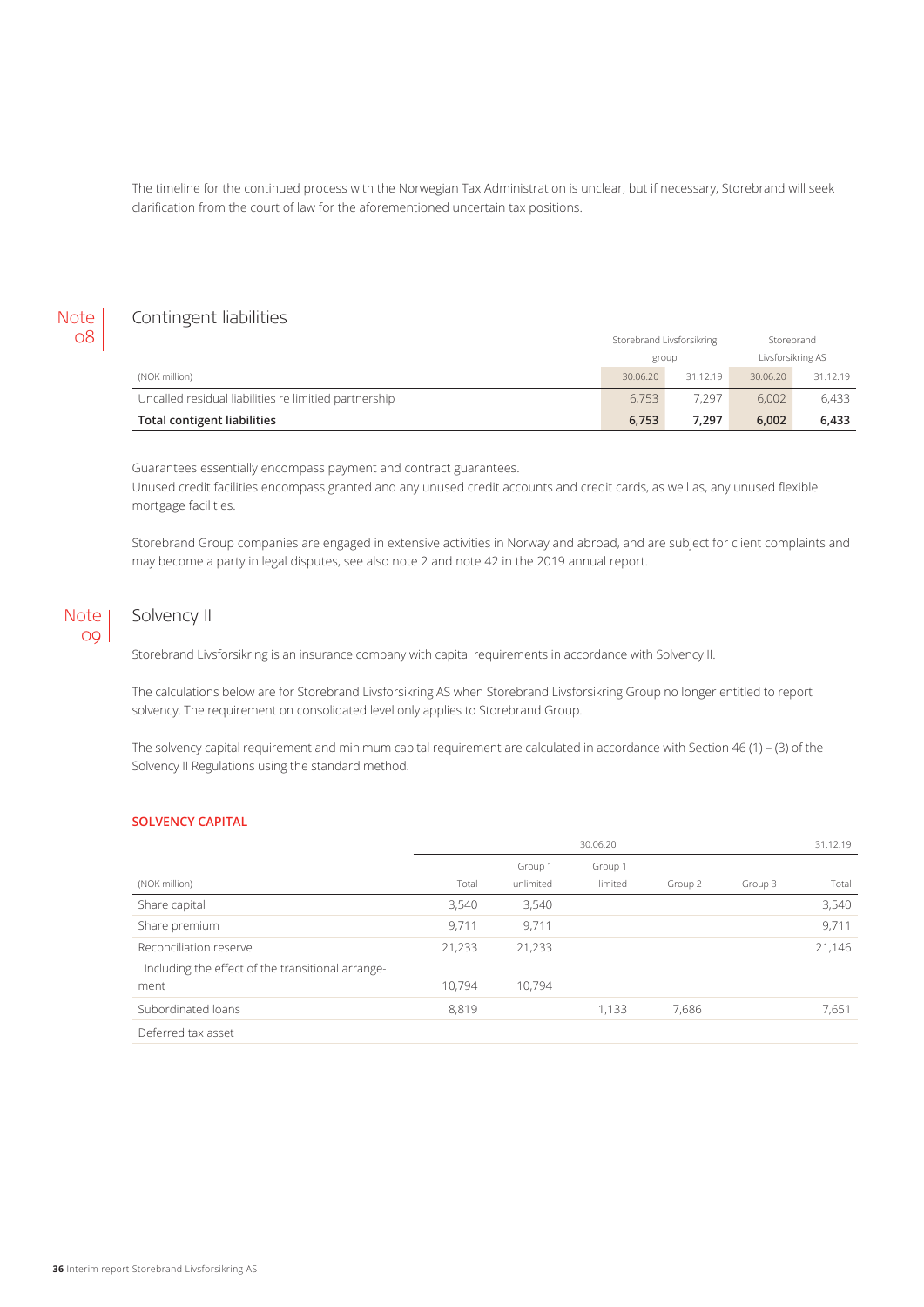The timeline for the continued process with the Norwegian Tax Administration is unclear, but if necessary, Storebrand will seek clarification from the court of law for the aforementioned uncertain tax positions.

## Note 08 Contingent liabilities

| | Storebrand Livsforsikring group | | Storebrand Livsforsikring AS | |
|---|---|---|---|---|
| (NOK million) | 30.06.20 | 31.12.19 | 30.06.20 | 31.12.19 |
| Uncalled residual liabilities re limitied partnership | 6,753 | 7,297 | 6,002 | 6,433 |
| **Total contigent liabilities** | **6,753** | **7,297** | **6,002** | **6,433** |

Guarantees essentially encompass payment and contract guarantees.
Unused credit facilities encompass granted and any unused credit accounts and credit cards, as well as, any unused flexible mortgage facilities.

Storebrand Group companies are engaged in extensive activities in Norway and abroad, and are subject for client complaints and may become a party in legal disputes, see also note 2 and note 42 in the 2019 annual report.

## Note 09 Solvency II

Storebrand Livsforsikring is an insurance company with capital requirements in accordance with Solvency II.

The calculations below are for Storebrand Livsforsikring AS when Storebrand Livsforsikring Group no longer entitled to report solvency. The requirement on consolidated level only applies to Storebrand Group.

The solvency capital requirement and minimum capital requirement are calculated in accordance with Section 46 (1) – (3) of the Solvency II Regulations using the standard method.

**SOLVENCY CAPITAL**

| | 30.06.20 | | | | | 31.12.19 |
|---|---|---|---|---|---|---|
| (NOK million) | Total | Group 1 unlimited | Group 1 limited | Group 2 | Group 3 | Total |
| Share capital | 3,540 | 3,540 | | | | 3,540 |
| Share premium | 9,711 | 9,711 | | | | 9,711 |
| Reconciliation reserve | 21,233 | 21,233 | | | | 21,146 |
| Including the effect of the transitional arrangement | 10,794 | 10,794 | | | | |
| Subordinated loans | 8,819 | | 1,133 | 7,686 | | 7,651 |
| Deferred tax asset | | | | | | |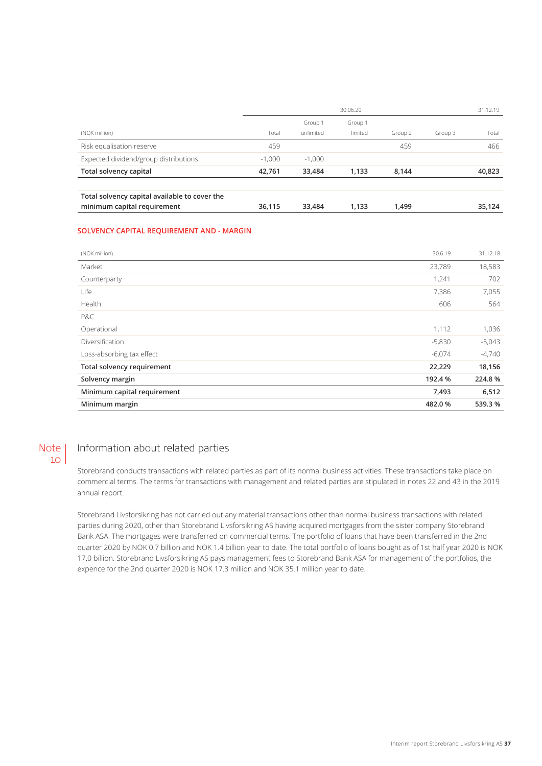| (NOK million) | 30.06.20 | | | | | 31.12.19 |
|---|---|---|---|---|---|---|
| | Total | Group 1 unlimited | Group 1 limited | Group 2 | Group 3 | Total |
| Risk equalisation reserve | 459 | | | 459 | | 466 |
| Expected dividend/group distributions | -1,000 | -1,000 | | | | |
| **Total solvency capital** | **42,761** | **33,484** | **1,133** | **8,144** | | **40,823** |
| **Total solvency capital available to cover the minimum capital requirement** | **36,115** | **33,484** | **1,133** | **1,499** | | **35,124** |

## SOLVENCY CAPITAL REQUIREMENT AND - MARGIN

| (NOK million) | 30.6.19 | 31.12.18 |
|---|---|---|
| Market | 23,789 | 18,583 |
| Counterparty | 1,241 | 702 |
| Life | 7,386 | 7,055 |
| Health | 606 | 564 |
| P&C | | |
| Operational | 1,112 | 1,036 |
| Diversification | -5,830 | -5,043 |
| Loss-absorbing tax effect | -6,074 | -4,740 |
| **Total solvency requirement** | **22,229** | **18,156** |
| **Solvency margin** | **192.4 %** | **224.8 %** |
| **Minimum capital requirement** | **7,493** | **6,512** |
| **Minimum margin** | **482.0 %** | **539.3 %** |

## Note 10 Information about related parties

Storebrand conducts transactions with related parties as part of its normal business activities. These transactions take place on commercial terms. The terms for transactions with management and related parties are stipulated in notes 22 and 43 in the 2019 annual report.

Storebrand Livsforsikring has not carried out any material transactions other than normal business transactions with related parties during 2020, other than Storebrand Livsforsikring AS having acquired mortgages from the sister company Storebrand Bank ASA. The mortgages were transferred on commercial terms. The portfolio of loans that have been transferred in the 2nd quarter 2020 by NOK 0.7 billion and NOK 1.4 billion year to date. The total portfolio of loans bought as of 1st half year 2020 is NOK 17.0 billion. Storebrand Livsforsikring AS pays management fees to Storebrand Bank ASA for management of the portfolios, the expence for the 2nd quarter 2020 is NOK 17.3 million and NOK 35.1 million year to date.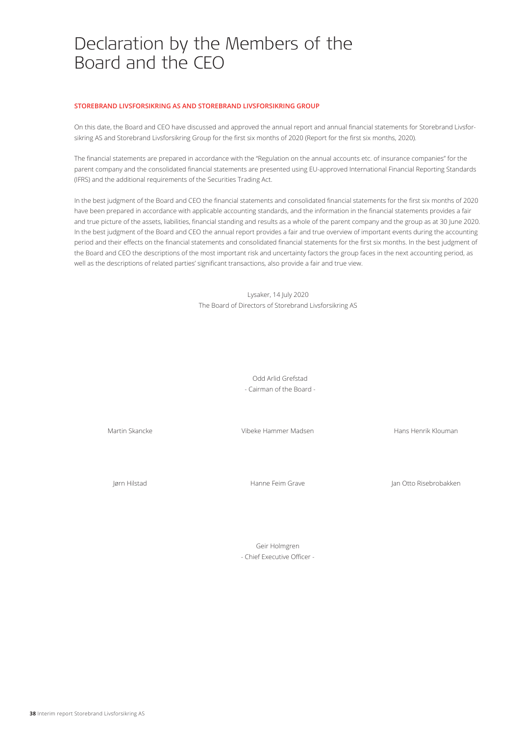# Declaration by the Members of the Board and the CEO

**STOREBRAND LIVSFORSIKRING AS AND STOREBRAND LIVSFORSIKRING GROUP**

On this date, the Board and CEO have discussed and approved the annual report and annual financial statements for Storebrand Livsforsikring AS and Storebrand Livsforsikring Group for the first six months of 2020 (Report for the first six months, 2020).

The financial statements are prepared in accordance with the "Regulation on the annual accounts etc. of insurance companies" for the parent company and the consolidated financial statements are presented using EU-approved International Financial Reporting Standards (IFRS) and the additional requirements of the Securities Trading Act.

In the best judgment of the Board and CEO the financial statements and consolidated financial statements for the first six months of 2020 have been prepared in accordance with applicable accounting standards, and the information in the financial statements provides a fair and true picture of the assets, liabilities, financial standing and results as a whole of the parent company and the group as at 30 June 2020. In the best judgment of the Board and CEO the annual report provides a fair and true overview of important events during the accounting period and their effects on the financial statements and consolidated financial statements for the first six months. In the best judgment of the Board and CEO the descriptions of the most important risk and uncertainty factors the group faces in the next accounting period, as well as the descriptions of related parties' significant transactions, also provide a fair and true view.

Lysaker, 14 July 2020
The Board of Directors of Storebrand Livsforsikring AS

Odd Arlid Grefstad
- Cairman of the Board -

Martin Skancke

Vibeke Hammer Madsen

Hans Henrik Klouman

Jørn Hilstad

Hanne Feim Grave

Jan Otto Risebrobakken

Geir Holmgren
- Chief Executive Officer -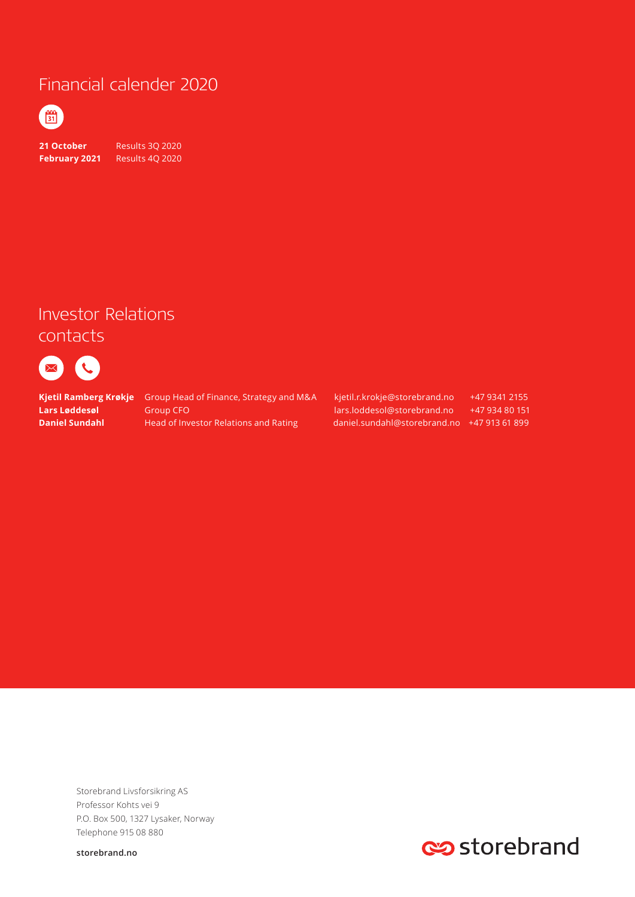# Financial calender 2020

| | |
|---|---|
| **21 October** | Results 3Q 2020 |
| **February 2021** | Results 4Q 2020 |

# Investor Relations contacts

| | | | |
|---|---|---|---|
| **Kjetil Ramberg Krøkje** | Group Head of Finance, Strategy and M&A | kjetil.r.krokje@storebrand.no | +47 9341 2155 |
| **Lars Løddesøl** | Group CFO | lars.loddesol@storebrand.no | +47 934 80 151 |
| **Daniel Sundahl** | Head of Investor Relations and Rating | daniel.sundahl@storebrand.no | +47 913 61 899 |

Storebrand Livsforsikring AS
Professor Kohts vei 9
P.O. Box 500, 1327 Lysaker, Norway
Telephone 915 08 880

**storebrand.no**

storebrand